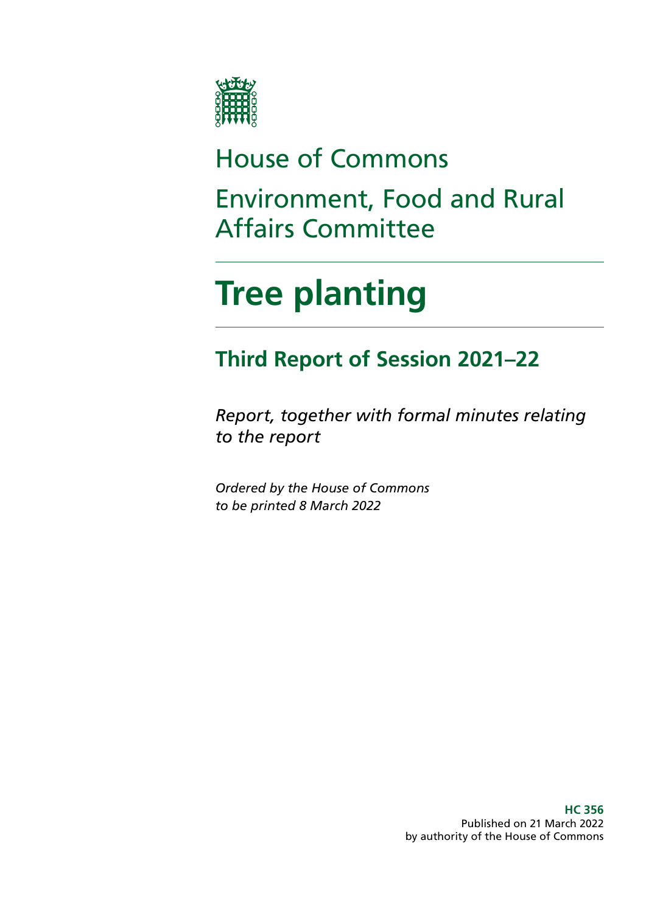House of Commons

Environment, Food and Rural Affairs Committee

# Tree planting

## Third Report of Session 2021–22

*Report, together with formal minutes relating to the report*

*Ordered by the House of Commons to be printed 8 March 2022*

**HC 356**
Published on 21 March 2022
by authority of the House of Commons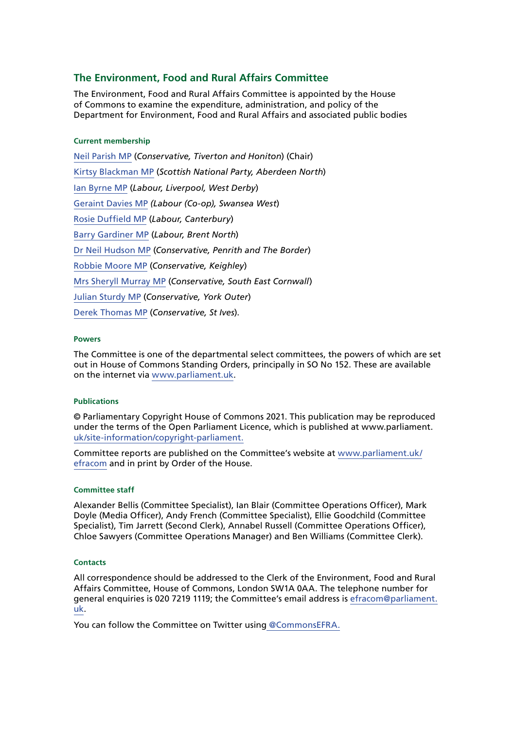## The Environment, Food and Rural Affairs Committee

The Environment, Food and Rural Affairs Committee is appointed by the House of Commons to examine the expenditure, administration, and policy of the Department for Environment, Food and Rural Affairs and associated public bodies

#### Current membership

Neil Parish MP (*Conservative, Tiverton and Honiton*) (Chair)

Kirtsy Blackman MP (*Scottish National Party, Aberdeen North*)

Ian Byrne MP (*Labour, Liverpool, West Derby*)

Geraint Davies MP *(Labour (Co-op), Swansea West*)

Rosie Duffield MP (*Labour, Canterbury*)

Barry Gardiner MP (*Labour, Brent North*)

Dr Neil Hudson MP (*Conservative, Penrith and The Border*)

Robbie Moore MP (*Conservative, Keighley*)

Mrs Sheryll Murray MP (*Conservative, South East Cornwall*)

Julian Sturdy MP (*Conservative, York Outer*)

Derek Thomas MP (*Conservative, St Ives*).

#### Powers

The Committee is one of the departmental select committees, the powers of which are set out in House of Commons Standing Orders, principally in SO No 152. These are available on the internet via www.parliament.uk.

#### Publications

© Parliamentary Copyright House of Commons 2021. This publication may be reproduced under the terms of the Open Parliament Licence, which is published at www.parliament.uk/site-information/copyright-parliament.

Committee reports are published on the Committee's website at www.parliament.uk/efracom and in print by Order of the House.

#### Committee staff

Alexander Bellis (Committee Specialist), Ian Blair (Committee Operations Officer), Mark Doyle (Media Officer), Andy French (Committee Specialist), Ellie Goodchild (Committee Specialist), Tim Jarrett (Second Clerk), Annabel Russell (Committee Operations Officer), Chloe Sawyers (Committee Operations Manager) and Ben Williams (Committee Clerk).

#### Contacts

All correspondence should be addressed to the Clerk of the Environment, Food and Rural Affairs Committee, House of Commons, London SW1A 0AA. The telephone number for general enquiries is 020 7219 1119; the Committee's email address is efracom@parliament.uk.

You can follow the Committee on Twitter using @CommonsEFRA.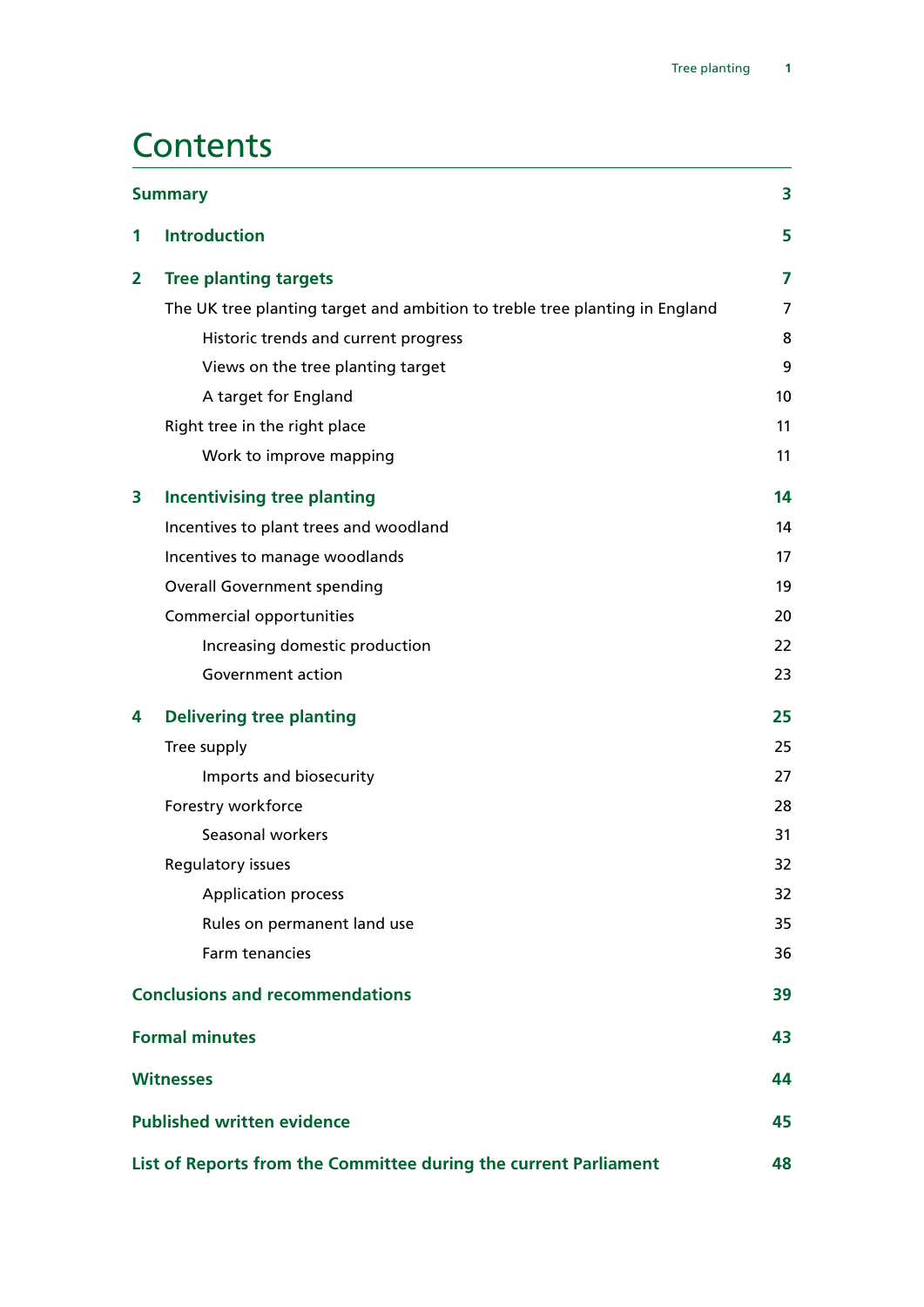# Contents

| | | |
|---|---|---|
| **Summary** | | **3** |
| **1** | **Introduction** | **5** |
| **2** | **Tree planting targets** | **7** |
| | The UK tree planting target and ambition to treble tree planting in England | 7 |
| | Historic trends and current progress | 8 |
| | Views on the tree planting target | 9 |
| | A target for England | 10 |
| | Right tree in the right place | 11 |
| | Work to improve mapping | 11 |
| **3** | **Incentivising tree planting** | **14** |
| | Incentives to plant trees and woodland | 14 |
| | Incentives to manage woodlands | 17 |
| | Overall Government spending | 19 |
| | Commercial opportunities | 20 |
| | Increasing domestic production | 22 |
| | Government action | 23 |
| **4** | **Delivering tree planting** | **25** |
| | Tree supply | 25 |
| | Imports and biosecurity | 27 |
| | Forestry workforce | 28 |
| | Seasonal workers | 31 |
| | Regulatory issues | 32 |
| | Application process | 32 |
| | Rules on permanent land use | 35 |
| | Farm tenancies | 36 |
| **Conclusions and recommendations** | | **39** |
| **Formal minutes** | | **43** |
| **Witnesses** | | **44** |
| **Published written evidence** | | **45** |
| **List of Reports from the Committee during the current Parliament** | | **48** |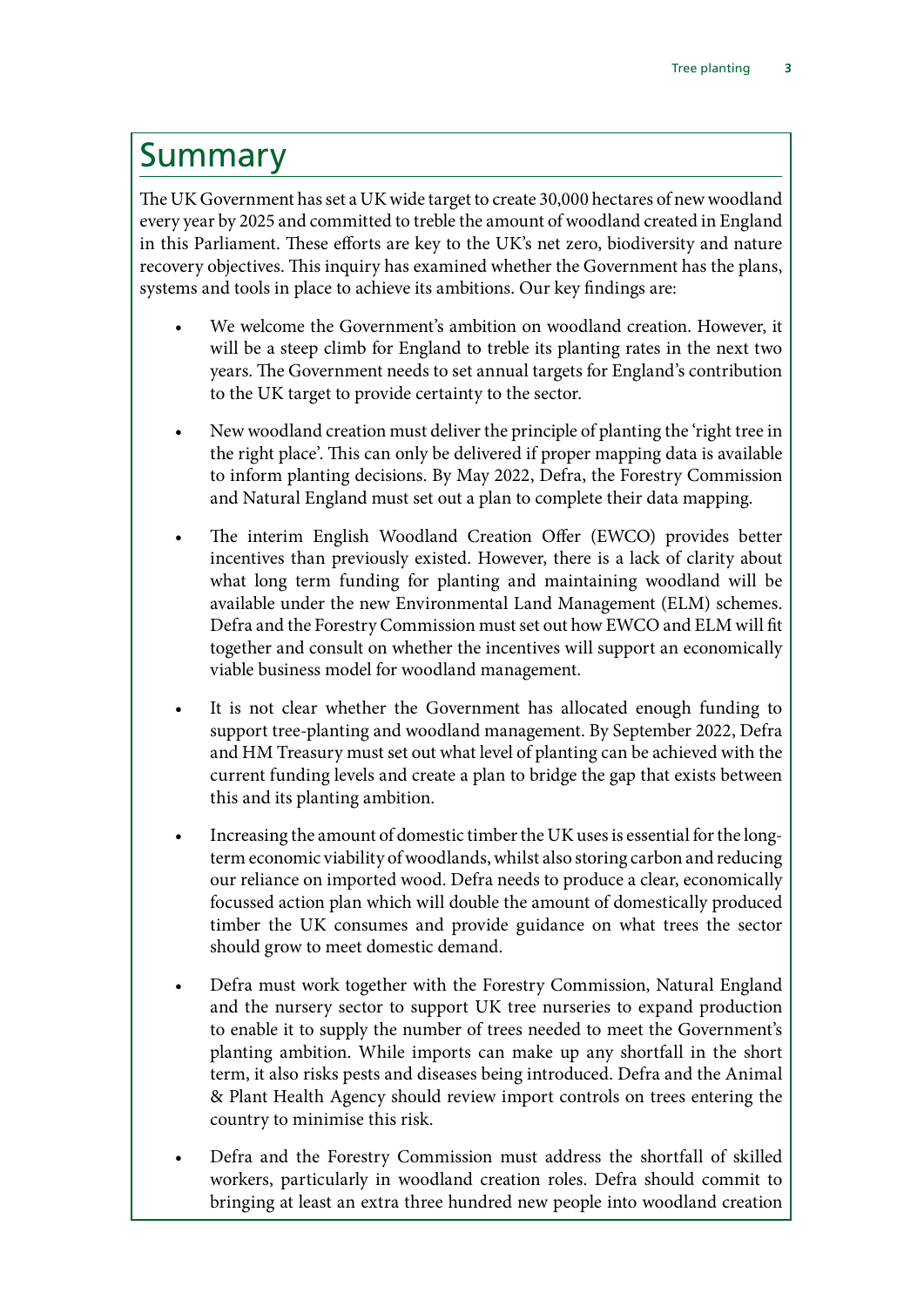# Summary

The UK Government has set a UK wide target to create 30,000 hectares of new woodland every year by 2025 and committed to treble the amount of woodland created in England in this Parliament. These efforts are key to the UK's net zero, biodiversity and nature recovery objectives. This inquiry has examined whether the Government has the plans, systems and tools in place to achieve its ambitions. Our key findings are:

- We welcome the Government's ambition on woodland creation. However, it will be a steep climb for England to treble its planting rates in the next two years. The Government needs to set annual targets for England's contribution to the UK target to provide certainty to the sector.

- New woodland creation must deliver the principle of planting the 'right tree in the right place'. This can only be delivered if proper mapping data is available to inform planting decisions. By May 2022, Defra, the Forestry Commission and Natural England must set out a plan to complete their data mapping.

- The interim English Woodland Creation Offer (EWCO) provides better incentives than previously existed. However, there is a lack of clarity about what long term funding for planting and maintaining woodland will be available under the new Environmental Land Management (ELM) schemes. Defra and the Forestry Commission must set out how EWCO and ELM will fit together and consult on whether the incentives will support an economically viable business model for woodland management.

- It is not clear whether the Government has allocated enough funding to support tree-planting and woodland management. By September 2022, Defra and HM Treasury must set out what level of planting can be achieved with the current funding levels and create a plan to bridge the gap that exists between this and its planting ambition.

- Increasing the amount of domestic timber the UK uses is essential for the long-term economic viability of woodlands, whilst also storing carbon and reducing our reliance on imported wood. Defra needs to produce a clear, economically focussed action plan which will double the amount of domestically produced timber the UK consumes and provide guidance on what trees the sector should grow to meet domestic demand.

- Defra must work together with the Forestry Commission, Natural England and the nursery sector to support UK tree nurseries to expand production to enable it to supply the number of trees needed to meet the Government's planting ambition. While imports can make up any shortfall in the short term, it also risks pests and diseases being introduced. Defra and the Animal & Plant Health Agency should review import controls on trees entering the country to minimise this risk.

- Defra and the Forestry Commission must address the shortfall of skilled workers, particularly in woodland creation roles. Defra should commit to bringing at least an extra three hundred new people into woodland creation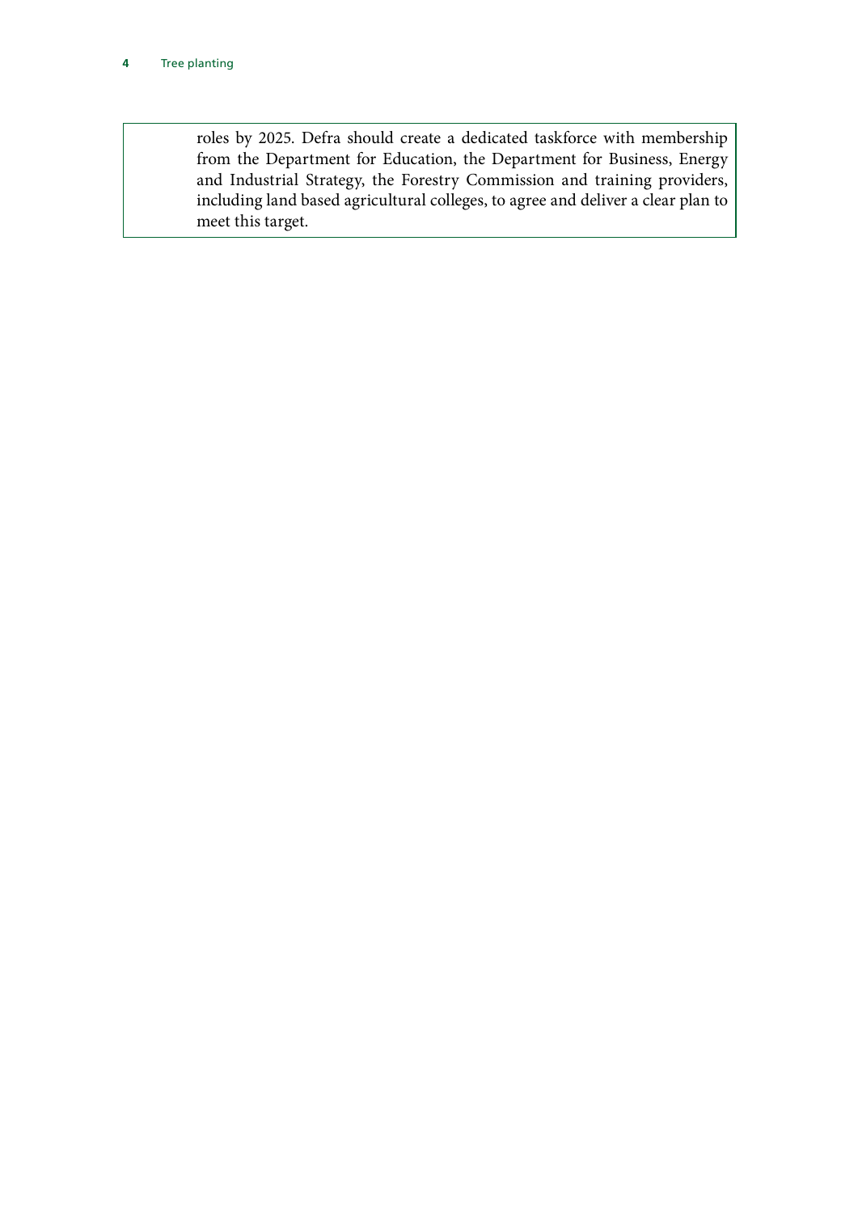roles by 2025. Defra should create a dedicated taskforce with membership from the Department for Education, the Department for Business, Energy and Industrial Strategy, the Forestry Commission and training providers, including land based agricultural colleges, to agree and deliver a clear plan to meet this target.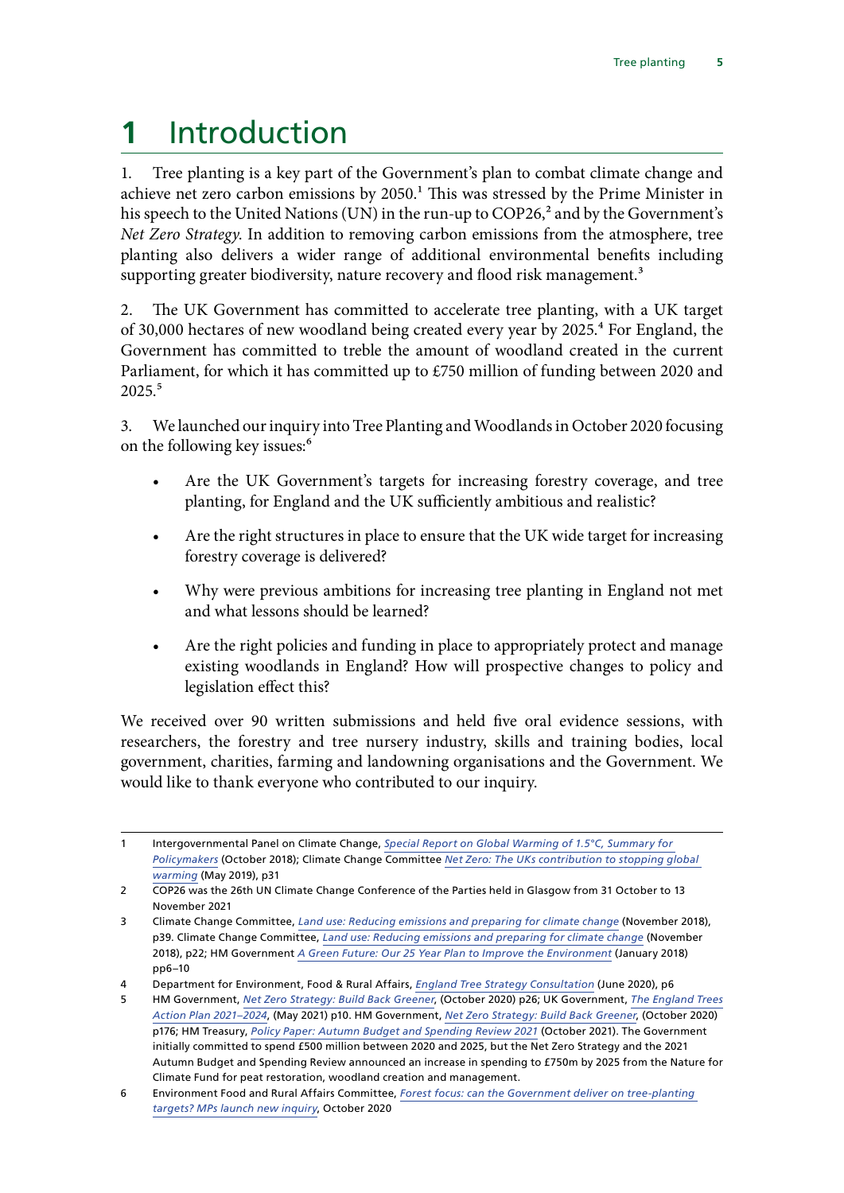# 1 Introduction

1. Tree planting is a key part of the Government's plan to combat climate change and achieve net zero carbon emissions by 2050.[1] This was stressed by the Prime Minister in his speech to the United Nations (UN) in the run-up to COP26,[2] and by the Government's *Net Zero Strategy*. In addition to removing carbon emissions from the atmosphere, tree planting also delivers a wider range of additional environmental benefits including supporting greater biodiversity, nature recovery and flood risk management.[3]

2. The UK Government has committed to accelerate tree planting, with a UK target of 30,000 hectares of new woodland being created every year by 2025.[4] For England, the Government has committed to treble the amount of woodland created in the current Parliament, for which it has committed up to £750 million of funding between 2020 and 2025.[5]

3. We launched our inquiry into Tree Planting and Woodlands in October 2020 focusing on the following key issues:[6]

- Are the UK Government's targets for increasing forestry coverage, and tree planting, for England and the UK sufficiently ambitious and realistic?
- Are the right structures in place to ensure that the UK wide target for increasing forestry coverage is delivered?
- Why were previous ambitions for increasing tree planting in England not met and what lessons should be learned?
- Are the right policies and funding in place to appropriately protect and manage existing woodlands in England? How will prospective changes to policy and legislation effect this?

We received over 90 written submissions and held five oral evidence sessions, with researchers, the forestry and tree nursery industry, skills and training bodies, local government, charities, farming and landowning organisations and the Government. We would like to thank everyone who contributed to our inquiry.

---

1 Intergovernmental Panel on Climate Change, *Special Report on Global Warming of 1.5°C, Summary for Policymakers* (October 2018); Climate Change Committee *Net Zero: The UKs contribution to stopping global warming* (May 2019), p31

2 COP26 was the 26th UN Climate Change Conference of the Parties held in Glasgow from 31 October to 13 November 2021

3 Climate Change Committee, *Land use: Reducing emissions and preparing for climate change* (November 2018), p39. Climate Change Committee, *Land use: Reducing emissions and preparing for climate change* (November 2018), p22; HM Government *A Green Future: Our 25 Year Plan to Improve the Environment* (January 2018) pp6–10

4 Department for Environment, Food & Rural Affairs, *England Tree Strategy Consultation* (June 2020), p6

5 HM Government, *Net Zero Strategy: Build Back Greener*, (October 2020) p26; UK Government, *The England Trees Action Plan 2021–2024*, (May 2021) p10. HM Government, *Net Zero Strategy: Build Back Greener*, (October 2020) p176; HM Treasury, *Policy Paper: Autumn Budget and Spending Review 2021* (October 2021). The Government initially committed to spend £500 million between 2020 and 2025, but the Net Zero Strategy and the 2021 Autumn Budget and Spending Review announced an increase in spending to £750m by 2025 from the Nature for Climate Fund for peat restoration, woodland creation and management.

6 Environment Food and Rural Affairs Committee, *Forest focus: can the Government deliver on tree-planting targets? MPs launch new inquiry*, October 2020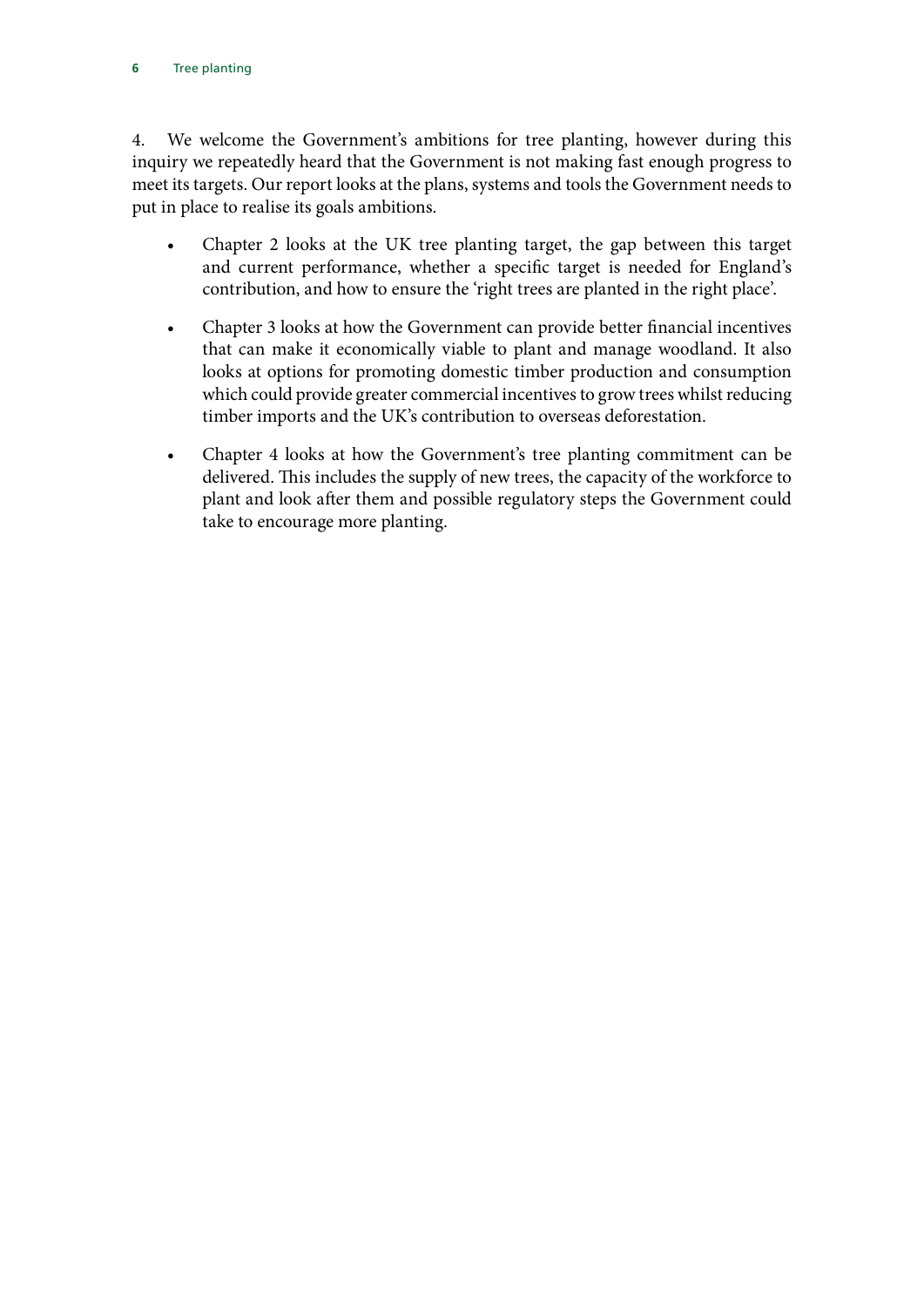4. We welcome the Government's ambitions for tree planting, however during this inquiry we repeatedly heard that the Government is not making fast enough progress to meet its targets. Our report looks at the plans, systems and tools the Government needs to put in place to realise its goals ambitions.

- Chapter 2 looks at the UK tree planting target, the gap between this target and current performance, whether a specific target is needed for England's contribution, and how to ensure the 'right trees are planted in the right place'.
- Chapter 3 looks at how the Government can provide better financial incentives that can make it economically viable to plant and manage woodland. It also looks at options for promoting domestic timber production and consumption which could provide greater commercial incentives to grow trees whilst reducing timber imports and the UK's contribution to overseas deforestation.
- Chapter 4 looks at how the Government's tree planting commitment can be delivered. This includes the supply of new trees, the capacity of the workforce to plant and look after them and possible regulatory steps the Government could take to encourage more planting.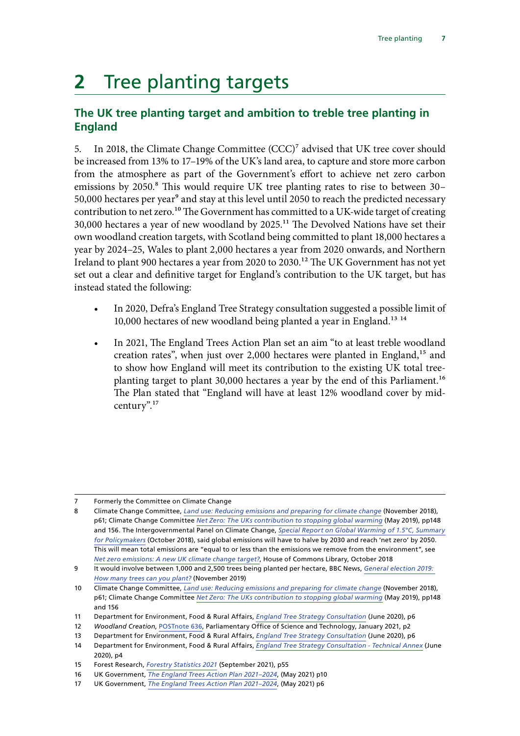# 2 Tree planting targets

## The UK tree planting target and ambition to treble tree planting in England

5. In 2018, the Climate Change Committee (CCC)[7] advised that UK tree cover should be increased from 13% to 17–19% of the UK's land area, to capture and store more carbon from the atmosphere as part of the Government's effort to achieve net zero carbon emissions by 2050.[8] This would require UK tree planting rates to rise to between 30–50,000 hectares per year[9] and stay at this level until 2050 to reach the predicted necessary contribution to net zero.[10] The Government has committed to a UK-wide target of creating 30,000 hectares a year of new woodland by 2025.[11] The Devolved Nations have set their own woodland creation targets, with Scotland being committed to plant 18,000 hectares a year by 2024–25, Wales to plant 2,000 hectares a year from 2020 onwards, and Northern Ireland to plant 900 hectares a year from 2020 to 2030.[12] The UK Government has not yet set out a clear and definitive target for England's contribution to the UK target, but has instead stated the following:

- In 2020, Defra's England Tree Strategy consultation suggested a possible limit of 10,000 hectares of new woodland being planted a year in England.[13] [14]
- In 2021, The England Trees Action Plan set an aim "to at least treble woodland creation rates", when just over 2,000 hectares were planted in England,[15] and to show how England will meet its contribution to the existing UK total tree-planting target to plant 30,000 hectares a year by the end of this Parliament.[16] The Plan stated that "England will have at least 12% woodland cover by mid-century".[17]

---

7 Formerly the Committee on Climate Change

8 Climate Change Committee, *Land use: Reducing emissions and preparing for climate change* (November 2018), p61; Climate Change Committee *Net Zero: The UKs contribution to stopping global warming* (May 2019), pp148 and 156. The Intergovernmental Panel on Climate Change, *Special Report on Global Warming of 1.5°C, Summary for Policymakers* (October 2018), said global emissions will have to halve by 2030 and reach 'net zero' by 2050. This will mean total emissions are "equal to or less than the emissions we remove from the environment", see *Net zero emissions: A new UK climate change target?*, House of Commons Library, October 2018

9 It would involve between 1,000 and 2,500 trees being planted per hectare, BBC News, *General election 2019: How many trees can you plant?* (November 2019)

10 Climate Change Committee, *Land use: Reducing emissions and preparing for climate change* (November 2018), p61; Climate Change Committee *Net Zero: The UKs contribution to stopping global warming* (May 2019), pp148 and 156

11 Department for Environment, Food & Rural Affairs, *England Tree Strategy Consultation* (June 2020), p6

12 *Woodland Creation*, POSTnote 636, Parliamentary Office of Science and Technology, January 2021, p2

13 Department for Environment, Food & Rural Affairs, *England Tree Strategy Consultation* (June 2020), p6

14 Department for Environment, Food & Rural Affairs, *England Tree Strategy Consultation - Technical Annex* (June 2020), p4

15 Forest Research, *Forestry Statistics 2021* (September 2021), p55

16 UK Government, *The England Trees Action Plan 2021–2024*, (May 2021) p10

17 UK Government, *The England Trees Action Plan 2021–2024*, (May 2021) p6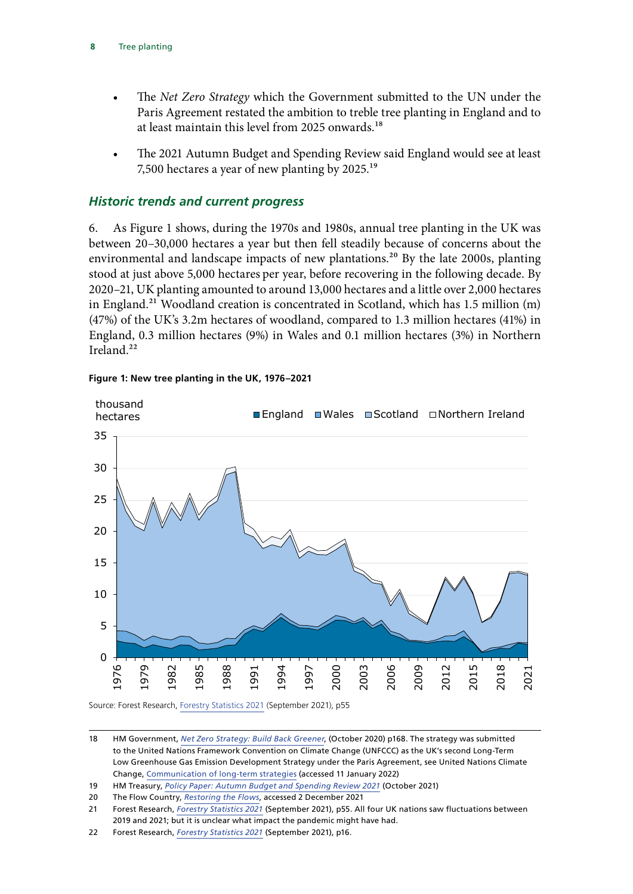- The *Net Zero Strategy* which the Government submitted to the UN under the Paris Agreement restated the ambition to treble tree planting in England and to at least maintain this level from 2025 onwards.[18]

- The 2021 Autumn Budget and Spending Review said England would see at least 7,500 hectares a year of new planting by 2025.[19]

### *Historic trends and current progress*

6. As Figure 1 shows, during the 1970s and 1980s, annual tree planting in the UK was between 20–30,000 hectares a year but then fell steadily because of concerns about the environmental and landscape impacts of new plantations.[20] By the late 2000s, planting stood at just above 5,000 hectares per year, before recovering in the following decade. By 2020–21, UK planting amounted to around 13,000 hectares and a little over 2,000 hectares in England.[21] Woodland creation is concentrated in Scotland, which has 1.5 million (m) (47%) of the UK's 3.2m hectares of woodland, compared to 1.3 million hectares (41%) in England, 0.3 million hectares (9%) in Wales and 0.1 million hectares (3%) in Northern Ireland.[22]

**Figure 1: New tree planting in the UK, 1976–2021**

Source: Forest Research, Forestry Statistics 2021 (September 2021), p55

---

18 HM Government, *Net Zero Strategy: Build Back Greener*, (October 2020) p168. The strategy was submitted to the United Nations Framework Convention on Climate Change (UNFCCC) as the UK's second Long-Term Low Greenhouse Gas Emission Development Strategy under the Paris Agreement, see United Nations Climate Change, Communication of long-term strategies (accessed 11 January 2022)

19 HM Treasury, *Policy Paper: Autumn Budget and Spending Review 2021* (October 2021)

20 The Flow Country, *Restoring the Flows*, accessed 2 December 2021

21 Forest Research, *Forestry Statistics 2021* (September 2021), p55. All four UK nations saw fluctuations between 2019 and 2021; but it is unclear what impact the pandemic might have had.

22 Forest Research, *Forestry Statistics 2021* (September 2021), p16.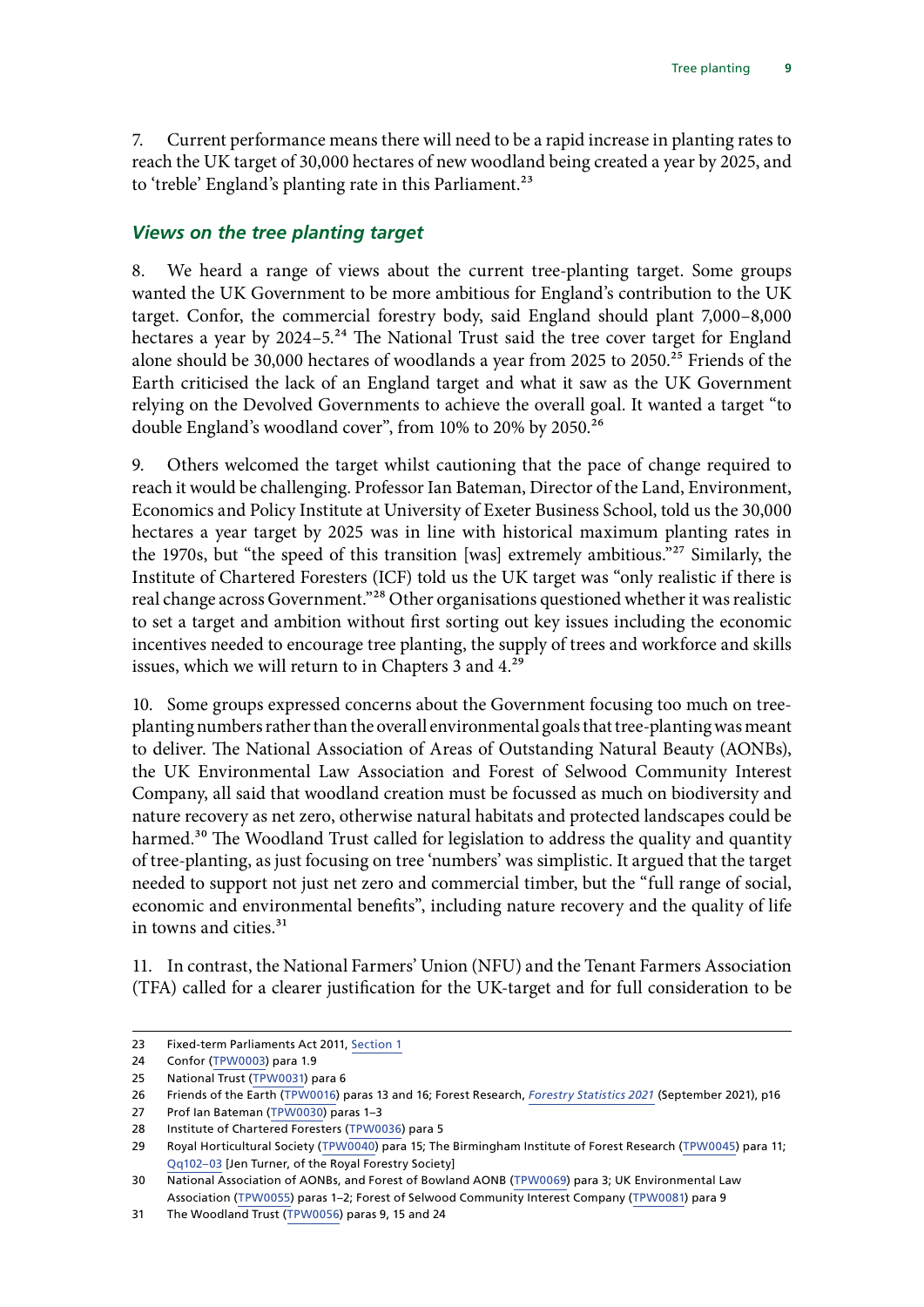7. Current performance means there will need to be a rapid increase in planting rates to reach the UK target of 30,000 hectares of new woodland being created a year by 2025, and to 'treble' England's planting rate in this Parliament.[23]

### *Views on the tree planting target*

8. We heard a range of views about the current tree-planting target. Some groups wanted the UK Government to be more ambitious for England's contribution to the UK target. Confor, the commercial forestry body, said England should plant 7,000–8,000 hectares a year by 2024–5.[24] The National Trust said the tree cover target for England alone should be 30,000 hectares of woodlands a year from 2025 to 2050.[25] Friends of the Earth criticised the lack of an England target and what it saw as the UK Government relying on the Devolved Governments to achieve the overall goal. It wanted a target "to double England's woodland cover", from 10% to 20% by 2050.[26]

9. Others welcomed the target whilst cautioning that the pace of change required to reach it would be challenging. Professor Ian Bateman, Director of the Land, Environment, Economics and Policy Institute at University of Exeter Business School, told us the 30,000 hectares a year target by 2025 was in line with historical maximum planting rates in the 1970s, but "the speed of this transition [was] extremely ambitious."[27] Similarly, the Institute of Chartered Foresters (ICF) told us the UK target was "only realistic if there is real change across Government."[28] Other organisations questioned whether it was realistic to set a target and ambition without first sorting out key issues including the economic incentives needed to encourage tree planting, the supply of trees and workforce and skills issues, which we will return to in Chapters 3 and 4.[29]

10. Some groups expressed concerns about the Government focusing too much on tree-planting numbers rather than the overall environmental goals that tree-planting was meant to deliver. The National Association of Areas of Outstanding Natural Beauty (AONBs), the UK Environmental Law Association and Forest of Selwood Community Interest Company, all said that woodland creation must be focussed as much on biodiversity and nature recovery as net zero, otherwise natural habitats and protected landscapes could be harmed.[30] The Woodland Trust called for legislation to address the quality and quantity of tree-planting, as just focusing on tree 'numbers' was simplistic. It argued that the target needed to support not just net zero and commercial timber, but the "full range of social, economic and environmental benefits", including nature recovery and the quality of life in towns and cities.[31]

11. In contrast, the National Farmers' Union (NFU) and the Tenant Farmers Association (TFA) called for a clearer justification for the UK-target and for full consideration to be

---

23 Fixed-term Parliaments Act 2011, Section 1

24 Confor (TPW0003) para 1.9

25 National Trust (TPW0031) para 6

26 Friends of the Earth (TPW0016) paras 13 and 16; Forest Research, *Forestry Statistics 2021* (September 2021), p16

27 Prof Ian Bateman (TPW0030) paras 1–3

28 Institute of Chartered Foresters (TPW0036) para 5

29 Royal Horticultural Society (TPW0040) para 15; The Birmingham Institute of Forest Research (TPW0045) para 11; Qq102–03 [Jen Turner, of the Royal Forestry Society]

30 National Association of AONBs, and Forest of Bowland AONB (TPW0069) para 3; UK Environmental Law Association (TPW0055) paras 1–2; Forest of Selwood Community Interest Company (TPW0081) para 9

31 The Woodland Trust (TPW0056) paras 9, 15 and 24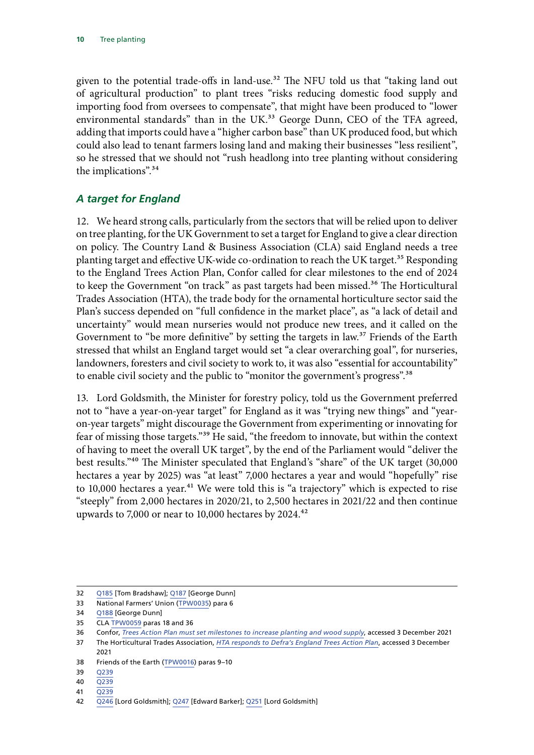given to the potential trade-offs in land-use.[32] The NFU told us that "taking land out of agricultural production" to plant trees "risks reducing domestic food supply and importing food from oversees to compensate", that might have been produced to "lower environmental standards" than in the UK.[33] George Dunn, CEO of the TFA agreed, adding that imports could have a "higher carbon base" than UK produced food, but which could also lead to tenant farmers losing land and making their businesses "less resilient", so he stressed that we should not "rush headlong into tree planting without considering the implications".[34]

## *A target for England*

12. We heard strong calls, particularly from the sectors that will be relied upon to deliver on tree planting, for the UK Government to set a target for England to give a clear direction on policy. The Country Land & Business Association (CLA) said England needs a tree planting target and effective UK-wide co-ordination to reach the UK target.[35] Responding to the England Trees Action Plan, Confor called for clear milestones to the end of 2024 to keep the Government "on track" as past targets had been missed.[36] The Horticultural Trades Association (HTA), the trade body for the ornamental horticulture sector said the Plan's success depended on "full confidence in the market place", as "a lack of detail and uncertainty" would mean nurseries would not produce new trees, and it called on the Government to "be more definitive" by setting the targets in law.[37] Friends of the Earth stressed that whilst an England target would set "a clear overarching goal", for nurseries, landowners, foresters and civil society to work to, it was also "essential for accountability" to enable civil society and the public to "monitor the government's progress".[38]

13. Lord Goldsmith, the Minister for forestry policy, told us the Government preferred not to "have a year-on-year target" for England as it was "trying new things" and "year-on-year targets" might discourage the Government from experimenting or innovating for fear of missing those targets."[39] He said, "the freedom to innovate, but within the context of having to meet the overall UK target", by the end of the Parliament would "deliver the best results."[40] The Minister speculated that England's "share" of the UK target (30,000 hectares a year by 2025) was "at least" 7,000 hectares a year and would "hopefully" rise to 10,000 hectares a year.[41] We were told this is "a trajectory" which is expected to rise "steeply" from 2,000 hectares in 2020/21, to 2,500 hectares in 2021/22 and then continue upwards to 7,000 or near to 10,000 hectares by 2024.[42]

---

32 Q185 [Tom Bradshaw]; Q187 [George Dunn]

33 National Farmers' Union (TPW0035) para 6

34 Q188 [George Dunn]

35 CLA TPW0059 paras 18 and 36

36 Confor, *Trees Action Plan must set milestones to increase planting and wood supply*, accessed 3 December 2021

37 The Horticultural Trades Association, *HTA responds to Defra's England Trees Action Plan*, accessed 3 December 2021

38 Friends of the Earth (TPW0016) paras 9–10

39 Q239

40 Q239

41 Q239

42 Q246 [Lord Goldsmith]; Q247 [Edward Barker]; Q251 [Lord Goldsmith]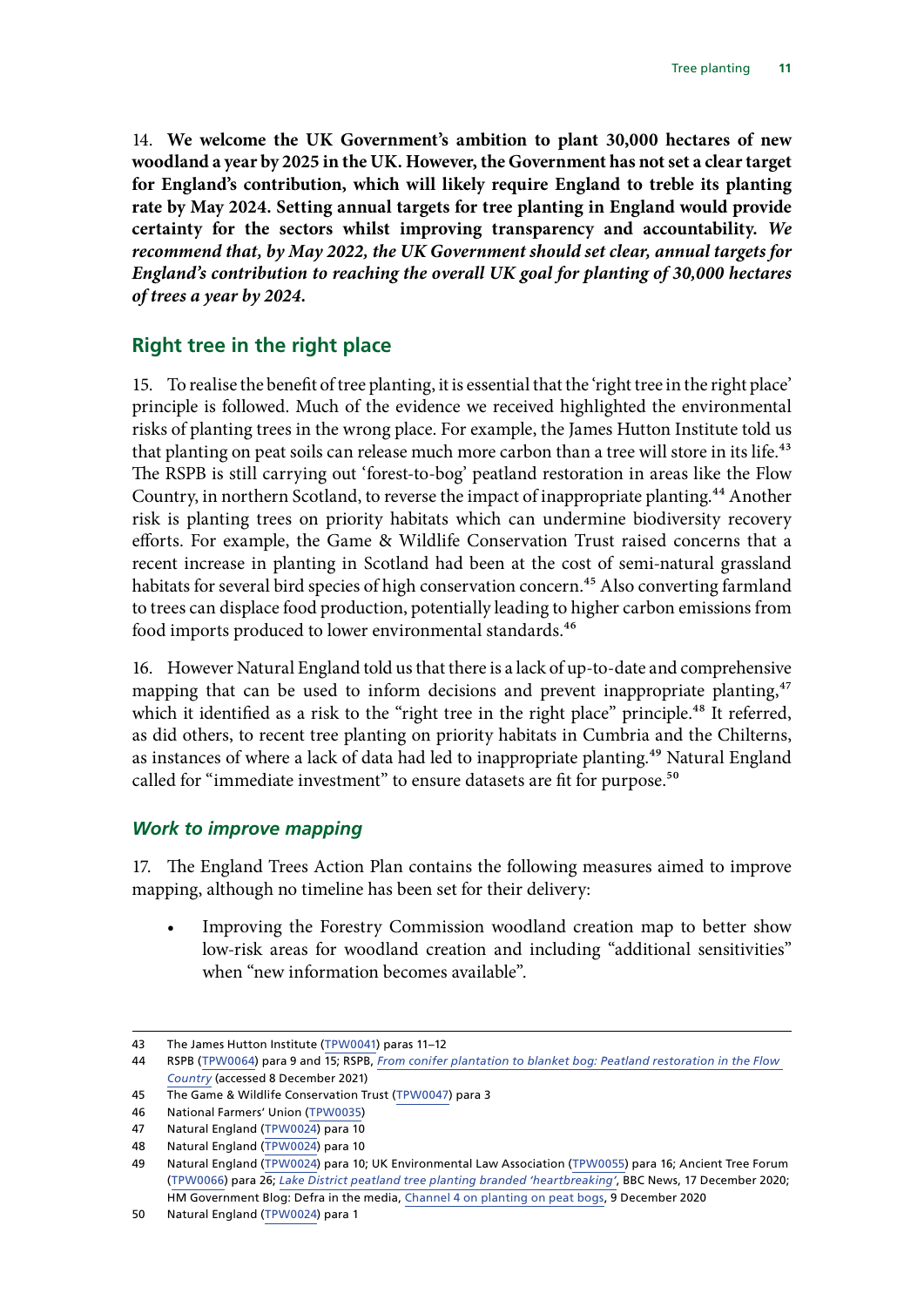14. **We welcome the UK Government's ambition to plant 30,000 hectares of new woodland a year by 2025 in the UK. However, the Government has not set a clear target for England's contribution, which will likely require England to treble its planting rate by May 2024. Setting annual targets for tree planting in England would provide certainty for the sectors whilst improving transparency and accountability.** ***We recommend that, by May 2022, the UK Government should set clear, annual targets for England's contribution to reaching the overall UK goal for planting of 30,000 hectares of trees a year by 2024.***

## Right tree in the right place

15. To realise the benefit of tree planting, it is essential that the 'right tree in the right place' principle is followed. Much of the evidence we received highlighted the environmental risks of planting trees in the wrong place. For example, the James Hutton Institute told us that planting on peat soils can release much more carbon than a tree will store in its life.[43] The RSPB is still carrying out 'forest-to-bog' peatland restoration in areas like the Flow Country, in northern Scotland, to reverse the impact of inappropriate planting.[44] Another risk is planting trees on priority habitats which can undermine biodiversity recovery efforts. For example, the Game & Wildlife Conservation Trust raised concerns that a recent increase in planting in Scotland had been at the cost of semi-natural grassland habitats for several bird species of high conservation concern.[45] Also converting farmland to trees can displace food production, potentially leading to higher carbon emissions from food imports produced to lower environmental standards.[46]

16. However Natural England told us that there is a lack of up-to-date and comprehensive mapping that can be used to inform decisions and prevent inappropriate planting,[47] which it identified as a risk to the "right tree in the right place" principle.[48] It referred, as did others, to recent tree planting on priority habitats in Cumbria and the Chilterns, as instances of where a lack of data had led to inappropriate planting.[49] Natural England called for "immediate investment" to ensure datasets are fit for purpose.[50]

### *Work to improve mapping*

17. The England Trees Action Plan contains the following measures aimed to improve mapping, although no timeline has been set for their delivery:

- Improving the Forestry Commission woodland creation map to better show low-risk areas for woodland creation and including "additional sensitivities" when "new information becomes available".

---

43 The James Hutton Institute (TPW0041) paras 11–12

44 RSPB (TPW0064) para 9 and 15; RSPB, *From conifer plantation to blanket bog: Peatland restoration in the Flow Country* (accessed 8 December 2021)

45 The Game & Wildlife Conservation Trust (TPW0047) para 3

46 National Farmers' Union (TPW0035)

47 Natural England (TPW0024) para 10

48 Natural England (TPW0024) para 10

49 Natural England (TPW0024) para 10; UK Environmental Law Association (TPW0055) para 16; Ancient Tree Forum (TPW0066) para 26; *Lake District peatland tree planting branded 'heartbreaking'*, BBC News, 17 December 2020; HM Government Blog: Defra in the media, Channel 4 on planting on peat bogs, 9 December 2020

50 Natural England (TPW0024) para 1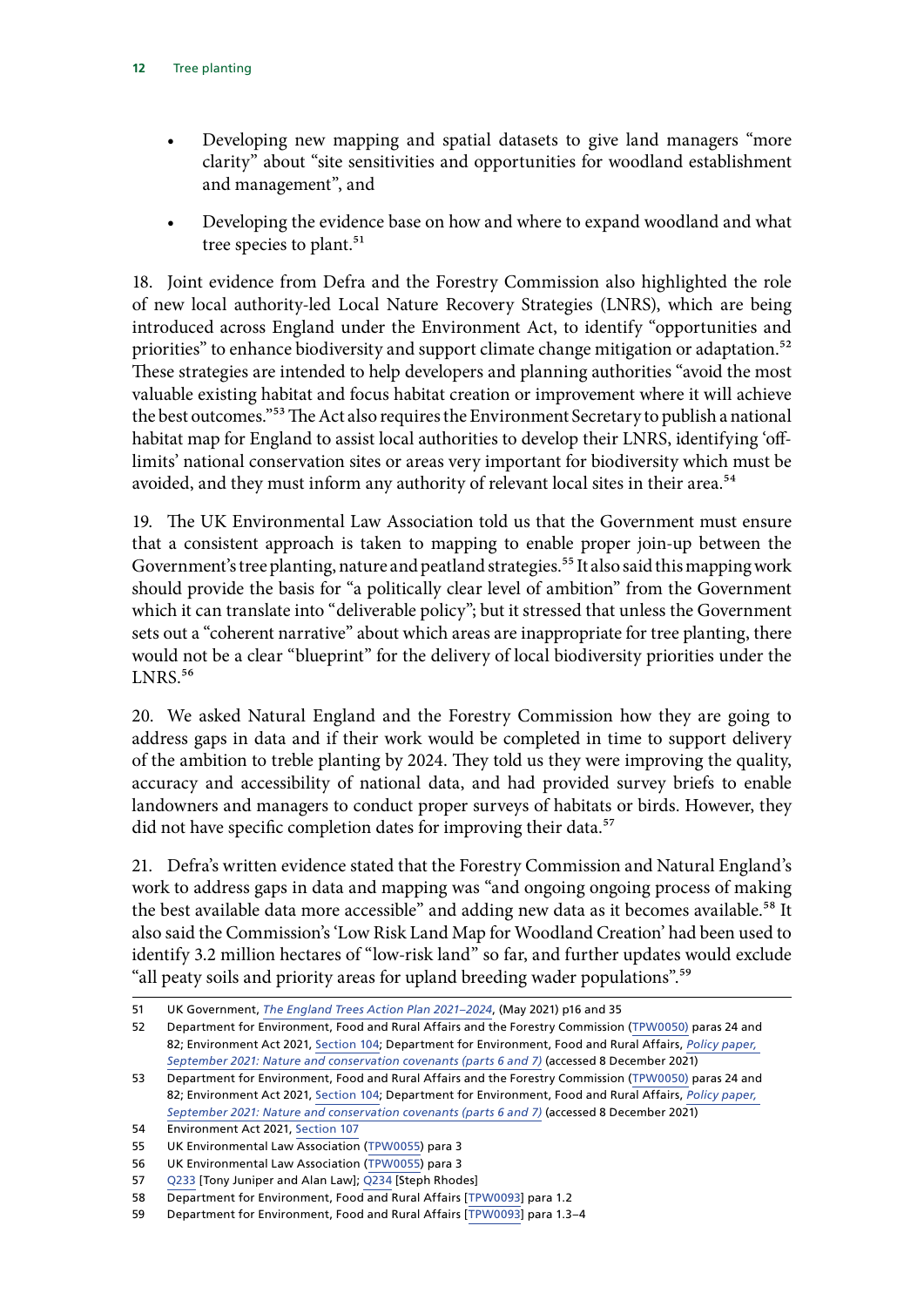- Developing new mapping and spatial datasets to give land managers "more clarity" about "site sensitivities and opportunities for woodland establishment and management", and

- Developing the evidence base on how and where to expand woodland and what tree species to plant.[51]

18. Joint evidence from Defra and the Forestry Commission also highlighted the role of new local authority-led Local Nature Recovery Strategies (LNRS), which are being introduced across England under the Environment Act, to identify "opportunities and priorities" to enhance biodiversity and support climate change mitigation or adaptation.[52] These strategies are intended to help developers and planning authorities "avoid the most valuable existing habitat and focus habitat creation or improvement where it will achieve the best outcomes."[53] The Act also requires the Environment Secretary to publish a national habitat map for England to assist local authorities to develop their LNRS, identifying 'off-limits' national conservation sites or areas very important for biodiversity which must be avoided, and they must inform any authority of relevant local sites in their area.[54]

19. The UK Environmental Law Association told us that the Government must ensure that a consistent approach is taken to mapping to enable proper join-up between the Government's tree planting, nature and peatland strategies.[55] It also said this mapping work should provide the basis for "a politically clear level of ambition" from the Government which it can translate into "deliverable policy"; but it stressed that unless the Government sets out a "coherent narrative" about which areas are inappropriate for tree planting, there would not be a clear "blueprint" for the delivery of local biodiversity priorities under the LNRS.[56]

20. We asked Natural England and the Forestry Commission how they are going to address gaps in data and if their work would be completed in time to support delivery of the ambition to treble planting by 2024. They told us they were improving the quality, accuracy and accessibility of national data, and had provided survey briefs to enable landowners and managers to conduct proper surveys of habitats or birds. However, they did not have specific completion dates for improving their data.[57]

21. Defra's written evidence stated that the Forestry Commission and Natural England's work to address gaps in data and mapping was "and ongoing ongoing process of making the best available data more accessible" and adding new data as it becomes available.[58] It also said the Commission's 'Low Risk Land Map for Woodland Creation' had been used to identify 3.2 million hectares of "low-risk land" so far, and further updates would exclude "all peaty soils and priority areas for upland breeding wader populations".[59]

---

51 UK Government, *The England Trees Action Plan 2021–2024*, (May 2021) p16 and 35

52 Department for Environment, Food and Rural Affairs and the Forestry Commission (TPW0050) paras 24 and 82; Environment Act 2021, Section 104; Department for Environment, Food and Rural Affairs, *Policy paper, September 2021: Nature and conservation covenants (parts 6 and 7)* (accessed 8 December 2021)

53 Department for Environment, Food and Rural Affairs and the Forestry Commission (TPW0050) paras 24 and 82; Environment Act 2021, Section 104; Department for Environment, Food and Rural Affairs, *Policy paper, September 2021: Nature and conservation covenants (parts 6 and 7)* (accessed 8 December 2021)

54 Environment Act 2021, Section 107

55 UK Environmental Law Association (TPW0055) para 3

56 UK Environmental Law Association (TPW0055) para 3

57 Q233 [Tony Juniper and Alan Law]; Q234 [Steph Rhodes]

58 Department for Environment, Food and Rural Affairs [TPW0093] para 1.2

59 Department for Environment, Food and Rural Affairs [TPW0093] para 1.3–4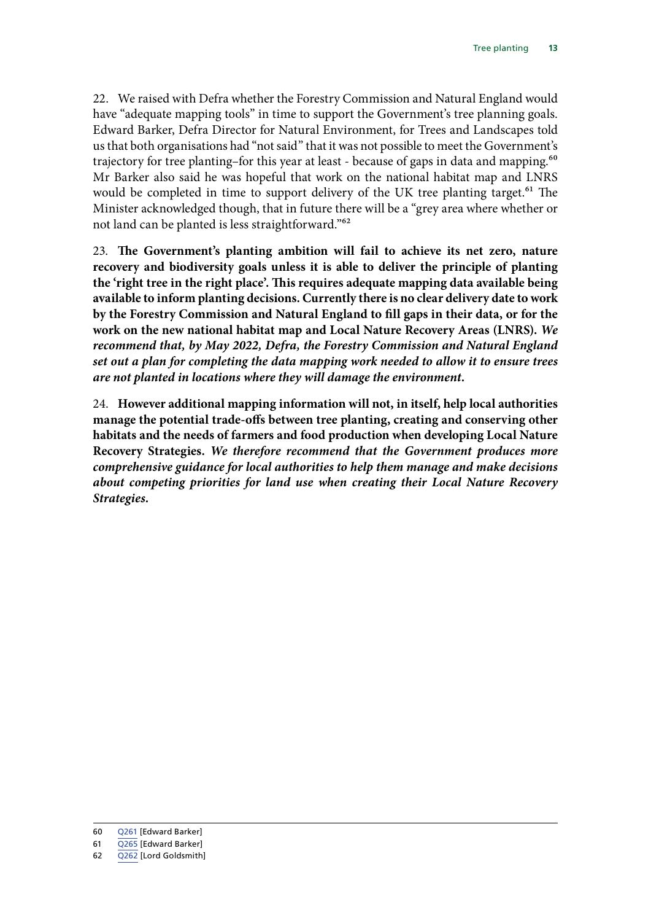22. We raised with Defra whether the Forestry Commission and Natural England would have "adequate mapping tools" in time to support the Government's tree planning goals. Edward Barker, Defra Director for Natural Environment, for Trees and Landscapes told us that both organisations had "not said" that it was not possible to meet the Government's trajectory for tree planting–for this year at least - because of gaps in data and mapping.[60] Mr Barker also said he was hopeful that work on the national habitat map and LNRS would be completed in time to support delivery of the UK tree planting target.[61] The Minister acknowledged though, that in future there will be a "grey area where whether or not land can be planted is less straightforward."[62]

23. **The Government's planting ambition will fail to achieve its net zero, nature recovery and biodiversity goals unless it is able to deliver the principle of planting the 'right tree in the right place'. This requires adequate mapping data available being available to inform planting decisions. Currently there is no clear delivery date to work by the Forestry Commission and Natural England to fill gaps in their data, or for the work on the new national habitat map and Local Nature Recovery Areas (LNRS).** ***We recommend that, by May 2022, Defra, the Forestry Commission and Natural England set out a plan for completing the data mapping work needed to allow it to ensure trees are not planted in locations where they will damage the environment.***

24. **However additional mapping information will not, in itself, help local authorities manage the potential trade-offs between tree planting, creating and conserving other habitats and the needs of farmers and food production when developing Local Nature Recovery Strategies.** ***We therefore recommend that the Government produces more comprehensive guidance for local authorities to help them manage and make decisions about competing priorities for land use when creating their Local Nature Recovery Strategies.***

60 Q261 [Edward Barker]

61 Q265 [Edward Barker]

62 Q262 [Lord Goldsmith]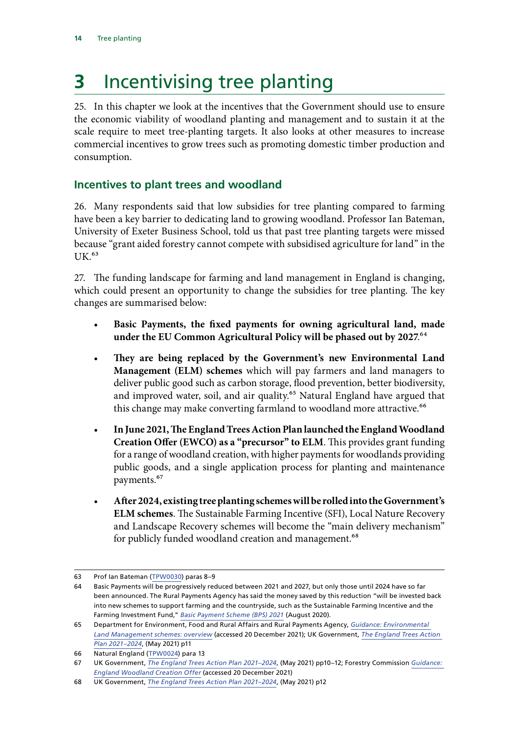# 3 Incentivising tree planting

25. In this chapter we look at the incentives that the Government should use to ensure the economic viability of woodland planting and management and to sustain it at the scale require to meet tree-planting targets. It also looks at other measures to increase commercial incentives to grow trees such as promoting domestic timber production and consumption.

## Incentives to plant trees and woodland

26. Many respondents said that low subsidies for tree planting compared to farming have been a key barrier to dedicating land to growing woodland. Professor Ian Bateman, University of Exeter Business School, told us that past tree planting targets were missed because "grant aided forestry cannot compete with subsidised agriculture for land" in the UK.[63]

27. The funding landscape for farming and land management in England is changing, which could present an opportunity to change the subsidies for tree planting. The key changes are summarised below:

- **Basic Payments, the fixed payments for owning agricultural land, made under the EU Common Agricultural Policy will be phased out by 2027**.[64]
- **They are being replaced by the Government's new Environmental Land Management (ELM) schemes** which will pay farmers and land managers to deliver public good such as carbon storage, flood prevention, better biodiversity, and improved water, soil, and air quality.[65] Natural England have argued that this change may make converting farmland to woodland more attractive.[66]
- **In June 2021, The England Trees Action Plan launched the England Woodland Creation Offer (EWCO) as a "precursor" to ELM**. This provides grant funding for a range of woodland creation, with higher payments for woodlands providing public goods, and a single application process for planting and maintenance payments.[67]
- **After 2024, existing tree planting schemes will be rolled into the Government's ELM schemes**. The Sustainable Farming Incentive (SFI), Local Nature Recovery and Landscape Recovery schemes will become the "main delivery mechanism" for publicly funded woodland creation and management.[68]

---

63 Prof Ian Bateman (TPW0030) paras 8–9

64 Basic Payments will be progressively reduced between 2021 and 2027, but only those until 2024 have so far been announced. The Rural Payments Agency has said the money saved by this reduction "will be invested back into new schemes to support farming and the countryside, such as the Sustainable Farming Incentive and the Farming Investment Fund," *Basic Payment Scheme (BPS) 2021* (August 2020).

65 Department for Environment, Food and Rural Affairs and Rural Payments Agency, *Guidance: Environmental Land Management schemes: overview* (accessed 20 December 2021); UK Government, *The England Trees Action Plan 2021–2024*, (May 2021) p11

66 Natural England (TPW0024) para 13

67 UK Government, *The England Trees Action Plan 2021–2024*, (May 2021) pp10–12; Forestry Commission *Guidance: England Woodland Creation Offer* (accessed 20 December 2021)

68 UK Government, *The England Trees Action Plan 2021–2024*, (May 2021) p12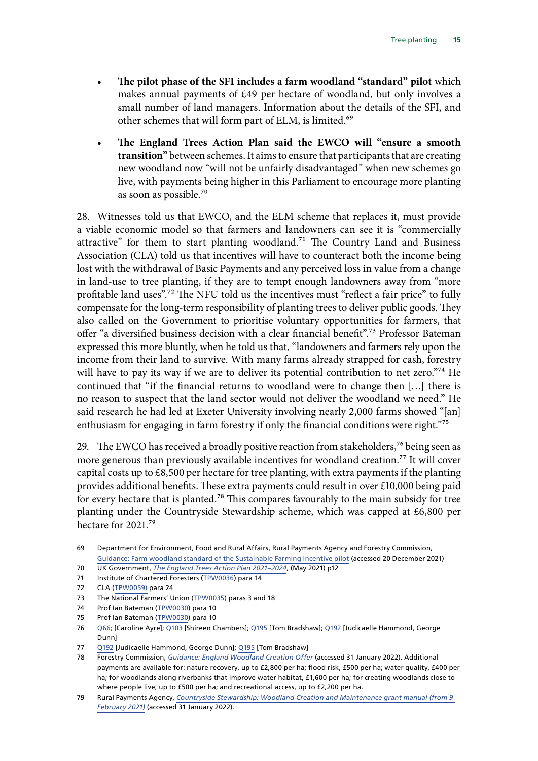- **The pilot phase of the SFI includes a farm woodland "standard" pilot** which makes annual payments of £49 per hectare of woodland, but only involves a small number of land managers. Information about the details of the SFI, and other schemes that will form part of ELM, is limited.[69]
- **The England Trees Action Plan said the EWCO will "ensure a smooth transition"** between schemes. It aims to ensure that participants that are creating new woodland now "will not be unfairly disadvantaged" when new schemes go live, with payments being higher in this Parliament to encourage more planting as soon as possible.[70]

28. Witnesses told us that EWCO, and the ELM scheme that replaces it, must provide a viable economic model so that farmers and landowners can see it is "commercially attractive" for them to start planting woodland.[71] The Country Land and Business Association (CLA) told us that incentives will have to counteract both the income being lost with the withdrawal of Basic Payments and any perceived loss in value from a change in land-use to tree planting, if they are to tempt enough landowners away from "more profitable land uses".[72] The NFU told us the incentives must "reflect a fair price" to fully compensate for the long-term responsibility of planting trees to deliver public goods. They also called on the Government to prioritise voluntary opportunities for farmers, that offer "a diversified business decision with a clear financial benefit".[73] Professor Bateman expressed this more bluntly, when he told us that, "landowners and farmers rely upon the income from their land to survive. With many farms already strapped for cash, forestry will have to pay its way if we are to deliver its potential contribution to net zero."[74] He continued that "if the financial returns to woodland were to change then […] there is no reason to suspect that the land sector would not deliver the woodland we need." He said research he had led at Exeter University involving nearly 2,000 farms showed "[an] enthusiasm for engaging in farm forestry if only the financial conditions were right."[75]

29. The EWCO has received a broadly positive reaction from stakeholders,[76] being seen as more generous than previously available incentives for woodland creation.[77] It will cover capital costs up to £8,500 per hectare for tree planting, with extra payments if the planting provides additional benefits. These extra payments could result in over £10,000 being paid for every hectare that is planted.[78] This compares favourably to the main subsidy for tree planting under the Countryside Stewardship scheme, which was capped at £6,800 per hectare for 2021.[79]

---

69 Department for Environment, Food and Rural Affairs, Rural Payments Agency and Forestry Commission, Guidance: Farm woodland standard of the Sustainable Farming Incentive pilot (accessed 20 December 2021)

70 UK Government, *The England Trees Action Plan 2021–2024*, (May 2021) p12

71 Institute of Chartered Foresters (TPW0036) para 14

72 CLA (TPW0059) para 24

73 The National Farmers' Union (TPW0035) paras 3 and 18

74 Prof Ian Bateman (TPW0030) para 10

75 Prof Ian Bateman (TPW0030) para 10

76 Q66; [Caroline Ayre]; Q103 [Shireen Chambers]; Q195 [Tom Bradshaw]; Q192 [Judicaelle Hammond, George Dunn]

77 Q192 [Judicaelle Hammond, George Dunn]; Q195 [Tom Bradshaw]

78 Forestry Commission, *Guidance: England Woodland Creation Offer* (accessed 31 January 2022). Additional payments are available for: nature recovery, up to £2,800 per ha; flood risk, £500 per ha; water quality, £400 per ha; for woodlands along riverbanks that improve water habitat, £1,600 per ha; for creating woodlands close to where people live, up to £500 per ha; and recreational access, up to £2,200 per ha.

79 Rural Payments Agency, *Countryside Stewardship: Woodland Creation and Maintenance grant manual (from 9 February 2021)* (accessed 31 January 2022).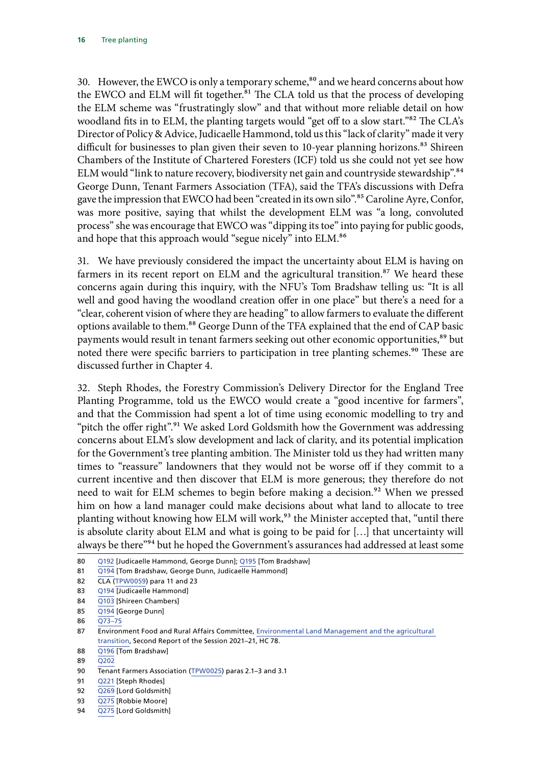30. However, the EWCO is only a temporary scheme,[80] and we heard concerns about how the EWCO and ELM will fit together.[81] The CLA told us that the process of developing the ELM scheme was "frustratingly slow" and that without more reliable detail on how woodland fits in to ELM, the planting targets would "get off to a slow start."[82] The CLA's Director of Policy & Advice, Judicaelle Hammond, told us this "lack of clarity" made it very difficult for businesses to plan given their seven to 10-year planning horizons.[83] Shireen Chambers of the Institute of Chartered Foresters (ICF) told us she could not yet see how ELM would "link to nature recovery, biodiversity net gain and countryside stewardship".[84] George Dunn, Tenant Farmers Association (TFA), said the TFA's discussions with Defra gave the impression that EWCO had been "created in its own silo".[85] Caroline Ayre, Confor, was more positive, saying that whilst the development ELM was "a long, convoluted process" she was encourage that EWCO was "dipping its toe" into paying for public goods, and hope that this approach would "segue nicely" into ELM.[86]

31. We have previously considered the impact the uncertainty about ELM is having on farmers in its recent report on ELM and the agricultural transition.[87] We heard these concerns again during this inquiry, with the NFU's Tom Bradshaw telling us: "It is all well and good having the woodland creation offer in one place" but there's a need for a "clear, coherent vision of where they are heading" to allow farmers to evaluate the different options available to them.[88] George Dunn of the TFA explained that the end of CAP basic payments would result in tenant farmers seeking out other economic opportunities,[89] but noted there were specific barriers to participation in tree planting schemes.[90] These are discussed further in Chapter 4.

32. Steph Rhodes, the Forestry Commission's Delivery Director for the England Tree Planting Programme, told us the EWCO would create a "good incentive for farmers", and that the Commission had spent a lot of time using economic modelling to try and "pitch the offer right".[91] We asked Lord Goldsmith how the Government was addressing concerns about ELM's slow development and lack of clarity, and its potential implication for the Government's tree planting ambition. The Minister told us they had written many times to "reassure" landowners that they would not be worse off if they commit to a current incentive and then discover that ELM is more generous; they therefore do not need to wait for ELM schemes to begin before making a decision.[92] When we pressed him on how a land manager could make decisions about what land to allocate to tree planting without knowing how ELM will work,[93] the Minister accepted that, "until there is absolute clarity about ELM and what is going to be paid for […] that uncertainty will always be there"[94] but he hoped the Government's assurances had addressed at least some

80 Q192 [Judicaelle Hammond, George Dunn]; Q195 [Tom Bradshaw]

81 Q194 [Tom Bradshaw, George Dunn, Judicaelle Hammond]

82 CLA (TPW0059) para 11 and 23

83 Q194 [Judicaelle Hammond]

84 Q103 [Shireen Chambers]

85 Q194 [George Dunn]

86 Q73–75

87 Environment Food and Rural Affairs Committee, Environmental Land Management and the agricultural transition, Second Report of the Session 2021–21, HC 78.

88 Q196 [Tom Bradshaw]

89 Q202

90 Tenant Farmers Association (TPW0025) paras 2.1–3 and 3.1

91 Q221 [Steph Rhodes]

92 Q269 [Lord Goldsmith]

93 Q275 [Robbie Moore]

94 Q275 [Lord Goldsmith]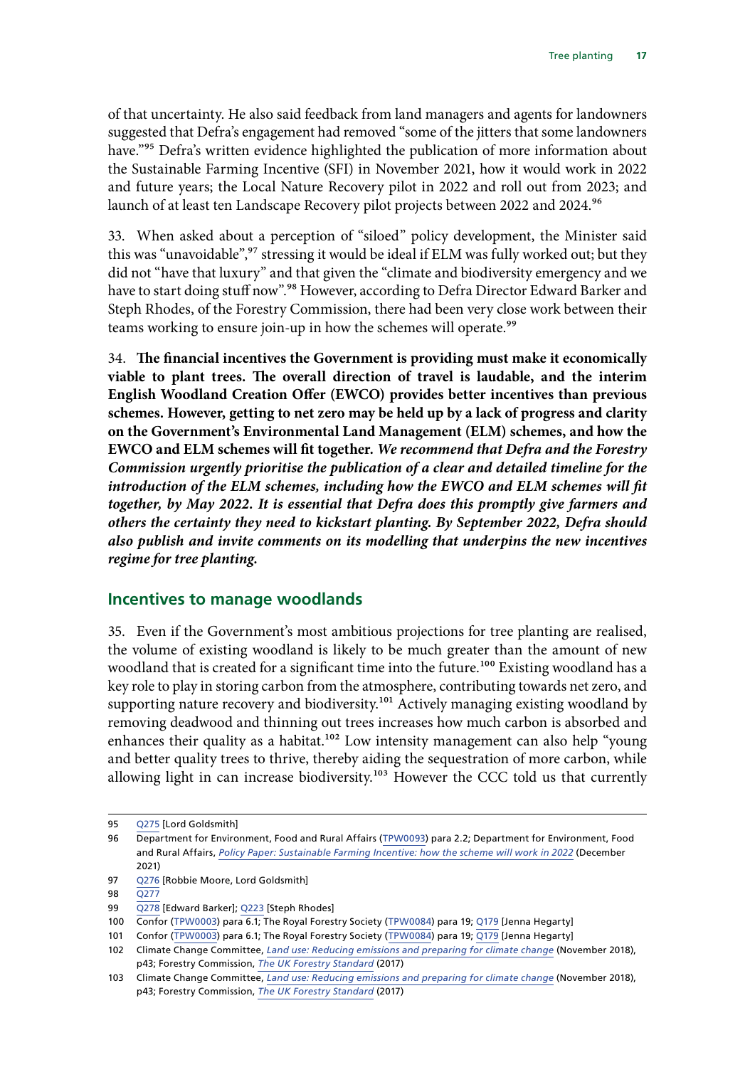of that uncertainty. He also said feedback from land managers and agents for landowners suggested that Defra's engagement had removed "some of the jitters that some landowners have."[95] Defra's written evidence highlighted the publication of more information about the Sustainable Farming Incentive (SFI) in November 2021, how it would work in 2022 and future years; the Local Nature Recovery pilot in 2022 and roll out from 2023; and launch of at least ten Landscape Recovery pilot projects between 2022 and 2024.[96]

33. When asked about a perception of "siloed" policy development, the Minister said this was "unavoidable",[97] stressing it would be ideal if ELM was fully worked out; but they did not "have that luxury" and that given the "climate and biodiversity emergency and we have to start doing stuff now".[98] However, according to Defra Director Edward Barker and Steph Rhodes, of the Forestry Commission, there had been very close work between their teams working to ensure join-up in how the schemes will operate.[99]

34. **The financial incentives the Government is providing must make it economically viable to plant trees. The overall direction of travel is laudable, and the interim English Woodland Creation Offer (EWCO) provides better incentives than previous schemes. However, getting to net zero may be held up by a lack of progress and clarity on the Government's Environmental Land Management (ELM) schemes, and how the EWCO and ELM schemes will fit together.** ***We recommend that Defra and the Forestry Commission urgently prioritise the publication of a clear and detailed timeline for the introduction of the ELM schemes, including how the EWCO and ELM schemes will fit together, by May 2022. It is essential that Defra does this promptly give farmers and others the certainty they need to kickstart planting. By September 2022, Defra should also publish and invite comments on its modelling that underpins the new incentives regime for tree planting.***

## Incentives to manage woodlands

35. Even if the Government's most ambitious projections for tree planting are realised, the volume of existing woodland is likely to be much greater than the amount of new woodland that is created for a significant time into the future.[100] Existing woodland has a key role to play in storing carbon from the atmosphere, contributing towards net zero, and supporting nature recovery and biodiversity.[101] Actively managing existing woodland by removing deadwood and thinning out trees increases how much carbon is absorbed and enhances their quality as a habitat.[102] Low intensity management can also help "young and better quality trees to thrive, thereby aiding the sequestration of more carbon, while allowing light in can increase biodiversity.[103] However the CCC told us that currently

---

95 Q275 [Lord Goldsmith]

96 Department for Environment, Food and Rural Affairs (TPW0093) para 2.2; Department for Environment, Food and Rural Affairs, *Policy Paper: Sustainable Farming Incentive: how the scheme will work in 2022* (December 2021)

97 Q276 [Robbie Moore, Lord Goldsmith]

98 Q277

99 Q278 [Edward Barker]; Q223 [Steph Rhodes]

100 Confor (TPW0003) para 6.1; The Royal Forestry Society (TPW0084) para 19; Q179 [Jenna Hegarty]

101 Confor (TPW0003) para 6.1; The Royal Forestry Society (TPW0084) para 19; Q179 [Jenna Hegarty]

102 Climate Change Committee, *Land use: Reducing emissions and preparing for climate change* (November 2018), p43; Forestry Commission, *The UK Forestry Standard* (2017)

103 Climate Change Committee, *Land use: Reducing emissions and preparing for climate change* (November 2018), p43; Forestry Commission, *The UK Forestry Standard* (2017)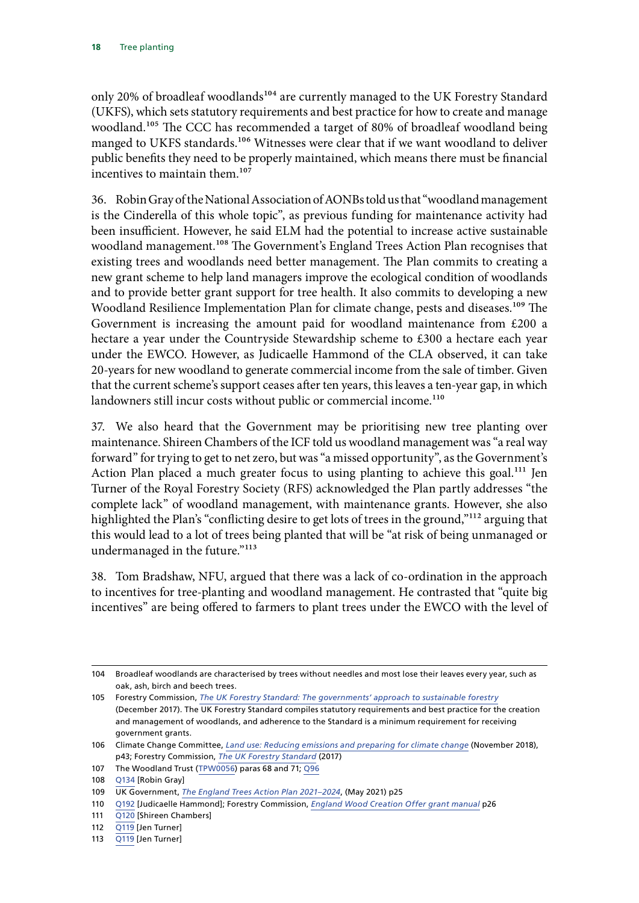only 20% of broadleaf woodlands[104] are currently managed to the UK Forestry Standard (UKFS), which sets statutory requirements and best practice for how to create and manage woodland.[105] The CCC has recommended a target of 80% of broadleaf woodland being manged to UKFS standards.[106] Witnesses were clear that if we want woodland to deliver public benefits they need to be properly maintained, which means there must be financial incentives to maintain them.[107]

36. Robin Gray of the National Association of AONBs told us that "woodland management is the Cinderella of this whole topic", as previous funding for maintenance activity had been insufficient. However, he said ELM had the potential to increase active sustainable woodland management.[108] The Government's England Trees Action Plan recognises that existing trees and woodlands need better management. The Plan commits to creating a new grant scheme to help land managers improve the ecological condition of woodlands and to provide better grant support for tree health. It also commits to developing a new Woodland Resilience Implementation Plan for climate change, pests and diseases.[109] The Government is increasing the amount paid for woodland maintenance from £200 a hectare a year under the Countryside Stewardship scheme to £300 a hectare each year under the EWCO. However, as Judicaelle Hammond of the CLA observed, it can take 20-years for new woodland to generate commercial income from the sale of timber. Given that the current scheme's support ceases after ten years, this leaves a ten-year gap, in which landowners still incur costs without public or commercial income.[110]

37. We also heard that the Government may be prioritising new tree planting over maintenance. Shireen Chambers of the ICF told us woodland management was "a real way forward" for trying to get to net zero, but was "a missed opportunity", as the Government's Action Plan placed a much greater focus to using planting to achieve this goal.[111] Jen Turner of the Royal Forestry Society (RFS) acknowledged the Plan partly addresses "the complete lack" of woodland management, with maintenance grants. However, she also highlighted the Plan's "conflicting desire to get lots of trees in the ground,"[112] arguing that this would lead to a lot of trees being planted that will be "at risk of being unmanaged or undermanaged in the future."[113]

38. Tom Bradshaw, NFU, argued that there was a lack of co-ordination in the approach to incentives for tree-planting and woodland management. He contrasted that "quite big incentives" are being offered to farmers to plant trees under the EWCO with the level of

---

104 Broadleaf woodlands are characterised by trees without needles and most lose their leaves every year, such as oak, ash, birch and beech trees.

105 Forestry Commission, *The UK Forestry Standard: The governments' approach to sustainable forestry* (December 2017). The UK Forestry Standard compiles statutory requirements and best practice for the creation and management of woodlands, and adherence to the Standard is a minimum requirement for receiving government grants.

106 Climate Change Committee, *Land use: Reducing emissions and preparing for climate change* (November 2018), p43; Forestry Commission, *The UK Forestry Standard* (2017)

107 The Woodland Trust (TPW0056) paras 68 and 71; Q96

108 Q134 [Robin Gray]

109 UK Government, *The England Trees Action Plan 2021–2024*, (May 2021) p25

110 Q192 [Judicaelle Hammond]; Forestry Commission, *England Wood Creation Offer grant manual* p26

111 Q120 [Shireen Chambers]

112 Q119 [Jen Turner]

113 Q119 [Jen Turner]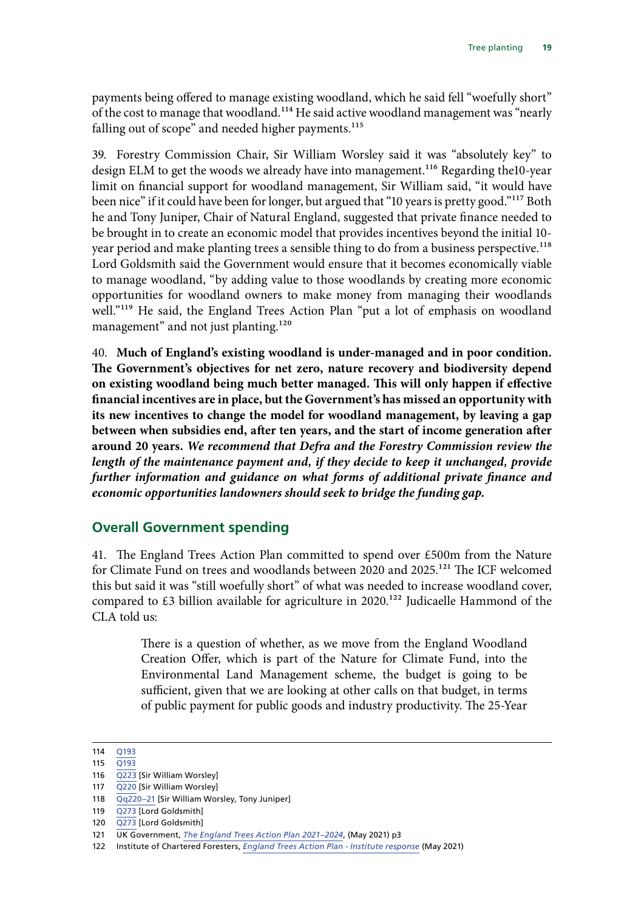payments being offered to manage existing woodland, which he said fell "woefully short" of the cost to manage that woodland.[114] He said active woodland management was "nearly falling out of scope" and needed higher payments.[115]

39. Forestry Commission Chair, Sir William Worsley said it was "absolutely key" to design ELM to get the woods we already have into management.[116] Regarding the10-year limit on financial support for woodland management, Sir William said, "it would have been nice" if it could have been for longer, but argued that "10 years is pretty good."[117] Both he and Tony Juniper, Chair of Natural England, suggested that private finance needed to be brought in to create an economic model that provides incentives beyond the initial 10-year period and make planting trees a sensible thing to do from a business perspective.[118] Lord Goldsmith said the Government would ensure that it becomes economically viable to manage woodland, "by adding value to those woodlands by creating more economic opportunities for woodland owners to make money from managing their woodlands well."[119] He said, the England Trees Action Plan "put a lot of emphasis on woodland management" and not just planting.[120]

40. **Much of England's existing woodland is under-managed and in poor condition. The Government's objectives for net zero, nature recovery and biodiversity depend on existing woodland being much better managed. This will only happen if effective financial incentives are in place, but the Government's has missed an opportunity with its new incentives to change the model for woodland management, by leaving a gap between when subsidies end, after ten years, and the start of income generation after around 20 years.** ***We recommend that Defra and the Forestry Commission review the length of the maintenance payment and, if they decide to keep it unchanged, provide further information and guidance on what forms of additional private finance and economic opportunities landowners should seek to bridge the funding gap.***

## Overall Government spending

41. The England Trees Action Plan committed to spend over £500m from the Nature for Climate Fund on trees and woodlands between 2020 and 2025.[121] The ICF welcomed this but said it was "still woefully short" of what was needed to increase woodland cover, compared to £3 billion available for agriculture in 2020.[122] Judicaelle Hammond of the CLA told us:

> There is a question of whether, as we move from the England Woodland Creation Offer, which is part of the Nature for Climate Fund, into the Environmental Land Management scheme, the budget is going to be sufficient, given that we are looking at other calls on that budget, in terms of public payment for public goods and industry productivity. The 25-Year

---

114 Q193

115 Q193

116 Q223 [Sir William Worsley]

117 Q220 [Sir William Worsley]

118 Qq220–21 [Sir William Worsley, Tony Juniper]

119 Q273 [Lord Goldsmith]

120 Q273 [Lord Goldsmith]

121 UK Government, *The England Trees Action Plan 2021–2024*, (May 2021) p3

122 Institute of Chartered Foresters, *England Trees Action Plan - Institute response* (May 2021)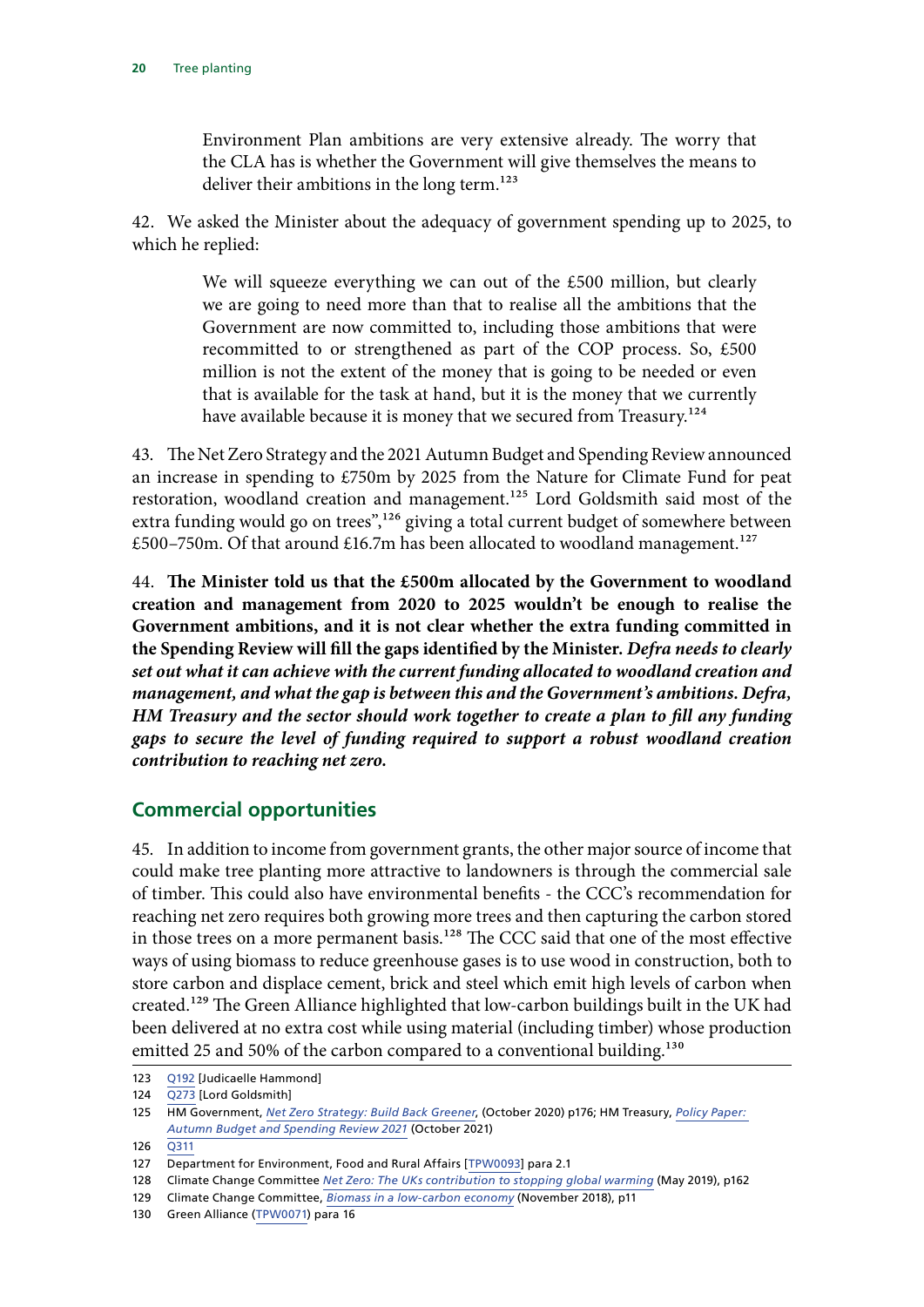> Environment Plan ambitions are very extensive already. The worry that the CLA has is whether the Government will give themselves the means to deliver their ambitions in the long term.[123]

42. We asked the Minister about the adequacy of government spending up to 2025, to which he replied:

> We will squeeze everything we can out of the £500 million, but clearly we are going to need more than that to realise all the ambitions that the Government are now committed to, including those ambitions that were recommitted to or strengthened as part of the COP process. So, £500 million is not the extent of the money that is going to be needed or even that is available for the task at hand, but it is the money that we currently have available because it is money that we secured from Treasury.[124]

43. The Net Zero Strategy and the 2021 Autumn Budget and Spending Review announced an increase in spending to £750m by 2025 from the Nature for Climate Fund for peat restoration, woodland creation and management.[125] Lord Goldsmith said most of the extra funding would go on trees",[126] giving a total current budget of somewhere between £500–750m. Of that around £16.7m has been allocated to woodland management.[127]

44. **The Minister told us that the £500m allocated by the Government to woodland creation and management from 2020 to 2025 wouldn't be enough to realise the Government ambitions, and it is not clear whether the extra funding committed in the Spending Review will fill the gaps identified by the Minister.** ***Defra needs to clearly set out what it can achieve with the current funding allocated to woodland creation and management, and what the gap is between this and the Government's ambitions. Defra, HM Treasury and the sector should work together to create a plan to fill any funding gaps to secure the level of funding required to support a robust woodland creation contribution to reaching net zero.***

## Commercial opportunities

45. In addition to income from government grants, the other major source of income that could make tree planting more attractive to landowners is through the commercial sale of timber. This could also have environmental benefits - the CCC's recommendation for reaching net zero requires both growing more trees and then capturing the carbon stored in those trees on a more permanent basis.[128] The CCC said that one of the most effective ways of using biomass to reduce greenhouse gases is to use wood in construction, both to store carbon and displace cement, brick and steel which emit high levels of carbon when created.[129] The Green Alliance highlighted that low-carbon buildings built in the UK had been delivered at no extra cost while using material (including timber) whose production emitted 25 and 50% of the carbon compared to a conventional building.[130]

---

123 Q192 [Judicaelle Hammond]

124 Q273 [Lord Goldsmith]

125 HM Government, *Net Zero Strategy: Build Back Greener*, (October 2020) p176; HM Treasury, *Policy Paper: Autumn Budget and Spending Review 2021* (October 2021)

126 Q311

127 Department for Environment, Food and Rural Affairs [TPW0093] para 2.1

128 Climate Change Committee *Net Zero: The UKs contribution to stopping global warming* (May 2019), p162

129 Climate Change Committee, *Biomass in a low-carbon economy* (November 2018), p11

130 Green Alliance (TPW0071) para 16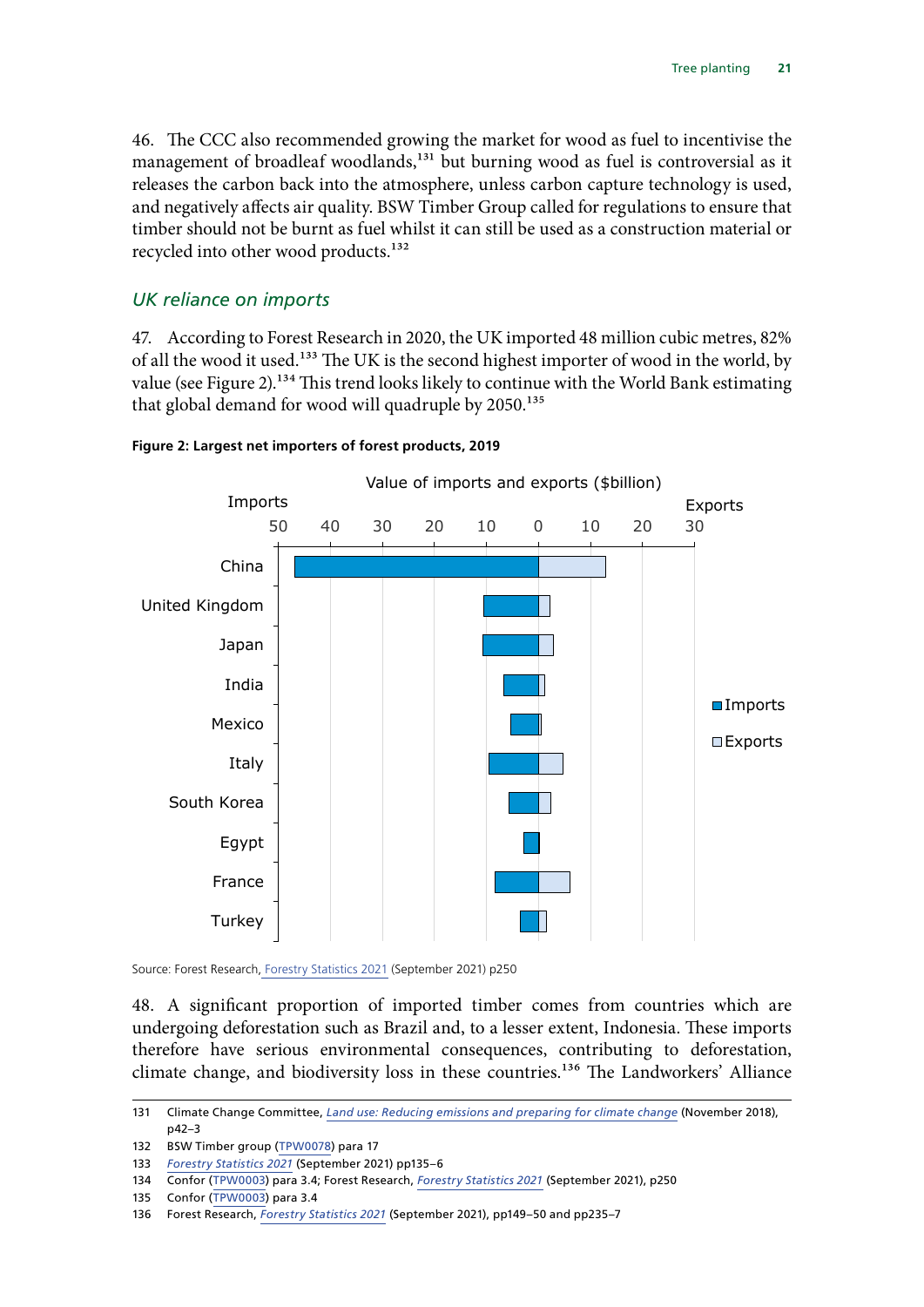46. The CCC also recommended growing the market for wood as fuel to incentivise the management of broadleaf woodlands,[131] but burning wood as fuel is controversial as it releases the carbon back into the atmosphere, unless carbon capture technology is used, and negatively affects air quality. BSW Timber Group called for regulations to ensure that timber should not be burnt as fuel whilst it can still be used as a construction material or recycled into other wood products.[132]

### *UK reliance on imports*

47. According to Forest Research in 2020, the UK imported 48 million cubic metres, 82% of all the wood it used.[133] The UK is the second highest importer of wood in the world, by value (see Figure 2).[134] This trend looks likely to continue with the World Bank estimating that global demand for wood will quadruple by 2050.[135]

**Figure 2: Largest net importers of forest products, 2019**

Value of imports and exports ($billion)

Imports 50 40 30 20 10 0 10 20 30 Exports

China, United Kingdom, Japan, India, Mexico, Italy, South Korea, Egypt, France, Turkey

Imports / Exports

Source: Forest Research, Forestry Statistics 2021 (September 2021) p250

48. A significant proportion of imported timber comes from countries which are undergoing deforestation such as Brazil and, to a lesser extent, Indonesia. These imports therefore have serious environmental consequences, contributing to deforestation, climate change, and biodiversity loss in these countries.[136] The Landworkers' Alliance

---

131 Climate Change Committee, *Land use: Reducing emissions and preparing for climate change* (November 2018), p42–3

132 BSW Timber group (TPW0078) para 17

133 *Forestry Statistics 2021* (September 2021) pp135–6

134 Confor (TPW0003) para 3.4; Forest Research, *Forestry Statistics 2021* (September 2021), p250

135 Confor (TPW0003) para 3.4

136 Forest Research, *Forestry Statistics 2021* (September 2021), pp149–50 and pp235–7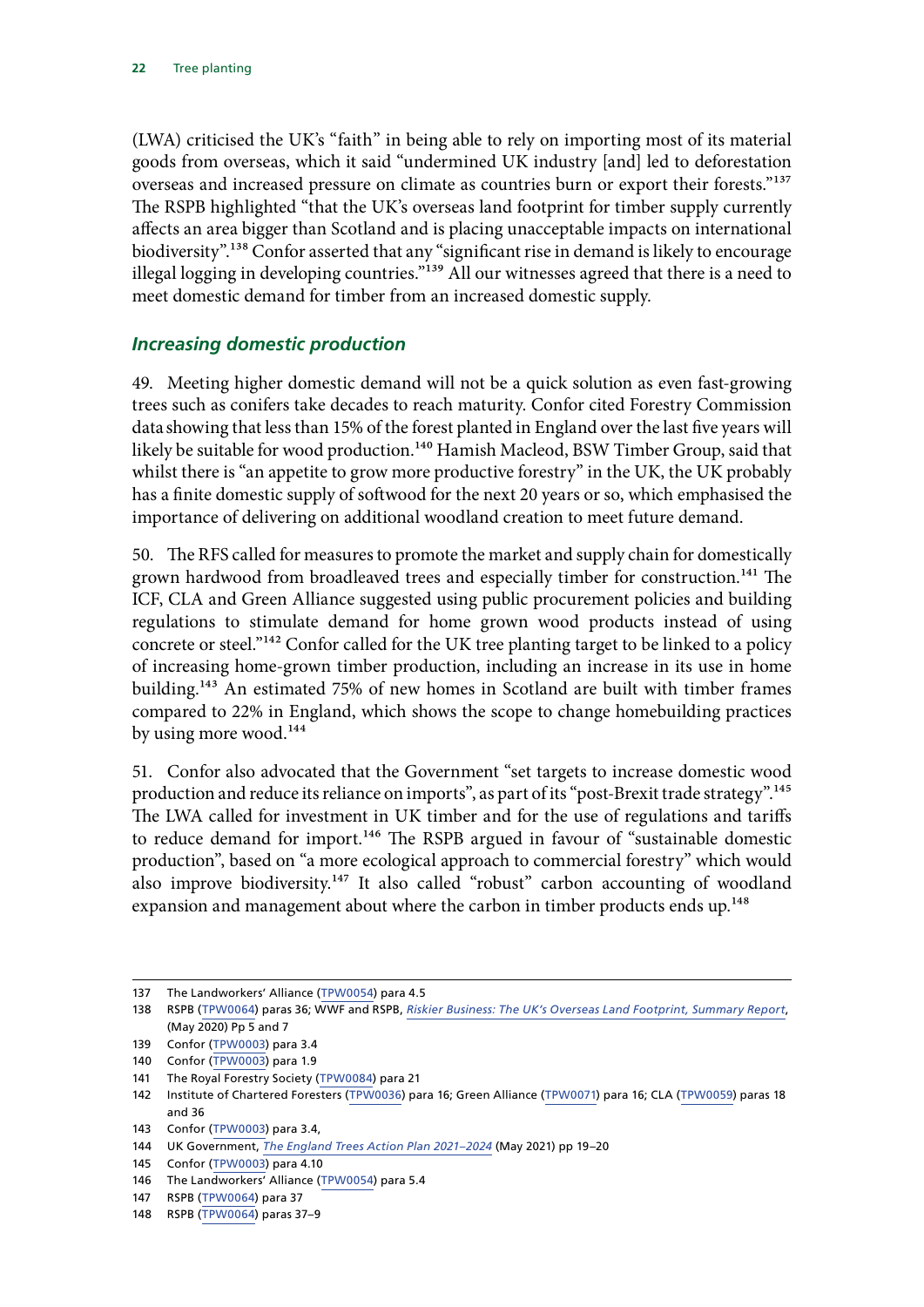(LWA) criticised the UK's "faith" in being able to rely on importing most of its material goods from overseas, which it said "undermined UK industry [and] led to deforestation overseas and increased pressure on climate as countries burn or export their forests."[137] The RSPB highlighted "that the UK's overseas land footprint for timber supply currently affects an area bigger than Scotland and is placing unacceptable impacts on international biodiversity".[138] Confor asserted that any "significant rise in demand is likely to encourage illegal logging in developing countries."[139] All our witnesses agreed that there is a need to meet domestic demand for timber from an increased domestic supply.

### *Increasing domestic production*

49. Meeting higher domestic demand will not be a quick solution as even fast-growing trees such as conifers take decades to reach maturity. Confor cited Forestry Commission data showing that less than 15% of the forest planted in England over the last five years will likely be suitable for wood production.[140] Hamish Macleod, BSW Timber Group, said that whilst there is "an appetite to grow more productive forestry" in the UK, the UK probably has a finite domestic supply of softwood for the next 20 years or so, which emphasised the importance of delivering on additional woodland creation to meet future demand.

50. The RFS called for measures to promote the market and supply chain for domestically grown hardwood from broadleaved trees and especially timber for construction.[141] The ICF, CLA and Green Alliance suggested using public procurement policies and building regulations to stimulate demand for home grown wood products instead of using concrete or steel."[142] Confor called for the UK tree planting target to be linked to a policy of increasing home-grown timber production, including an increase in its use in home building.[143] An estimated 75% of new homes in Scotland are built with timber frames compared to 22% in England, which shows the scope to change homebuilding practices by using more wood.[144]

51. Confor also advocated that the Government "set targets to increase domestic wood production and reduce its reliance on imports", as part of its "post-Brexit trade strategy".[145] The LWA called for investment in UK timber and for the use of regulations and tariffs to reduce demand for import.[146] The RSPB argued in favour of "sustainable domestic production", based on "a more ecological approach to commercial forestry" which would also improve biodiversity.[147] It also called "robust" carbon accounting of woodland expansion and management about where the carbon in timber products ends up.[148]

---

137 The Landworkers' Alliance (TPW0054) para 4.5

138 RSPB (TPW0064) paras 36; WWF and RSPB, *Riskier Business: The UK's Overseas Land Footprint, Summary Report*, (May 2020) Pp 5 and 7

139 Confor (TPW0003) para 3.4

140 Confor (TPW0003) para 1.9

141 The Royal Forestry Society (TPW0084) para 21

142 Institute of Chartered Foresters (TPW0036) para 16; Green Alliance (TPW0071) para 16; CLA (TPW0059) paras 18 and 36

143 Confor (TPW0003) para 3.4,

144 UK Government, *The England Trees Action Plan 2021–2024* (May 2021) pp 19–20

145 Confor (TPW0003) para 4.10

146 The Landworkers' Alliance (TPW0054) para 5.4

147 RSPB (TPW0064) para 37

148 RSPB (TPW0064) paras 37–9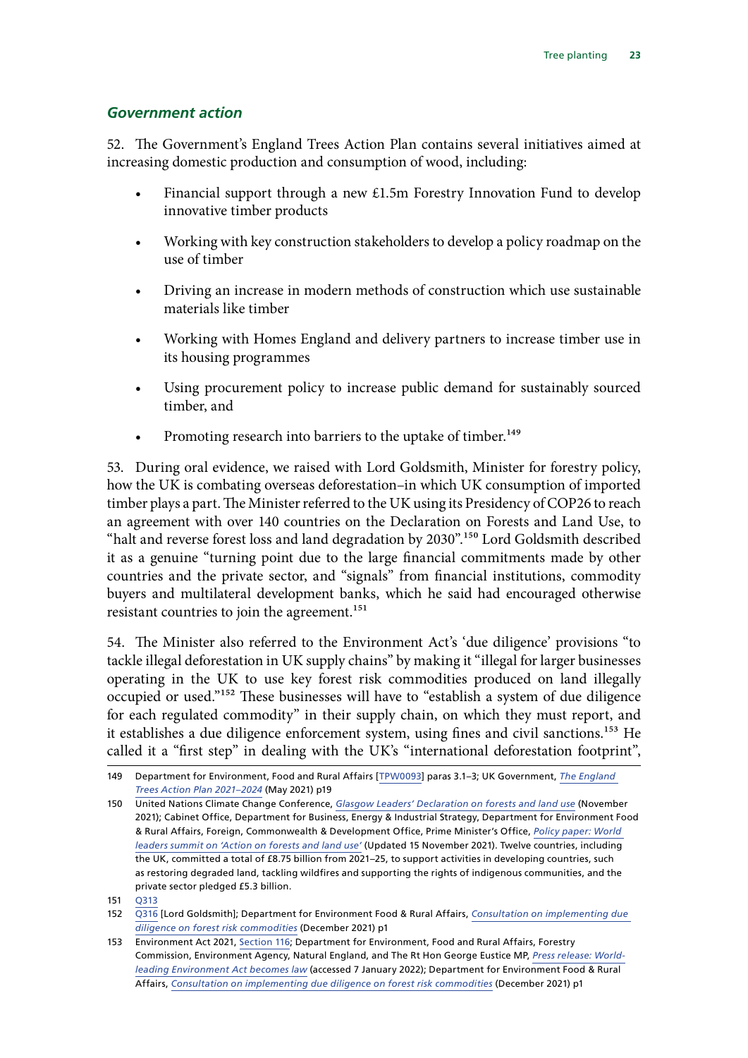### *Government action*

52. The Government's England Trees Action Plan contains several initiatives aimed at increasing domestic production and consumption of wood, including:

- Financial support through a new £1.5m Forestry Innovation Fund to develop innovative timber products
- Working with key construction stakeholders to develop a policy roadmap on the use of timber
- Driving an increase in modern methods of construction which use sustainable materials like timber
- Working with Homes England and delivery partners to increase timber use in its housing programmes
- Using procurement policy to increase public demand for sustainably sourced timber, and
- Promoting research into barriers to the uptake of timber.[149]

53. During oral evidence, we raised with Lord Goldsmith, Minister for forestry policy, how the UK is combating overseas deforestation–in which UK consumption of imported timber plays a part. The Minister referred to the UK using its Presidency of COP26 to reach an agreement with over 140 countries on the Declaration on Forests and Land Use, to "halt and reverse forest loss and land degradation by 2030".[150] Lord Goldsmith described it as a genuine "turning point due to the large financial commitments made by other countries and the private sector, and "signals" from financial institutions, commodity buyers and multilateral development banks, which he said had encouraged otherwise resistant countries to join the agreement.[151]

54. The Minister also referred to the Environment Act's 'due diligence' provisions "to tackle illegal deforestation in UK supply chains" by making it "illegal for larger businesses operating in the UK to use key forest risk commodities produced on land illegally occupied or used."[152] These businesses will have to "establish a system of due diligence for each regulated commodity" in their supply chain, on which they must report, and it establishes a due diligence enforcement system, using fines and civil sanctions.[153] He called it a "first step" in dealing with the UK's "international deforestation footprint",

149 Department for Environment, Food and Rural Affairs [TPW0093] paras 3.1–3; UK Government, *The England Trees Action Plan 2021–2024* (May 2021) p19

150 United Nations Climate Change Conference, *Glasgow Leaders' Declaration on forests and land use* (November 2021); Cabinet Office, Department for Business, Energy & Industrial Strategy, Department for Environment Food & Rural Affairs, Foreign, Commonwealth & Development Office, Prime Minister's Office, *Policy paper: World leaders summit on 'Action on forests and land use'* (Updated 15 November 2021). Twelve countries, including the UK, committed a total of £8.75 billion from 2021–25, to support activities in developing countries, such as restoring degraded land, tackling wildfires and supporting the rights of indigenous communities, and the private sector pledged £5.3 billion.

151 Q313

152 Q316 [Lord Goldsmith]; Department for Environment Food & Rural Affairs, *Consultation on implementing due diligence on forest risk commodities* (December 2021) p1

153 Environment Act 2021, Section 116; Department for Environment, Food and Rural Affairs, Forestry Commission, Environment Agency, Natural England, and The Rt Hon George Eustice MP, *Press release: World-leading Environment Act becomes law* (accessed 7 January 2022); Department for Environment Food & Rural Affairs, *Consultation on implementing due diligence on forest risk commodities* (December 2021) p1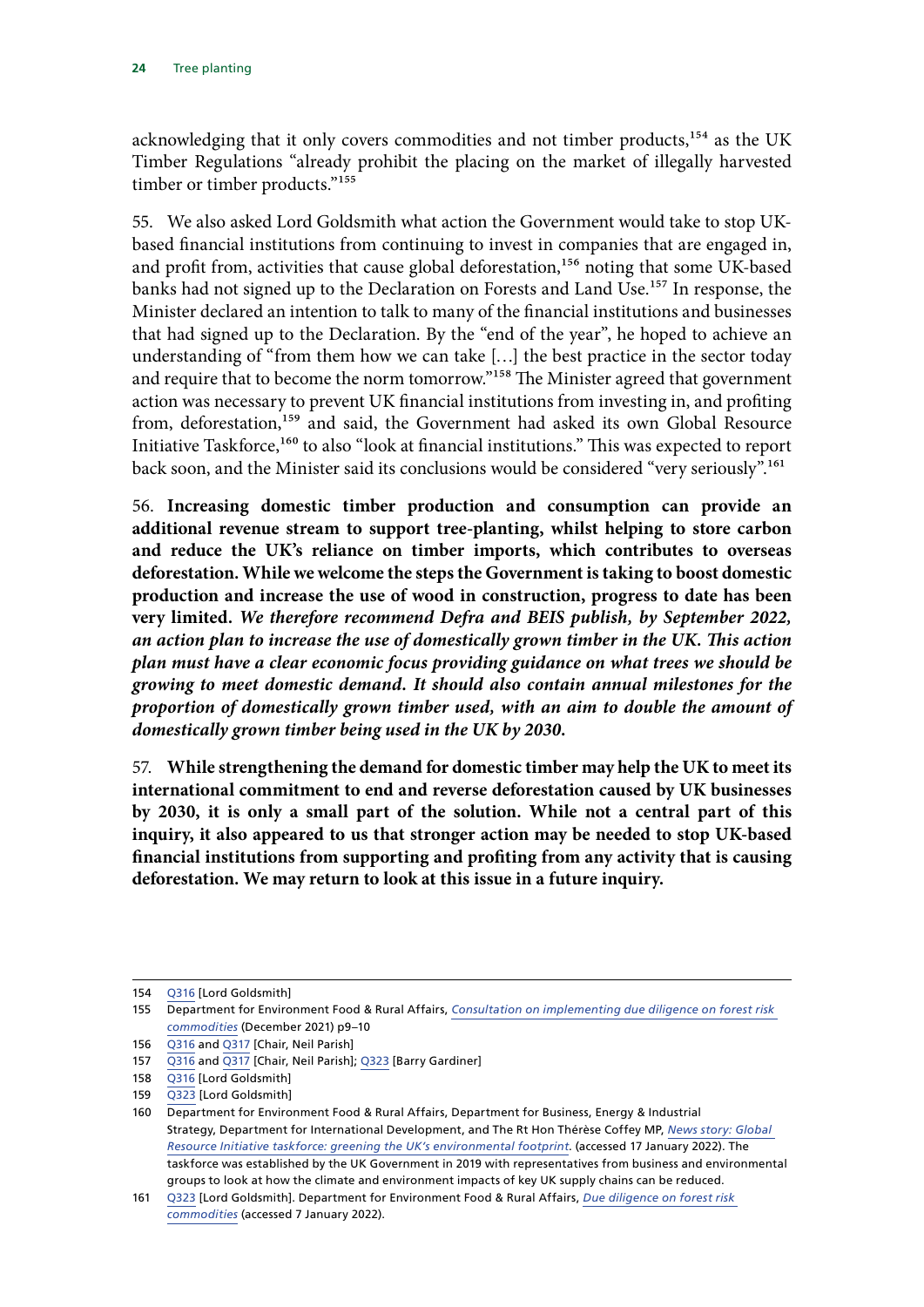acknowledging that it only covers commodities and not timber products,[154] as the UK Timber Regulations "already prohibit the placing on the market of illegally harvested timber or timber products."[155]

55. We also asked Lord Goldsmith what action the Government would take to stop UK-based financial institutions from continuing to invest in companies that are engaged in, and profit from, activities that cause global deforestation,[156] noting that some UK-based banks had not signed up to the Declaration on Forests and Land Use.[157] In response, the Minister declared an intention to talk to many of the financial institutions and businesses that had signed up to the Declaration. By the "end of the year", he hoped to achieve an understanding of "from them how we can take […] the best practice in the sector today and require that to become the norm tomorrow."[158] The Minister agreed that government action was necessary to prevent UK financial institutions from investing in, and profiting from, deforestation,[159] and said, the Government had asked its own Global Resource Initiative Taskforce,[160] to also "look at financial institutions." This was expected to report back soon, and the Minister said its conclusions would be considered "very seriously".[161]

56. **Increasing domestic timber production and consumption can provide an additional revenue stream to support tree-planting, whilst helping to store carbon and reduce the UK's reliance on timber imports, which contributes to overseas deforestation. While we welcome the steps the Government is taking to boost domestic production and increase the use of wood in construction, progress to date has been very limited.** ***We therefore recommend Defra and BEIS publish, by September 2022, an action plan to increase the use of domestically grown timber in the UK. This action plan must have a clear economic focus providing guidance on what trees we should be growing to meet domestic demand. It should also contain annual milestones for the proportion of domestically grown timber used, with an aim to double the amount of domestically grown timber being used in the UK by 2030.***

57. **While strengthening the demand for domestic timber may help the UK to meet its international commitment to end and reverse deforestation caused by UK businesses by 2030, it is only a small part of the solution. While not a central part of this inquiry, it also appeared to us that stronger action may be needed to stop UK-based financial institutions from supporting and profiting from any activity that is causing deforestation. We may return to look at this issue in a future inquiry.**

---

154 Q316 [Lord Goldsmith]

155 Department for Environment Food & Rural Affairs, *Consultation on implementing due diligence on forest risk commodities* (December 2021) p9–10

156 Q316 and Q317 [Chair, Neil Parish]

157 Q316 and Q317 [Chair, Neil Parish]; Q323 [Barry Gardiner]

158 Q316 [Lord Goldsmith]

159 Q323 [Lord Goldsmith]

160 Department for Environment Food & Rural Affairs, Department for Business, Energy & Industrial Strategy, Department for International Development, and The Rt Hon Thérèse Coffey MP, *News story: Global Resource Initiative taskforce: greening the UK's environmental footprint.* (accessed 17 January 2022). The taskforce was established by the UK Government in 2019 with representatives from business and environmental groups to look at how the climate and environment impacts of key UK supply chains can be reduced.

161 Q323 [Lord Goldsmith]. Department for Environment Food & Rural Affairs, *Due diligence on forest risk commodities* (accessed 7 January 2022).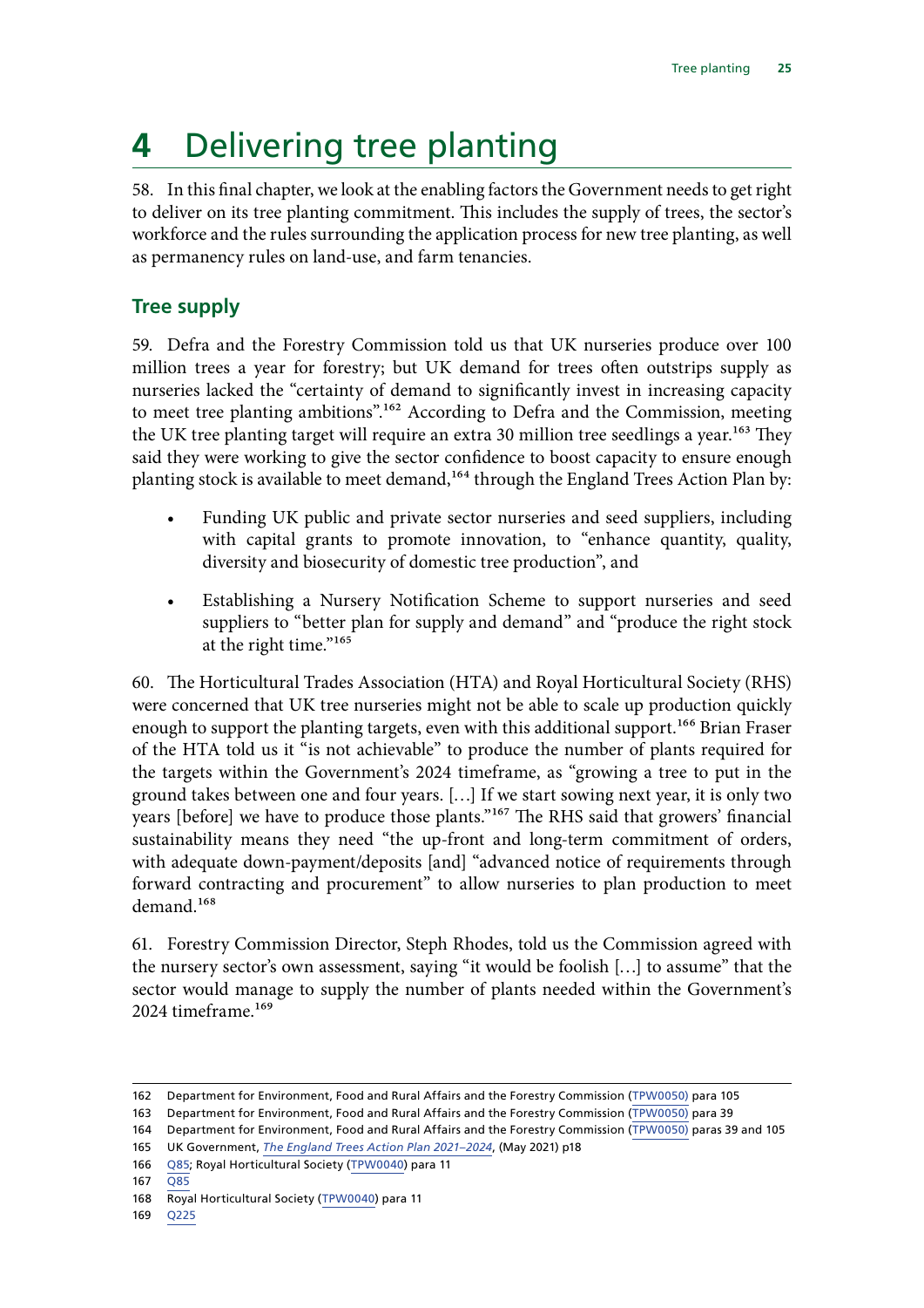# 4 Delivering tree planting

58. In this final chapter, we look at the enabling factors the Government needs to get right to deliver on its tree planting commitment. This includes the supply of trees, the sector's workforce and the rules surrounding the application process for new tree planting, as well as permanency rules on land-use, and farm tenancies.

## Tree supply

59. Defra and the Forestry Commission told us that UK nurseries produce over 100 million trees a year for forestry; but UK demand for trees often outstrips supply as nurseries lacked the "certainty of demand to significantly invest in increasing capacity to meet tree planting ambitions".[162] According to Defra and the Commission, meeting the UK tree planting target will require an extra 30 million tree seedlings a year.[163] They said they were working to give the sector confidence to boost capacity to ensure enough planting stock is available to meet demand,[164] through the England Trees Action Plan by:

- Funding UK public and private sector nurseries and seed suppliers, including with capital grants to promote innovation, to "enhance quantity, quality, diversity and biosecurity of domestic tree production", and
- Establishing a Nursery Notification Scheme to support nurseries and seed suppliers to "better plan for supply and demand" and "produce the right stock at the right time."[165]

60. The Horticultural Trades Association (HTA) and Royal Horticultural Society (RHS) were concerned that UK tree nurseries might not be able to scale up production quickly enough to support the planting targets, even with this additional support.[166] Brian Fraser of the HTA told us it "is not achievable" to produce the number of plants required for the targets within the Government's 2024 timeframe, as "growing a tree to put in the ground takes between one and four years. […] If we start sowing next year, it is only two years [before] we have to produce those plants."[167] The RHS said that growers' financial sustainability means they need "the up-front and long-term commitment of orders, with adequate down-payment/deposits [and] "advanced notice of requirements through forward contracting and procurement" to allow nurseries to plan production to meet demand.[168]

61. Forestry Commission Director, Steph Rhodes, told us the Commission agreed with the nursery sector's own assessment, saying "it would be foolish […] to assume" that the sector would manage to supply the number of plants needed within the Government's 2024 timeframe.[169]

162 Department for Environment, Food and Rural Affairs and the Forestry Commission (TPW0050) para 105

163 Department for Environment, Food and Rural Affairs and the Forestry Commission (TPW0050) para 39

164 Department for Environment, Food and Rural Affairs and the Forestry Commission (TPW0050) paras 39 and 105

165 UK Government, *The England Trees Action Plan 2021–2024*, (May 2021) p18

166 Q85; Royal Horticultural Society (TPW0040) para 11

167 Q85

168 Royal Horticultural Society (TPW0040) para 11

169 Q225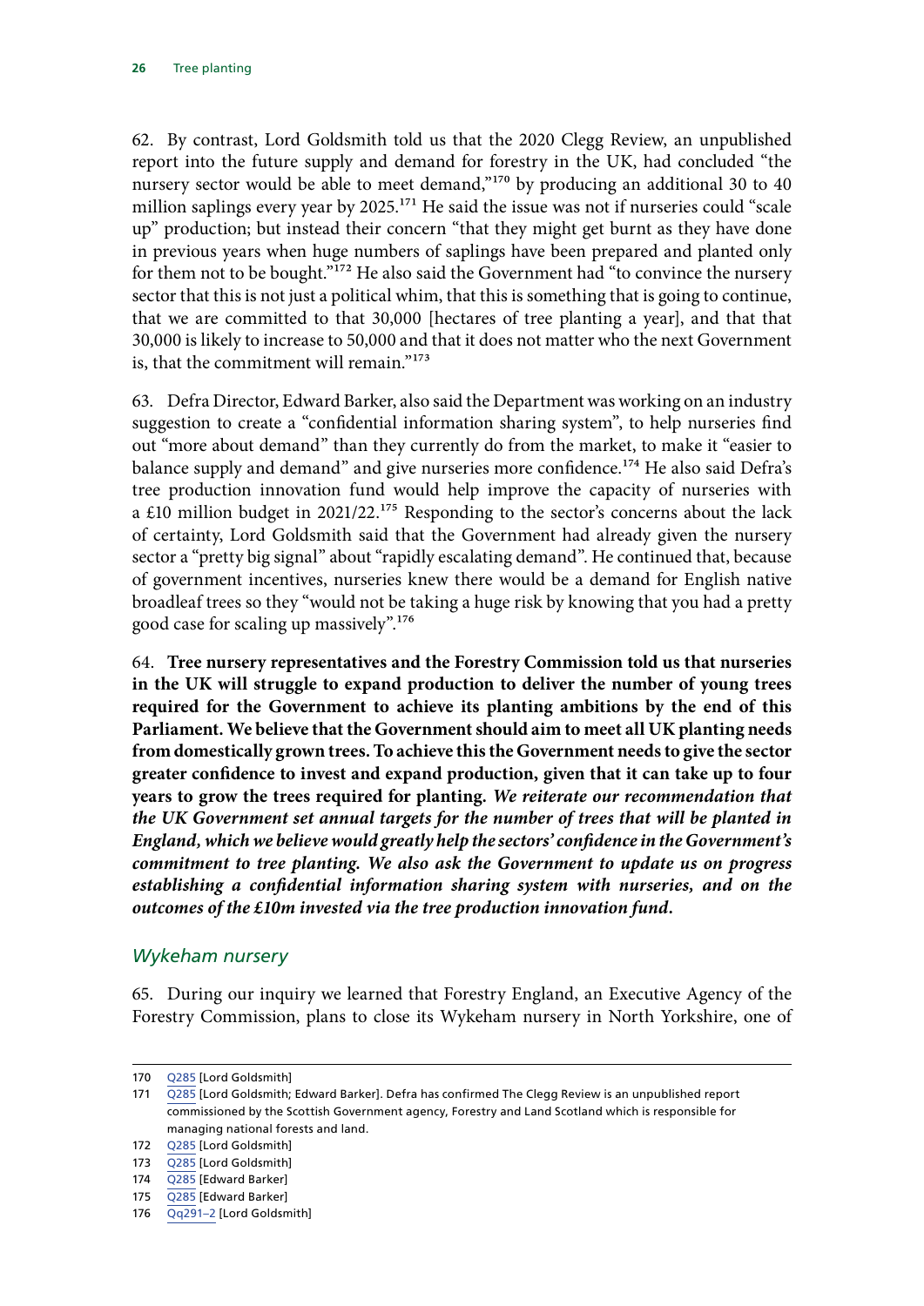62. By contrast, Lord Goldsmith told us that the 2020 Clegg Review, an unpublished report into the future supply and demand for forestry in the UK, had concluded "the nursery sector would be able to meet demand,"[170] by producing an additional 30 to 40 million saplings every year by 2025.[171] He said the issue was not if nurseries could "scale up" production; but instead their concern "that they might get burnt as they have done in previous years when huge numbers of saplings have been prepared and planted only for them not to be bought."[172] He also said the Government had "to convince the nursery sector that this is not just a political whim, that this is something that is going to continue, that we are committed to that 30,000 [hectares of tree planting a year], and that that 30,000 is likely to increase to 50,000 and that it does not matter who the next Government is, that the commitment will remain."[173]

63. Defra Director, Edward Barker, also said the Department was working on an industry suggestion to create a "confidential information sharing system", to help nurseries find out "more about demand" than they currently do from the market, to make it "easier to balance supply and demand" and give nurseries more confidence.[174] He also said Defra's tree production innovation fund would help improve the capacity of nurseries with a £10 million budget in 2021/22.[175] Responding to the sector's concerns about the lack of certainty, Lord Goldsmith said that the Government had already given the nursery sector a "pretty big signal" about "rapidly escalating demand". He continued that, because of government incentives, nurseries knew there would be a demand for English native broadleaf trees so they "would not be taking a huge risk by knowing that you had a pretty good case for scaling up massively".[176]

64. **Tree nursery representatives and the Forestry Commission told us that nurseries in the UK will struggle to expand production to deliver the number of young trees required for the Government to achieve its planting ambitions by the end of this Parliament. We believe that the Government should aim to meet all UK planting needs from domestically grown trees. To achieve this the Government needs to give the sector greater confidence to invest and expand production, given that it can take up to four years to grow the trees required for planting.** ***We reiterate our recommendation that the UK Government set annual targets for the number of trees that will be planted in England, which we believe would greatly help the sectors' confidence in the Government's commitment to tree planting. We also ask the Government to update us on progress establishing a confidential information sharing system with nurseries, and on the outcomes of the £10m invested via the tree production innovation fund.***

### *Wykeham nursery*

65. During our inquiry we learned that Forestry England, an Executive Agency of the Forestry Commission, plans to close its Wykeham nursery in North Yorkshire, one of

170 Q285 [Lord Goldsmith]

171 Q285 [Lord Goldsmith; Edward Barker]. Defra has confirmed The Clegg Review is an unpublished report commissioned by the Scottish Government agency, Forestry and Land Scotland which is responsible for managing national forests and land.

172 Q285 [Lord Goldsmith]

173 Q285 [Lord Goldsmith]

174 Q285 [Edward Barker]

175 Q285 [Edward Barker]

176 Qq291–2 [Lord Goldsmith]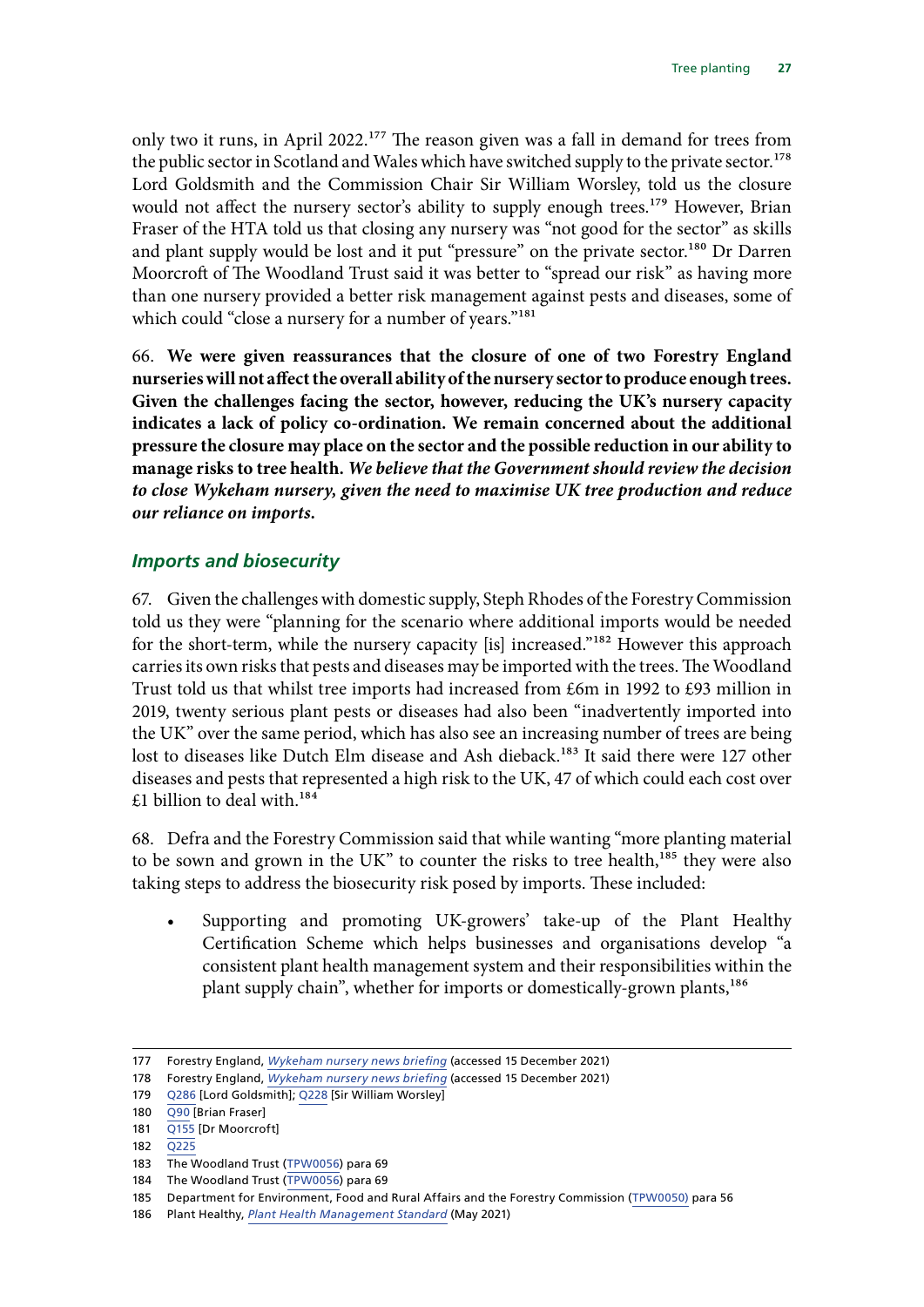only two it runs, in April 2022.[177] The reason given was a fall in demand for trees from the public sector in Scotland and Wales which have switched supply to the private sector.[178] Lord Goldsmith and the Commission Chair Sir William Worsley, told us the closure would not affect the nursery sector's ability to supply enough trees.[179] However, Brian Fraser of the HTA told us that closing any nursery was "not good for the sector" as skills and plant supply would be lost and it put "pressure" on the private sector.[180] Dr Darren Moorcroft of The Woodland Trust said it was better to "spread our risk" as having more than one nursery provided a better risk management against pests and diseases, some of which could "close a nursery for a number of years."[181]

66. **We were given reassurances that the closure of one of two Forestry England nurseries will not affect the overall ability of the nursery sector to produce enough trees. Given the challenges facing the sector, however, reducing the UK's nursery capacity indicates a lack of policy co-ordination. We remain concerned about the additional pressure the closure may place on the sector and the possible reduction in our ability to manage risks to tree health.** ***We believe that the Government should review the decision to close Wykeham nursery, given the need to maximise UK tree production and reduce our reliance on imports.***

### *Imports and biosecurity*

67. Given the challenges with domestic supply, Steph Rhodes of the Forestry Commission told us they were "planning for the scenario where additional imports would be needed for the short-term, while the nursery capacity [is] increased."[182] However this approach carries its own risks that pests and diseases may be imported with the trees. The Woodland Trust told us that whilst tree imports had increased from £6m in 1992 to £93 million in 2019, twenty serious plant pests or diseases had also been "inadvertently imported into the UK" over the same period, which has also see an increasing number of trees are being lost to diseases like Dutch Elm disease and Ash dieback.[183] It said there were 127 other diseases and pests that represented a high risk to the UK, 47 of which could each cost over £1 billion to deal with.[184]

68. Defra and the Forestry Commission said that while wanting "more planting material to be sown and grown in the UK" to counter the risks to tree health,[185] they were also taking steps to address the biosecurity risk posed by imports. These included:

- Supporting and promoting UK-growers' take-up of the Plant Healthy Certification Scheme which helps businesses and organisations develop "a consistent plant health management system and their responsibilities within the plant supply chain", whether for imports or domestically-grown plants,[186]

---

177 Forestry England, *Wykeham nursery news briefing* (accessed 15 December 2021)

178 Forestry England, *Wykeham nursery news briefing* (accessed 15 December 2021)

179 Q286 [Lord Goldsmith]; Q228 [Sir William Worsley]

180 Q90 [Brian Fraser]

181 Q155 [Dr Moorcroft]

182 Q225

183 The Woodland Trust (TPW0056) para 69

184 The Woodland Trust (TPW0056) para 69

185 Department for Environment, Food and Rural Affairs and the Forestry Commission (TPW0050) para 56

186 Plant Healthy, *Plant Health Management Standard* (May 2021)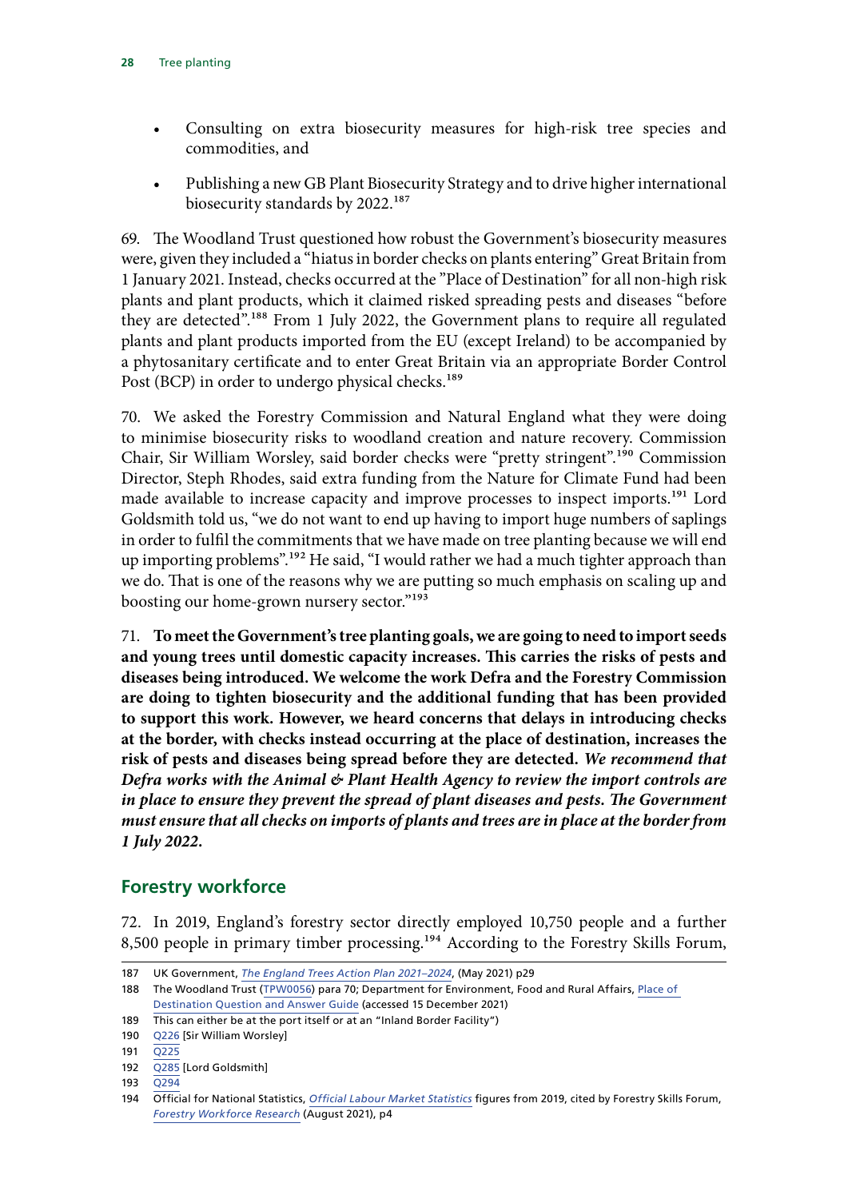- Consulting on extra biosecurity measures for high-risk tree species and commodities, and
- Publishing a new GB Plant Biosecurity Strategy and to drive higher international biosecurity standards by 2022.[187]

69. The Woodland Trust questioned how robust the Government's biosecurity measures were, given they included a "hiatus in border checks on plants entering" Great Britain from 1 January 2021. Instead, checks occurred at the "Place of Destination" for all non-high risk plants and plant products, which it claimed risked spreading pests and diseases "before they are detected".[188] From 1 July 2022, the Government plans to require all regulated plants and plant products imported from the EU (except Ireland) to be accompanied by a phytosanitary certificate and to enter Great Britain via an appropriate Border Control Post (BCP) in order to undergo physical checks.[189]

70. We asked the Forestry Commission and Natural England what they were doing to minimise biosecurity risks to woodland creation and nature recovery. Commission Chair, Sir William Worsley, said border checks were "pretty stringent".[190] Commission Director, Steph Rhodes, said extra funding from the Nature for Climate Fund had been made available to increase capacity and improve processes to inspect imports.[191] Lord Goldsmith told us, "we do not want to end up having to import huge numbers of saplings in order to fulfil the commitments that we have made on tree planting because we will end up importing problems".[192] He said, "I would rather we had a much tighter approach than we do. That is one of the reasons why we are putting so much emphasis on scaling up and boosting our home-grown nursery sector."[193]

71. **To meet the Government's tree planting goals, we are going to need to import seeds and young trees until domestic capacity increases. This carries the risks of pests and diseases being introduced. We welcome the work Defra and the Forestry Commission are doing to tighten biosecurity and the additional funding that has been provided to support this work. However, we heard concerns that delays in introducing checks at the border, with checks instead occurring at the place of destination, increases the risk of pests and diseases being spread before they are detected.** ***We recommend that Defra works with the Animal & Plant Health Agency to review the import controls are in place to ensure they prevent the spread of plant diseases and pests. The Government must ensure that all checks on imports of plants and trees are in place at the border from 1 July 2022.***

## Forestry workforce

72. In 2019, England's forestry sector directly employed 10,750 people and a further 8,500 people in primary timber processing.[194] According to the Forestry Skills Forum,

---

187 UK Government, *The England Trees Action Plan 2021–2024*, (May 2021) p29

188 The Woodland Trust (TPW0056) para 70; Department for Environment, Food and Rural Affairs, Place of Destination Question and Answer Guide (accessed 15 December 2021)

189 This can either be at the port itself or at an "Inland Border Facility")

190 Q226 [Sir William Worsley]

191 Q225

192 Q285 [Lord Goldsmith]

193 Q294

194 Official for National Statistics, *Official Labour Market Statistics* figures from 2019, cited by Forestry Skills Forum, *Forestry Workforce Research* (August 2021), p4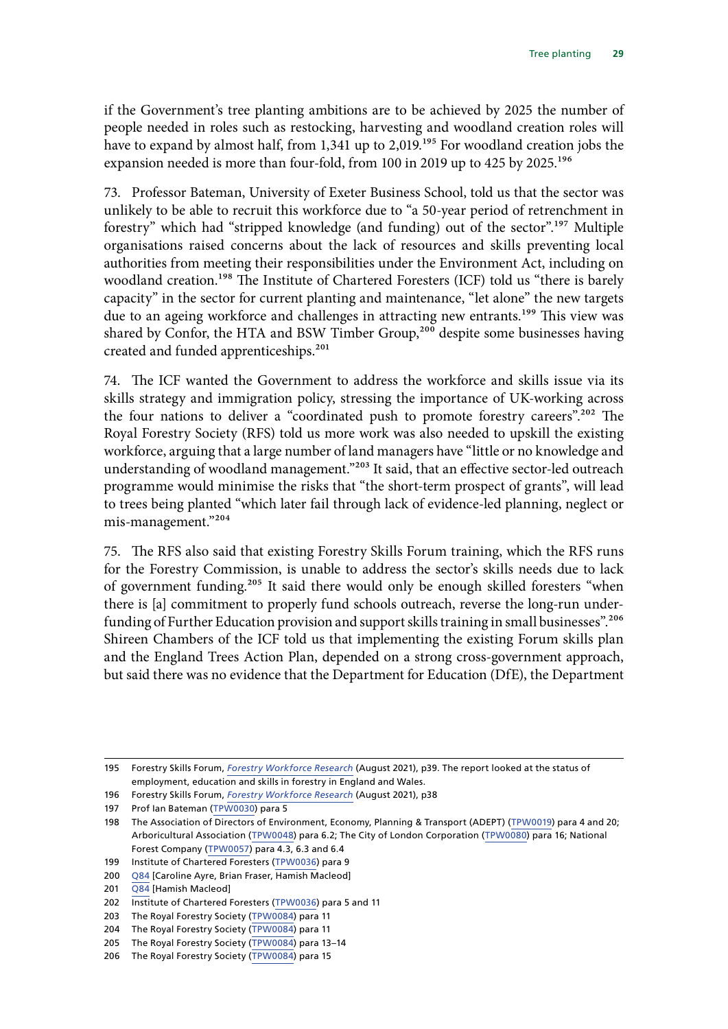if the Government's tree planting ambitions are to be achieved by 2025 the number of people needed in roles such as restocking, harvesting and woodland creation roles will have to expand by almost half, from 1,341 up to 2,019.[195] For woodland creation jobs the expansion needed is more than four-fold, from 100 in 2019 up to 425 by 2025.[196]

73. Professor Bateman, University of Exeter Business School, told us that the sector was unlikely to be able to recruit this workforce due to "a 50-year period of retrenchment in forestry" which had "stripped knowledge (and funding) out of the sector".[197] Multiple organisations raised concerns about the lack of resources and skills preventing local authorities from meeting their responsibilities under the Environment Act, including on woodland creation.[198] The Institute of Chartered Foresters (ICF) told us "there is barely capacity" in the sector for current planting and maintenance, "let alone" the new targets due to an ageing workforce and challenges in attracting new entrants.[199] This view was shared by Confor, the HTA and BSW Timber Group,[200] despite some businesses having created and funded apprenticeships.[201]

74. The ICF wanted the Government to address the workforce and skills issue via its skills strategy and immigration policy, stressing the importance of UK-working across the four nations to deliver a "coordinated push to promote forestry careers".[202] The Royal Forestry Society (RFS) told us more work was also needed to upskill the existing workforce, arguing that a large number of land managers have "little or no knowledge and understanding of woodland management."[203] It said, that an effective sector-led outreach programme would minimise the risks that "the short-term prospect of grants", will lead to trees being planted "which later fail through lack of evidence-led planning, neglect or mis-management."[204]

75. The RFS also said that existing Forestry Skills Forum training, which the RFS runs for the Forestry Commission, is unable to address the sector's skills needs due to lack of government funding.[205] It said there would only be enough skilled foresters "when there is [a] commitment to properly fund schools outreach, reverse the long-run under-funding of Further Education provision and support skills training in small businesses".[206] Shireen Chambers of the ICF told us that implementing the existing Forum skills plan and the England Trees Action Plan, depended on a strong cross-government approach, but said there was no evidence that the Department for Education (DfE), the Department

---

195 Forestry Skills Forum, *Forestry Workforce Research* (August 2021), p39. The report looked at the status of employment, education and skills in forestry in England and Wales.

196 Forestry Skills Forum, *Forestry Workforce Research* (August 2021), p38

197 Prof Ian Bateman (TPW0030) para 5

198 The Association of Directors of Environment, Economy, Planning & Transport (ADEPT) (TPW0019) para 4 and 20; Arboricultural Association (TPW0048) para 6.2; The City of London Corporation (TPW0080) para 16; National Forest Company (TPW0057) para 4.3, 6.3 and 6.4

199 Institute of Chartered Foresters (TPW0036) para 9

200 Q84 [Caroline Ayre, Brian Fraser, Hamish Macleod]

201 Q84 [Hamish Macleod]

202 Institute of Chartered Foresters (TPW0036) para 5 and 11

203 The Royal Forestry Society (TPW0084) para 11

204 The Royal Forestry Society (TPW0084) para 11

205 The Royal Forestry Society (TPW0084) para 13–14

206 The Royal Forestry Society (TPW0084) para 15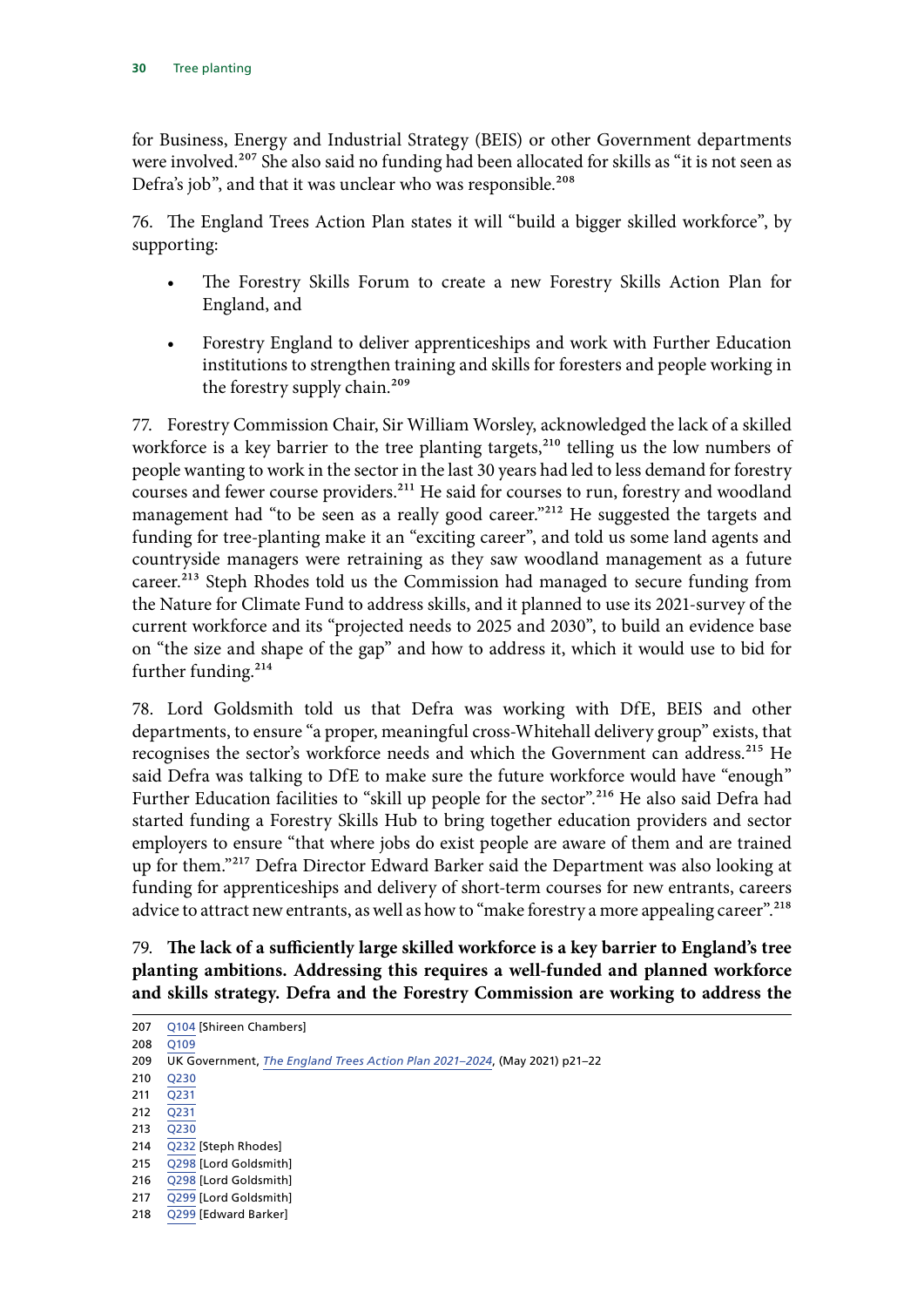for Business, Energy and Industrial Strategy (BEIS) or other Government departments were involved.[207] She also said no funding had been allocated for skills as "it is not seen as Defra's job", and that it was unclear who was responsible.[208]

76. The England Trees Action Plan states it will "build a bigger skilled workforce", by supporting:

- The Forestry Skills Forum to create a new Forestry Skills Action Plan for England, and
- Forestry England to deliver apprenticeships and work with Further Education institutions to strengthen training and skills for foresters and people working in the forestry supply chain.[209]

77. Forestry Commission Chair, Sir William Worsley, acknowledged the lack of a skilled workforce is a key barrier to the tree planting targets,[210] telling us the low numbers of people wanting to work in the sector in the last 30 years had led to less demand for forestry courses and fewer course providers.[211] He said for courses to run, forestry and woodland management had "to be seen as a really good career."[212] He suggested the targets and funding for tree-planting make it an "exciting career", and told us some land agents and countryside managers were retraining as they saw woodland management as a future career.[213] Steph Rhodes told us the Commission had managed to secure funding from the Nature for Climate Fund to address skills, and it planned to use its 2021-survey of the current workforce and its "projected needs to 2025 and 2030", to build an evidence base on "the size and shape of the gap" and how to address it, which it would use to bid for further funding.[214]

78. Lord Goldsmith told us that Defra was working with DfE, BEIS and other departments, to ensure "a proper, meaningful cross-Whitehall delivery group" exists, that recognises the sector's workforce needs and which the Government can address.[215] He said Defra was talking to DfE to make sure the future workforce would have "enough" Further Education facilities to "skill up people for the sector".[216] He also said Defra had started funding a Forestry Skills Hub to bring together education providers and sector employers to ensure "that where jobs do exist people are aware of them and are trained up for them."[217] Defra Director Edward Barker said the Department was also looking at funding for apprenticeships and delivery of short-term courses for new entrants, careers advice to attract new entrants, as well as how to "make forestry a more appealing career".[218]

79. **The lack of a sufficiently large skilled workforce is a key barrier to England's tree planting ambitions. Addressing this requires a well-funded and planned workforce and skills strategy. Defra and the Forestry Commission are working to address the**

207 Q104 [Shireen Chambers]
208 Q109
209 UK Government, *The England Trees Action Plan 2021–2024*, (May 2021) p21–22
210 Q230
211 Q231
212 Q231
213 Q230
214 Q232 [Steph Rhodes]
215 Q298 [Lord Goldsmith]
216 Q298 [Lord Goldsmith]
217 Q299 [Lord Goldsmith]
218 Q299 [Edward Barker]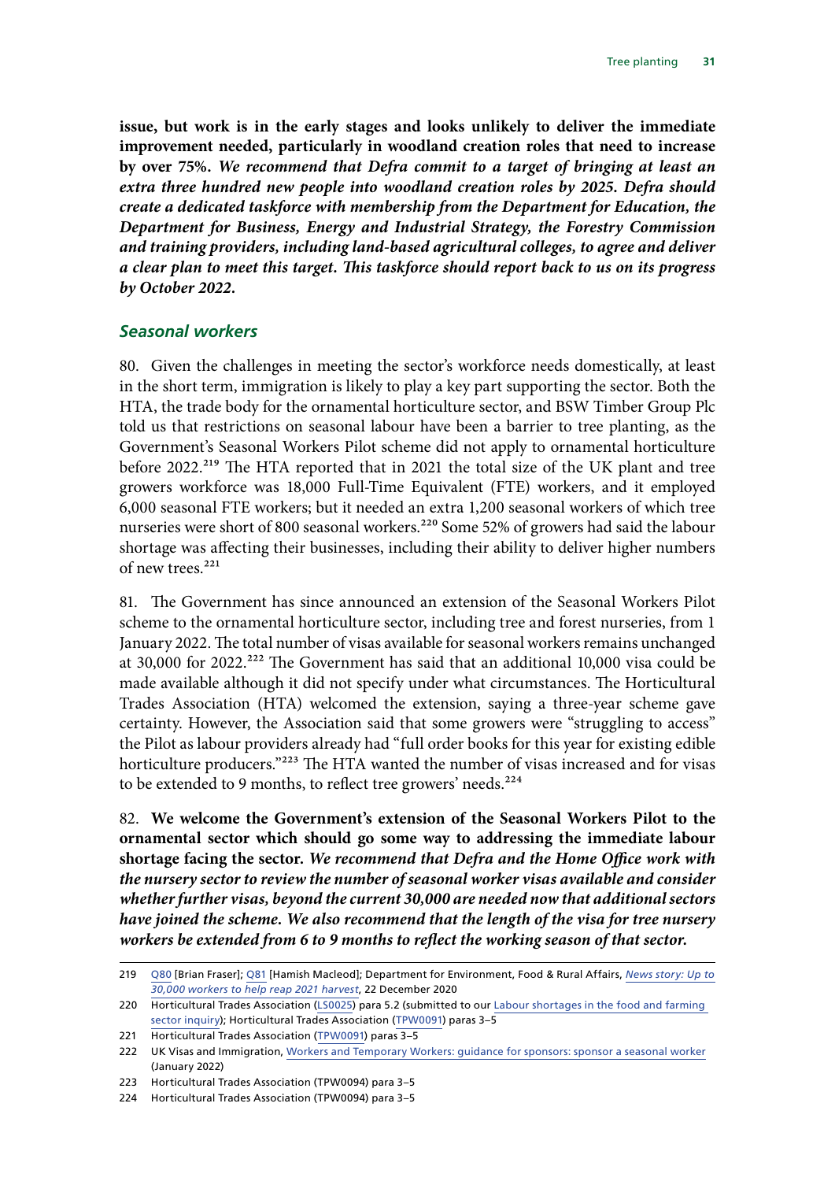**issue, but work is in the early stages and looks unlikely to deliver the immediate improvement needed, particularly in woodland creation roles that need to increase by over 75%. *We recommend that Defra commit to a target of bringing at least an extra three hundred new people into woodland creation roles by 2025. Defra should create a dedicated taskforce with membership from the Department for Education, the Department for Business, Energy and Industrial Strategy, the Forestry Commission and training providers, including land-based agricultural colleges, to agree and deliver a clear plan to meet this target. This taskforce should report back to us on its progress by October 2022.***

### *Seasonal workers*

80. Given the challenges in meeting the sector's workforce needs domestically, at least in the short term, immigration is likely to play a key part supporting the sector. Both the HTA, the trade body for the ornamental horticulture sector, and BSW Timber Group Plc told us that restrictions on seasonal labour have been a barrier to tree planting, as the Government's Seasonal Workers Pilot scheme did not apply to ornamental horticulture before 2022.[219] The HTA reported that in 2021 the total size of the UK plant and tree growers workforce was 18,000 Full-Time Equivalent (FTE) workers, and it employed 6,000 seasonal FTE workers; but it needed an extra 1,200 seasonal workers of which tree nurseries were short of 800 seasonal workers.[220] Some 52% of growers had said the labour shortage was affecting their businesses, including their ability to deliver higher numbers of new trees.[221]

81. The Government has since announced an extension of the Seasonal Workers Pilot scheme to the ornamental horticulture sector, including tree and forest nurseries, from 1 January 2022. The total number of visas available for seasonal workers remains unchanged at 30,000 for 2022.[222] The Government has said that an additional 10,000 visa could be made available although it did not specify under what circumstances. The Horticultural Trades Association (HTA) welcomed the extension, saying a three-year scheme gave certainty. However, the Association said that some growers were "struggling to access" the Pilot as labour providers already had "full order books for this year for existing edible horticulture producers."[223] The HTA wanted the number of visas increased and for visas to be extended to 9 months, to reflect tree growers' needs.[224]

82. **We welcome the Government's extension of the Seasonal Workers Pilot to the ornamental sector which should go some way to addressing the immediate labour shortage facing the sector. *We recommend that Defra and the Home Office work with the nursery sector to review the number of seasonal worker visas available and consider whether further visas, beyond the current 30,000 are needed now that additional sectors have joined the scheme. We also recommend that the length of the visa for tree nursery workers be extended from 6 to 9 months to reflect the working season of that sector.***

---

219 Q80 [Brian Fraser]; Q81 [Hamish Macleod]; Department for Environment, Food & Rural Affairs, *News story: Up to 30,000 workers to help reap 2021 harvest*, 22 December 2020

220 Horticultural Trades Association (LS0025) para 5.2 (submitted to our Labour shortages in the food and farming sector inquiry); Horticultural Trades Association (TPW0091) paras 3–5

221 Horticultural Trades Association (TPW0091) paras 3–5

222 UK Visas and Immigration, Workers and Temporary Workers: guidance for sponsors: sponsor a seasonal worker (January 2022)

223 Horticultural Trades Association (TPW0094) para 3–5

224 Horticultural Trades Association (TPW0094) para 3–5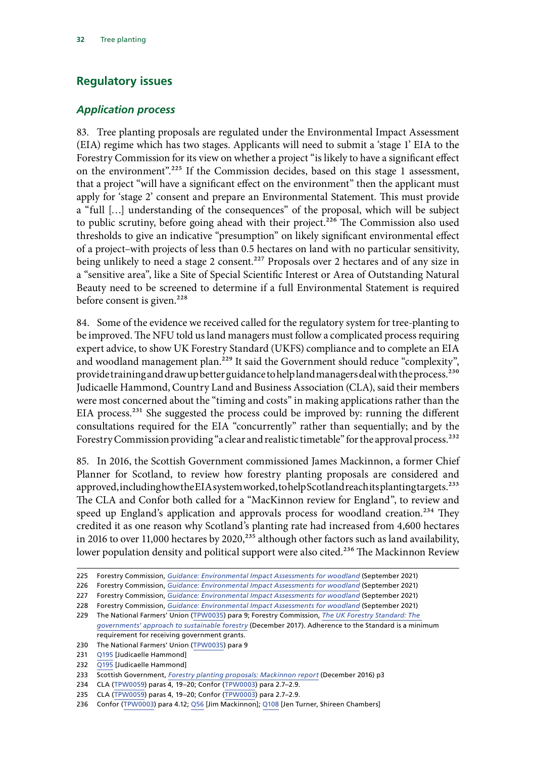## Regulatory issues

### *Application process*

83. Tree planting proposals are regulated under the Environmental Impact Assessment (EIA) regime which has two stages. Applicants will need to submit a 'stage 1' EIA to the Forestry Commission for its view on whether a project "is likely to have a significant effect on the environment".[225] If the Commission decides, based on this stage 1 assessment, that a project "will have a significant effect on the environment" then the applicant must apply for 'stage 2' consent and prepare an Environmental Statement. This must provide a "full […] understanding of the consequences" of the proposal, which will be subject to public scrutiny, before going ahead with their project.[226] The Commission also used thresholds to give an indicative "presumption" on likely significant environmental effect of a project–with projects of less than 0.5 hectares on land with no particular sensitivity, being unlikely to need a stage 2 consent.[227] Proposals over 2 hectares and of any size in a "sensitive area", like a Site of Special Scientific Interest or Area of Outstanding Natural Beauty need to be screened to determine if a full Environmental Statement is required before consent is given.[228]

84. Some of the evidence we received called for the regulatory system for tree-planting to be improved. The NFU told us land managers must follow a complicated process requiring expert advice, to show UK Forestry Standard (UKFS) compliance and to complete an EIA and woodland management plan.[229] It said the Government should reduce "complexity", provide training and draw up better guidance to help land managers deal with the process.[230] Judicaelle Hammond, Country Land and Business Association (CLA), said their members were most concerned about the "timing and costs" in making applications rather than the EIA process.[231] She suggested the process could be improved by: running the different consultations required for the EIA "concurrently" rather than sequentially; and by the Forestry Commission providing "a clear and realistic timetable" for the approval process.[232]

85. In 2016, the Scottish Government commissioned James Mackinnon, a former Chief Planner for Scotland, to review how forestry planting proposals are considered and approved, including how the EIA system worked, to help Scotland reach its planting targets.[233] The CLA and Confor both called for a "MacKinnon review for England", to review and speed up England's application and approvals process for woodland creation.[234] They credited it as one reason why Scotland's planting rate had increased from 4,600 hectares in 2016 to over 11,000 hectares by 2020,[235] although other factors such as land availability, lower population density and political support were also cited.[236] The Mackinnon Review

---

225 Forestry Commission, *Guidance: Environmental Impact Assessments for woodland* (September 2021)

226 Forestry Commission, *Guidance: Environmental Impact Assessments for woodland* (September 2021)

227 Forestry Commission, *Guidance: Environmental Impact Assessments for woodland* (September 2021)

228 Forestry Commission, *Guidance: Environmental Impact Assessments for woodland* (September 2021)

229 The National Farmers' Union (TPW0035) para 9; Forestry Commission, *The UK Forestry Standard: The governments' approach to sustainable forestry* (December 2017). Adherence to the Standard is a minimum requirement for receiving government grants.

230 The National Farmers' Union (TPW0035) para 9

231 Q195 [Judicaelle Hammond]

232 Q195 [Judicaelle Hammond]

233 Scottish Government, *Forestry planting proposals: Mackinnon report* (December 2016) p3

234 CLA (TPW0059) paras 4, 19–20; Confor (TPW0003) para 2.7–2.9.

235 CLA (TPW0059) paras 4, 19–20; Confor (TPW0003) para 2.7–2.9.

236 Confor (TPW0003) para 4.12; Q56 [Jim Mackinnon]; Q108 [Jen Turner, Shireen Chambers]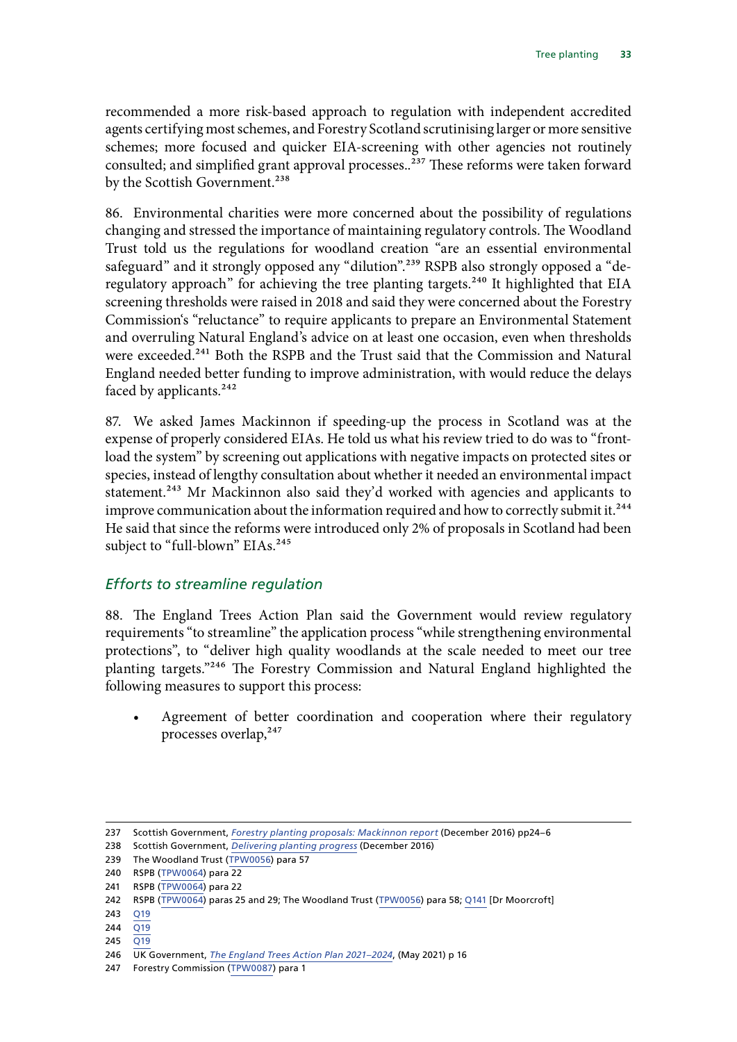recommended a more risk-based approach to regulation with independent accredited agents certifying most schemes, and Forestry Scotland scrutinising larger or more sensitive schemes; more focused and quicker EIA-screening with other agencies not routinely consulted; and simplified grant approval processes..[237] These reforms were taken forward by the Scottish Government.[238]

86. Environmental charities were more concerned about the possibility of regulations changing and stressed the importance of maintaining regulatory controls. The Woodland Trust told us the regulations for woodland creation "are an essential environmental safeguard" and it strongly opposed any "dilution".[239] RSPB also strongly opposed a "de-regulatory approach" for achieving the tree planting targets.[240] It highlighted that EIA screening thresholds were raised in 2018 and said they were concerned about the Forestry Commission's "reluctance" to require applicants to prepare an Environmental Statement and overruling Natural England's advice on at least one occasion, even when thresholds were exceeded.[241] Both the RSPB and the Trust said that the Commission and Natural England needed better funding to improve administration, with would reduce the delays faced by applicants.[242]

87. We asked James Mackinnon if speeding-up the process in Scotland was at the expense of properly considered EIAs. He told us what his review tried to do was to "front-load the system" by screening out applications with negative impacts on protected sites or species, instead of lengthy consultation about whether it needed an environmental impact statement.[243] Mr Mackinnon also said they'd worked with agencies and applicants to improve communication about the information required and how to correctly submit it.[244] He said that since the reforms were introduced only 2% of proposals in Scotland had been subject to "full-blown" EIAs.[245]

### *Efforts to streamline regulation*

88. The England Trees Action Plan said the Government would review regulatory requirements "to streamline" the application process "while strengthening environmental protections", to "deliver high quality woodlands at the scale needed to meet our tree planting targets."[246] The Forestry Commission and Natural England highlighted the following measures to support this process:

- Agreement of better coordination and cooperation where their regulatory processes overlap,[247]

---

237 Scottish Government, *Forestry planting proposals: Mackinnon report* (December 2016) pp24–6

238 Scottish Government, *Delivering planting progress* (December 2016)

239 The Woodland Trust (TPW0056) para 57

240 RSPB (TPW0064) para 22

241 RSPB (TPW0064) para 22

242 RSPB (TPW0064) paras 25 and 29; The Woodland Trust (TPW0056) para 58; Q141 [Dr Moorcroft]

243 Q19

244 Q19

245 Q19

246 UK Government, *The England Trees Action Plan 2021–2024*, (May 2021) p 16

247 Forestry Commission (TPW0087) para 1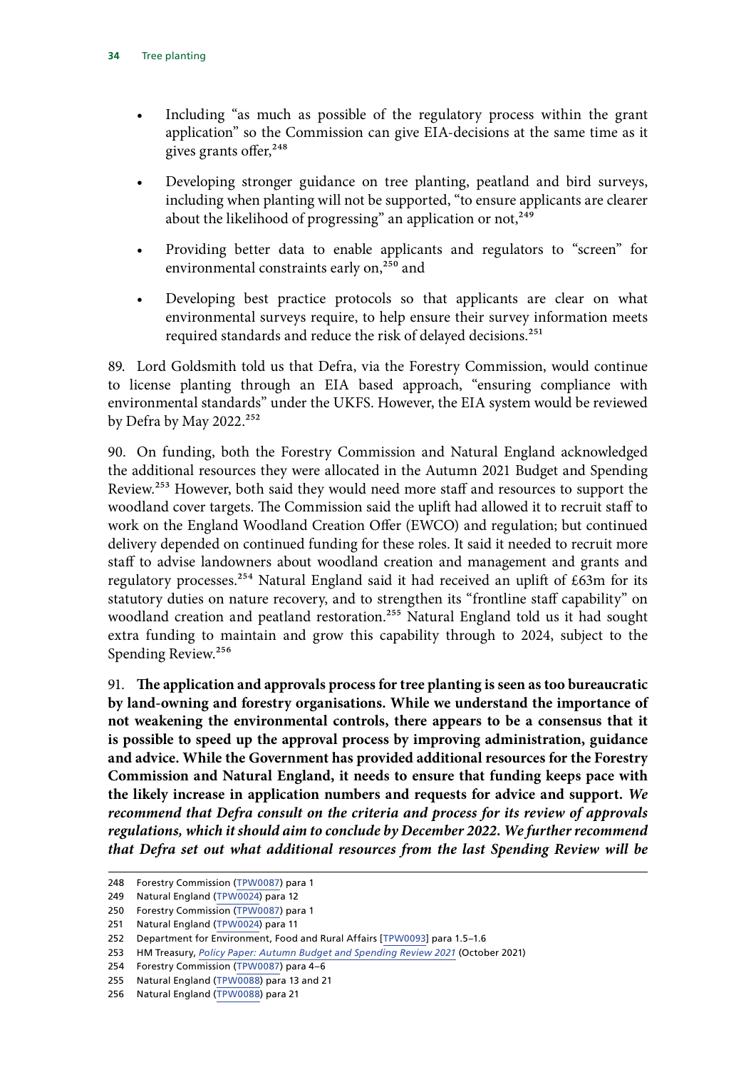- Including "as much as possible of the regulatory process within the grant application" so the Commission can give EIA-decisions at the same time as it gives grants offer,[248]
- Developing stronger guidance on tree planting, peatland and bird surveys, including when planting will not be supported, "to ensure applicants are clearer about the likelihood of progressing" an application or not,[249]
- Providing better data to enable applicants and regulators to "screen" for environmental constraints early on,[250] and
- Developing best practice protocols so that applicants are clear on what environmental surveys require, to help ensure their survey information meets required standards and reduce the risk of delayed decisions.[251]

89. Lord Goldsmith told us that Defra, via the Forestry Commission, would continue to license planting through an EIA based approach, "ensuring compliance with environmental standards" under the UKFS. However, the EIA system would be reviewed by Defra by May 2022.[252]

90. On funding, both the Forestry Commission and Natural England acknowledged the additional resources they were allocated in the Autumn 2021 Budget and Spending Review.[253] However, both said they would need more staff and resources to support the woodland cover targets. The Commission said the uplift had allowed it to recruit staff to work on the England Woodland Creation Offer (EWCO) and regulation; but continued delivery depended on continued funding for these roles. It said it needed to recruit more staff to advise landowners about woodland creation and management and grants and regulatory processes.[254] Natural England said it had received an uplift of £63m for its statutory duties on nature recovery, and to strengthen its "frontline staff capability" on woodland creation and peatland restoration.[255] Natural England told us it had sought extra funding to maintain and grow this capability through to 2024, subject to the Spending Review.[256]

91. **The application and approvals process for tree planting is seen as too bureaucratic by land-owning and forestry organisations. While we understand the importance of not weakening the environmental controls, there appears to be a consensus that it is possible to speed up the approval process by improving administration, guidance and advice. While the Government has provided additional resources for the Forestry Commission and Natural England, it needs to ensure that funding keeps pace with the likely increase in application numbers and requests for advice and support.** ***We recommend that Defra consult on the criteria and process for its review of approvals regulations, which it should aim to conclude by December 2022. We further recommend that Defra set out what additional resources from the last Spending Review will be***

248 Forestry Commission (TPW0087) para 1
249 Natural England (TPW0024) para 12
250 Forestry Commission (TPW0087) para 1
251 Natural England (TPW0024) para 11
252 Department for Environment, Food and Rural Affairs [TPW0093] para 1.5–1.6
253 HM Treasury, *Policy Paper: Autumn Budget and Spending Review 2021* (October 2021)
254 Forestry Commission (TPW0087) para 4–6
255 Natural England (TPW0088) para 13 and 21
256 Natural England (TPW0088) para 21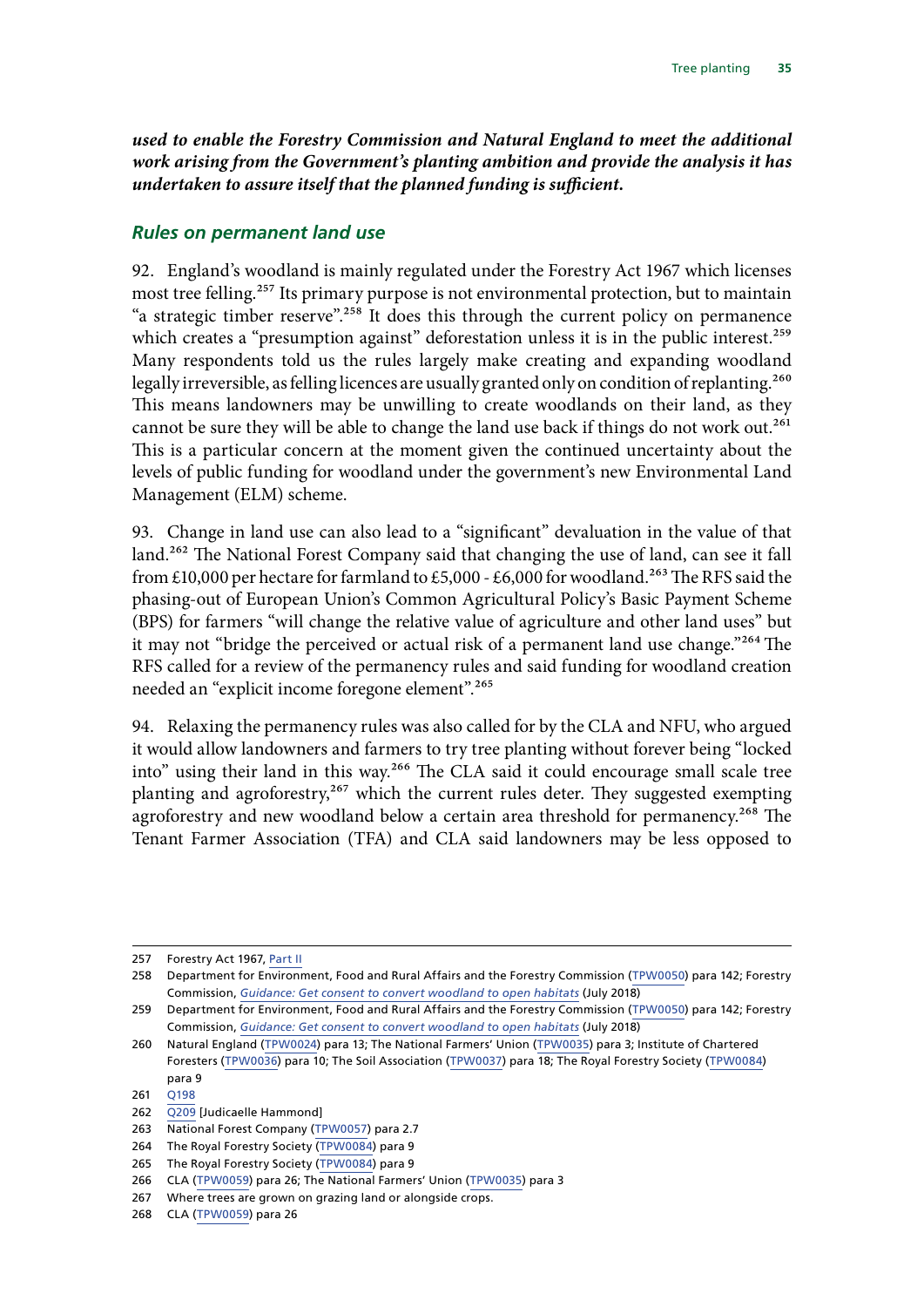***used to enable the Forestry Commission and Natural England to meet the additional work arising from the Government's planting ambition and provide the analysis it has undertaken to assure itself that the planned funding is sufficient.***

### *Rules on permanent land use*

92. England's woodland is mainly regulated under the Forestry Act 1967 which licenses most tree felling.[257] Its primary purpose is not environmental protection, but to maintain "a strategic timber reserve".[258] It does this through the current policy on permanence which creates a "presumption against" deforestation unless it is in the public interest.[259] Many respondents told us the rules largely make creating and expanding woodland legally irreversible, as felling licences are usually granted only on condition of replanting.[260] This means landowners may be unwilling to create woodlands on their land, as they cannot be sure they will be able to change the land use back if things do not work out.[261] This is a particular concern at the moment given the continued uncertainty about the levels of public funding for woodland under the government's new Environmental Land Management (ELM) scheme.

93. Change in land use can also lead to a "significant" devaluation in the value of that land.[262] The National Forest Company said that changing the use of land, can see it fall from £10,000 per hectare for farmland to £5,000 - £6,000 for woodland.[263] The RFS said the phasing-out of European Union's Common Agricultural Policy's Basic Payment Scheme (BPS) for farmers "will change the relative value of agriculture and other land uses" but it may not "bridge the perceived or actual risk of a permanent land use change."[264] The RFS called for a review of the permanency rules and said funding for woodland creation needed an "explicit income foregone element".[265]

94. Relaxing the permanency rules was also called for by the CLA and NFU, who argued it would allow landowners and farmers to try tree planting without forever being "locked into" using their land in this way.[266] The CLA said it could encourage small scale tree planting and agroforestry,[267] which the current rules deter. They suggested exempting agroforestry and new woodland below a certain area threshold for permanency.[268] The Tenant Farmer Association (TFA) and CLA said landowners may be less opposed to

---

257 Forestry Act 1967, Part II

258 Department for Environment, Food and Rural Affairs and the Forestry Commission (TPW0050) para 142; Forestry Commission, *Guidance: Get consent to convert woodland to open habitats* (July 2018)

259 Department for Environment, Food and Rural Affairs and the Forestry Commission (TPW0050) para 142; Forestry Commission, *Guidance: Get consent to convert woodland to open habitats* (July 2018)

260 Natural England (TPW0024) para 13; The National Farmers' Union (TPW0035) para 3; Institute of Chartered Foresters (TPW0036) para 10; The Soil Association (TPW0037) para 18; The Royal Forestry Society (TPW0084) para 9

261 Q198

262 Q209 [Judicaelle Hammond]

263 National Forest Company (TPW0057) para 2.7

264 The Royal Forestry Society (TPW0084) para 9

265 The Royal Forestry Society (TPW0084) para 9

266 CLA (TPW0059) para 26; The National Farmers' Union (TPW0035) para 3

267 Where trees are grown on grazing land or alongside crops.

268 CLA (TPW0059) para 26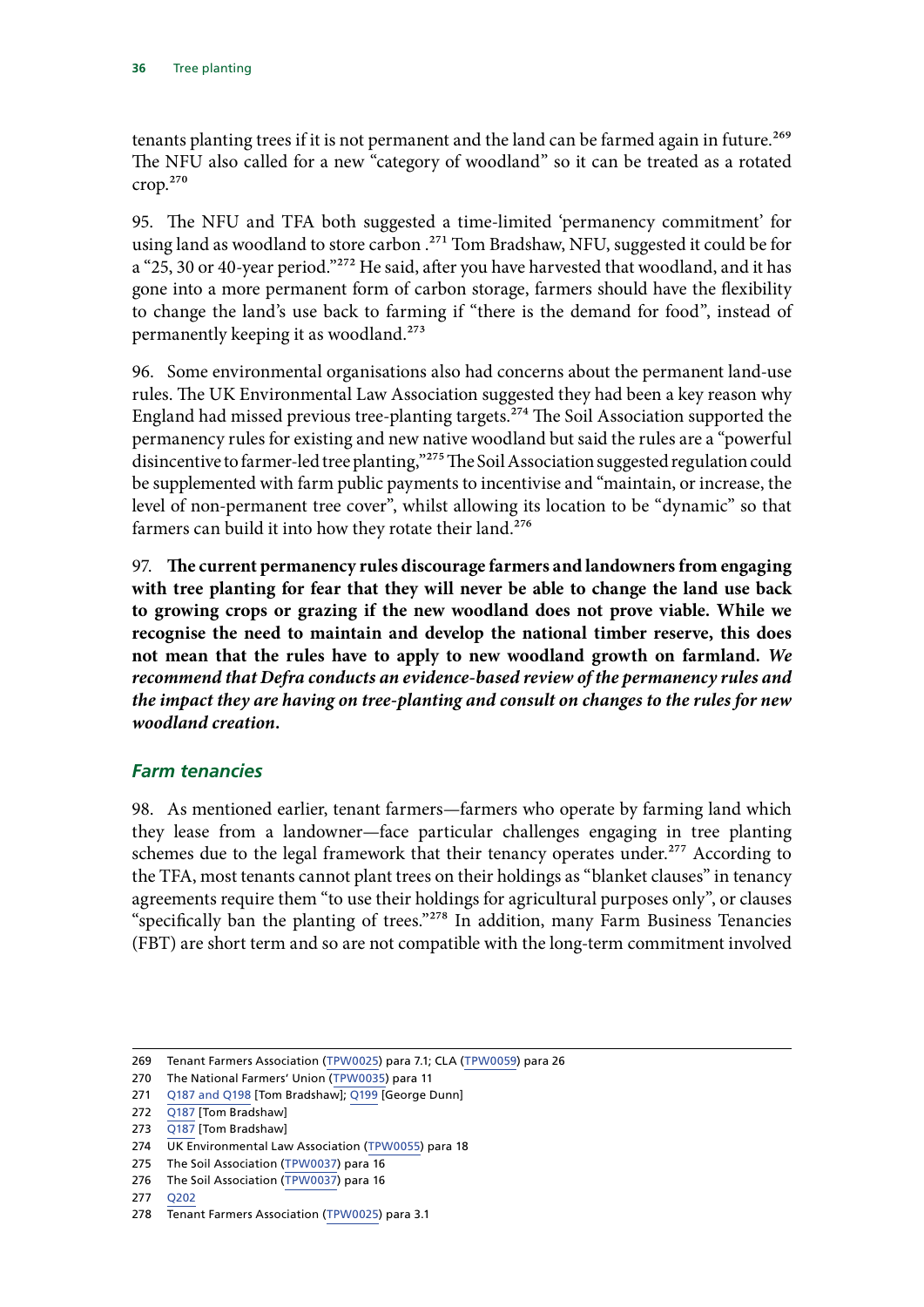tenants planting trees if it is not permanent and the land can be farmed again in future.[269] The NFU also called for a new "category of woodland" so it can be treated as a rotated crop.[270]

95. The NFU and TFA both suggested a time-limited 'permanency commitment' for using land as woodland to store carbon .[271] Tom Bradshaw, NFU, suggested it could be for a "25, 30 or 40-year period."[272] He said, after you have harvested that woodland, and it has gone into a more permanent form of carbon storage, farmers should have the flexibility to change the land's use back to farming if "there is the demand for food", instead of permanently keeping it as woodland.[273]

96. Some environmental organisations also had concerns about the permanent land-use rules. The UK Environmental Law Association suggested they had been a key reason why England had missed previous tree-planting targets.[274] The Soil Association supported the permanency rules for existing and new native woodland but said the rules are a "powerful disincentive to farmer-led tree planting,"[275] The Soil Association suggested regulation could be supplemented with farm public payments to incentivise and "maintain, or increase, the level of non-permanent tree cover", whilst allowing its location to be "dynamic" so that farmers can build it into how they rotate their land.[276]

97. **The current permanency rules discourage farmers and landowners from engaging with tree planting for fear that they will never be able to change the land use back to growing crops or grazing if the new woodland does not prove viable. While we recognise the need to maintain and develop the national timber reserve, this does not mean that the rules have to apply to new woodland growth on farmland.** ***We recommend that Defra conducts an evidence-based review of the permanency rules and the impact they are having on tree-planting and consult on changes to the rules for new woodland creation.***

### Farm tenancies

98. As mentioned earlier, tenant farmers—farmers who operate by farming land which they lease from a landowner—face particular challenges engaging in tree planting schemes due to the legal framework that their tenancy operates under.[277] According to the TFA, most tenants cannot plant trees on their holdings as "blanket clauses" in tenancy agreements require them "to use their holdings for agricultural purposes only", or clauses "specifically ban the planting of trees."[278] In addition, many Farm Business Tenancies (FBT) are short term and so are not compatible with the long-term commitment involved

269 Tenant Farmers Association (TPW0025) para 7.1; CLA (TPW0059) para 26
270 The National Farmers' Union (TPW0035) para 11
271 Q187 and Q198 [Tom Bradshaw]; Q199 [George Dunn]
272 Q187 [Tom Bradshaw]
273 Q187 [Tom Bradshaw]
274 UK Environmental Law Association (TPW0055) para 18
275 The Soil Association (TPW0037) para 16
276 The Soil Association (TPW0037) para 16
277 Q202
278 Tenant Farmers Association (TPW0025) para 3.1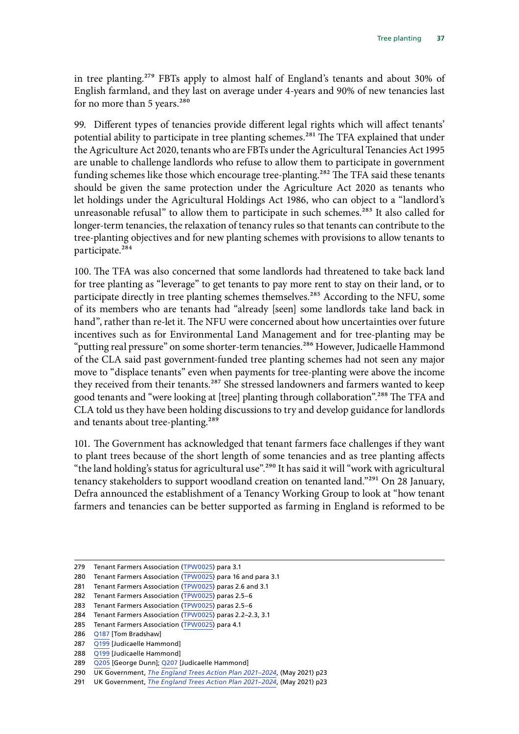in tree planting.[279] FBTs apply to almost half of England's tenants and about 30% of English farmland, and they last on average under 4-years and 90% of new tenancies last for no more than 5 years.[280]

99. Different types of tenancies provide different legal rights which will affect tenants' potential ability to participate in tree planting schemes.[281] The TFA explained that under the Agriculture Act 2020, tenants who are FBTs under the Agricultural Tenancies Act 1995 are unable to challenge landlords who refuse to allow them to participate in government funding schemes like those which encourage tree-planting.[282] The TFA said these tenants should be given the same protection under the Agriculture Act 2020 as tenants who let holdings under the Agricultural Holdings Act 1986, who can object to a "landlord's unreasonable refusal" to allow them to participate in such schemes.[283] It also called for longer-term tenancies, the relaxation of tenancy rules so that tenants can contribute to the tree-planting objectives and for new planting schemes with provisions to allow tenants to participate.[284]

100. The TFA was also concerned that some landlords had threatened to take back land for tree planting as "leverage" to get tenants to pay more rent to stay on their land, or to participate directly in tree planting schemes themselves.[285] According to the NFU, some of its members who are tenants had "already [seen] some landlords take land back in hand", rather than re-let it. The NFU were concerned about how uncertainties over future incentives such as for Environmental Land Management and for tree-planting may be "putting real pressure" on some shorter-term tenancies.[286] However, Judicaelle Hammond of the CLA said past government-funded tree planting schemes had not seen any major move to "displace tenants" even when payments for tree-planting were above the income they received from their tenants.[287] She stressed landowners and farmers wanted to keep good tenants and "were looking at [tree] planting through collaboration".[288] The TFA and CLA told us they have been holding discussions to try and develop guidance for landlords and tenants about tree-planting.[289]

101. The Government has acknowledged that tenant farmers face challenges if they want to plant trees because of the short length of some tenancies and as tree planting affects "the land holding's status for agricultural use".[290] It has said it will "work with agricultural tenancy stakeholders to support woodland creation on tenanted land."[291] On 28 January, Defra announced the establishment of a Tenancy Working Group to look at "how tenant farmers and tenancies can be better supported as farming in England is reformed to be

---

279 Tenant Farmers Association (TPW0025) para 3.1

280 Tenant Farmers Association (TPW0025) para 16 and para 3.1

281 Tenant Farmers Association (TPW0025) paras 2.6 and 3.1

282 Tenant Farmers Association (TPW0025) paras 2.5–6

283 Tenant Farmers Association (TPW0025) paras 2.5–6

284 Tenant Farmers Association (TPW0025) paras 2.2–2.3, 3.1

285 Tenant Farmers Association (TPW0025) para 4.1

286 Q187 [Tom Bradshaw]

287 Q199 [Judicaelle Hammond]

288 Q199 [Judicaelle Hammond]

289 Q205 [George Dunn]; Q207 [Judicaelle Hammond]

290 UK Government, *The England Trees Action Plan 2021–2024*, (May 2021) p23

291 UK Government, *The England Trees Action Plan 2021–2024*, (May 2021) p23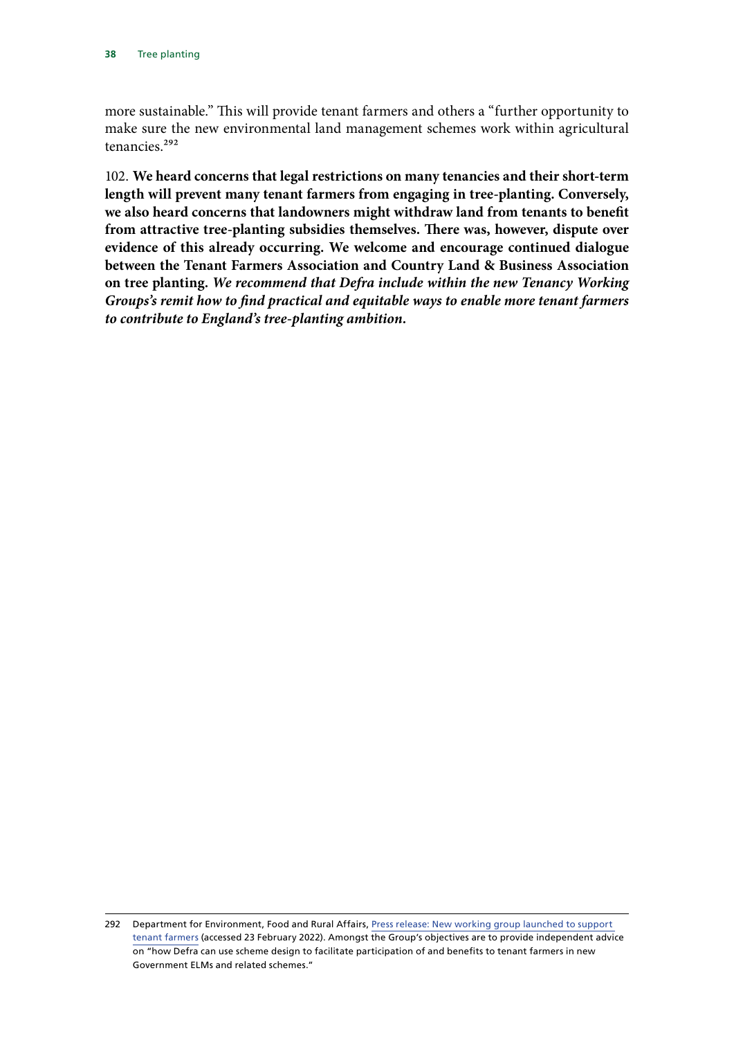more sustainable." This will provide tenant farmers and others a "further opportunity to make sure the new environmental land management schemes work within agricultural tenancies.[292]

102. **We heard concerns that legal restrictions on many tenancies and their short-term length will prevent many tenant farmers from engaging in tree-planting. Conversely, we also heard concerns that landowners might withdraw land from tenants to benefit from attractive tree-planting subsidies themselves. There was, however, dispute over evidence of this already occurring. We welcome and encourage continued dialogue between the Tenant Farmers Association and Country Land & Business Association on tree planting.** ***We recommend that Defra include within the new Tenancy Working Groups's remit how to find practical and equitable ways to enable more tenant farmers to contribute to England's tree-planting ambition.***

292 Department for Environment, Food and Rural Affairs, Press release: New working group launched to support tenant farmers (accessed 23 February 2022). Amongst the Group's objectives are to provide independent advice on "how Defra can use scheme design to facilitate participation of and benefits to tenant farmers in new Government ELMs and related schemes."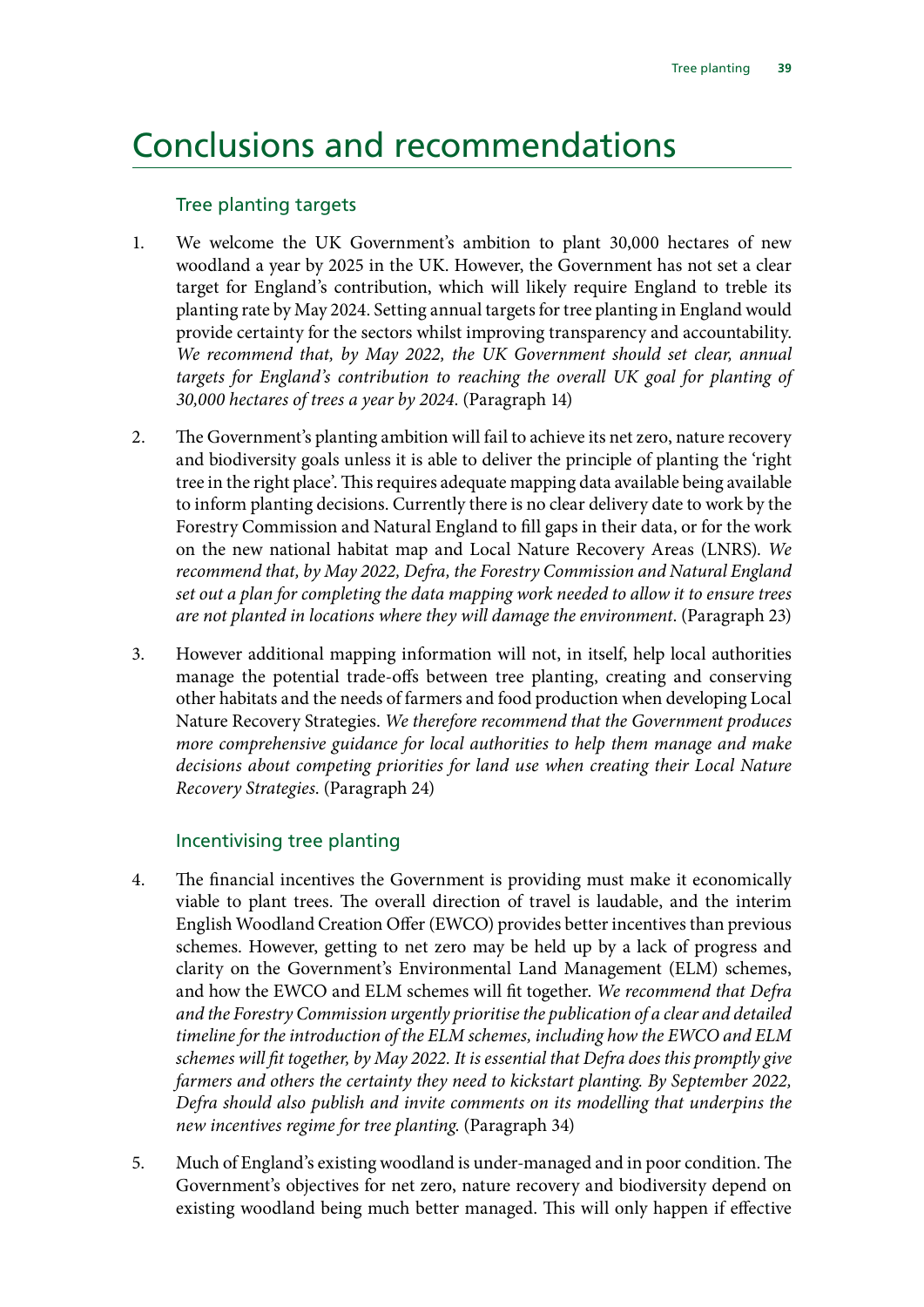# Conclusions and recommendations

## Tree planting targets

1. We welcome the UK Government's ambition to plant 30,000 hectares of new woodland a year by 2025 in the UK. However, the Government has not set a clear target for England's contribution, which will likely require England to treble its planting rate by May 2024. Setting annual targets for tree planting in England would provide certainty for the sectors whilst improving transparency and accountability. *We recommend that, by May 2022, the UK Government should set clear, annual targets for England's contribution to reaching the overall UK goal for planting of 30,000 hectares of trees a year by 2024.* (Paragraph 14)

2. The Government's planting ambition will fail to achieve its net zero, nature recovery and biodiversity goals unless it is able to deliver the principle of planting the 'right tree in the right place'. This requires adequate mapping data available being available to inform planting decisions. Currently there is no clear delivery date to work by the Forestry Commission and Natural England to fill gaps in their data, or for the work on the new national habitat map and Local Nature Recovery Areas (LNRS). *We recommend that, by May 2022, Defra, the Forestry Commission and Natural England set out a plan for completing the data mapping work needed to allow it to ensure trees are not planted in locations where they will damage the environment.* (Paragraph 23)

3. However additional mapping information will not, in itself, help local authorities manage the potential trade-offs between tree planting, creating and conserving other habitats and the needs of farmers and food production when developing Local Nature Recovery Strategies. *We therefore recommend that the Government produces more comprehensive guidance for local authorities to help them manage and make decisions about competing priorities for land use when creating their Local Nature Recovery Strategies.* (Paragraph 24)

## Incentivising tree planting

4. The financial incentives the Government is providing must make it economically viable to plant trees. The overall direction of travel is laudable, and the interim English Woodland Creation Offer (EWCO) provides better incentives than previous schemes. However, getting to net zero may be held up by a lack of progress and clarity on the Government's Environmental Land Management (ELM) schemes, and how the EWCO and ELM schemes will fit together. *We recommend that Defra and the Forestry Commission urgently prioritise the publication of a clear and detailed timeline for the introduction of the ELM schemes, including how the EWCO and ELM schemes will fit together, by May 2022. It is essential that Defra does this promptly give farmers and others the certainty they need to kickstart planting. By September 2022, Defra should also publish and invite comments on its modelling that underpins the new incentives regime for tree planting.* (Paragraph 34)

5. Much of England's existing woodland is under-managed and in poor condition. The Government's objectives for net zero, nature recovery and biodiversity depend on existing woodland being much better managed. This will only happen if effective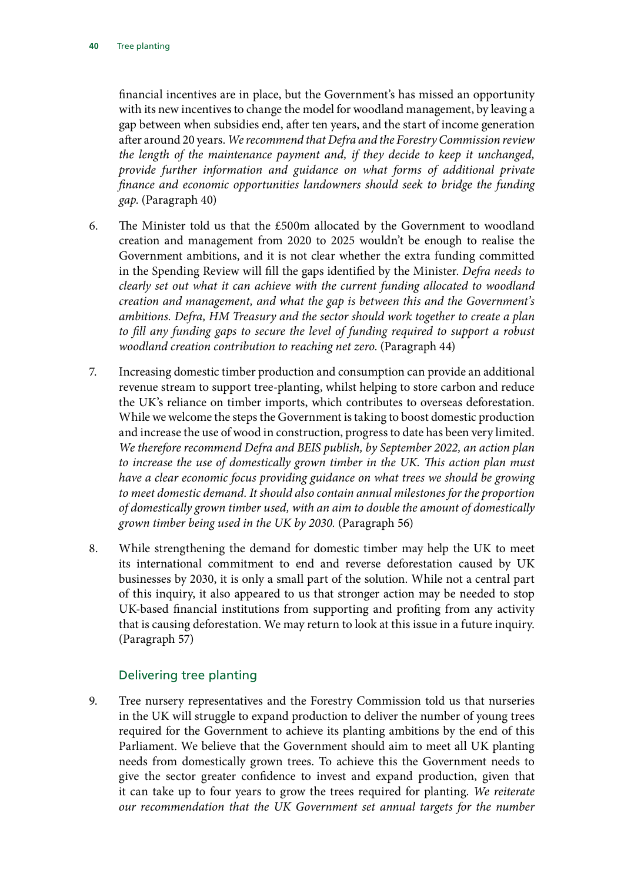financial incentives are in place, but the Government's has missed an opportunity with its new incentives to change the model for woodland management, by leaving a gap between when subsidies end, after ten years, and the start of income generation after around 20 years. *We recommend that Defra and the Forestry Commission review the length of the maintenance payment and, if they decide to keep it unchanged, provide further information and guidance on what forms of additional private finance and economic opportunities landowners should seek to bridge the funding gap.* (Paragraph 40)

6. The Minister told us that the £500m allocated by the Government to woodland creation and management from 2020 to 2025 wouldn't be enough to realise the Government ambitions, and it is not clear whether the extra funding committed in the Spending Review will fill the gaps identified by the Minister. *Defra needs to clearly set out what it can achieve with the current funding allocated to woodland creation and management, and what the gap is between this and the Government's ambitions. Defra, HM Treasury and the sector should work together to create a plan to fill any funding gaps to secure the level of funding required to support a robust woodland creation contribution to reaching net zero.* (Paragraph 44)

7. Increasing domestic timber production and consumption can provide an additional revenue stream to support tree-planting, whilst helping to store carbon and reduce the UK's reliance on timber imports, which contributes to overseas deforestation. While we welcome the steps the Government is taking to boost domestic production and increase the use of wood in construction, progress to date has been very limited. *We therefore recommend Defra and BEIS publish, by September 2022, an action plan to increase the use of domestically grown timber in the UK. This action plan must have a clear economic focus providing guidance on what trees we should be growing to meet domestic demand. It should also contain annual milestones for the proportion of domestically grown timber used, with an aim to double the amount of domestically grown timber being used in the UK by 2030.* (Paragraph 56)

8. While strengthening the demand for domestic timber may help the UK to meet its international commitment to end and reverse deforestation caused by UK businesses by 2030, it is only a small part of the solution. While not a central part of this inquiry, it also appeared to us that stronger action may be needed to stop UK-based financial institutions from supporting and profiting from any activity that is causing deforestation. We may return to look at this issue in a future inquiry. (Paragraph 57)

### Delivering tree planting

9. Tree nursery representatives and the Forestry Commission told us that nurseries in the UK will struggle to expand production to deliver the number of young trees required for the Government to achieve its planting ambitions by the end of this Parliament. We believe that the Government should aim to meet all UK planting needs from domestically grown trees. To achieve this the Government needs to give the sector greater confidence to invest and expand production, given that it can take up to four years to grow the trees required for planting. *We reiterate our recommendation that the UK Government set annual targets for the number*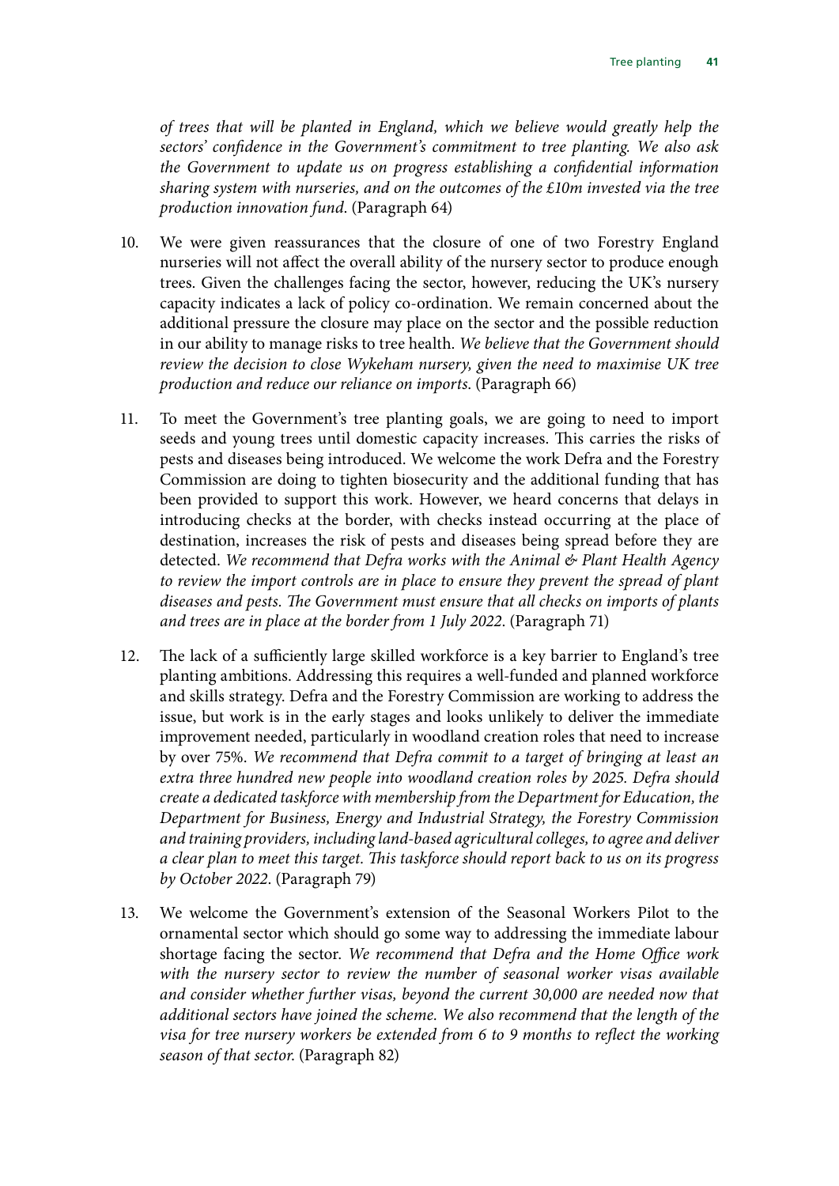*of trees that will be planted in England, which we believe would greatly help the sectors' confidence in the Government's commitment to tree planting. We also ask the Government to update us on progress establishing a confidential information sharing system with nurseries, and on the outcomes of the £10m invested via the tree production innovation fund.* (Paragraph 64)

10. We were given reassurances that the closure of one of two Forestry England nurseries will not affect the overall ability of the nursery sector to produce enough trees. Given the challenges facing the sector, however, reducing the UK's nursery capacity indicates a lack of policy co-ordination. We remain concerned about the additional pressure the closure may place on the sector and the possible reduction in our ability to manage risks to tree health. *We believe that the Government should review the decision to close Wykeham nursery, given the need to maximise UK tree production and reduce our reliance on imports.* (Paragraph 66)

11. To meet the Government's tree planting goals, we are going to need to import seeds and young trees until domestic capacity increases. This carries the risks of pests and diseases being introduced. We welcome the work Defra and the Forestry Commission are doing to tighten biosecurity and the additional funding that has been provided to support this work. However, we heard concerns that delays in introducing checks at the border, with checks instead occurring at the place of destination, increases the risk of pests and diseases being spread before they are detected. *We recommend that Defra works with the Animal & Plant Health Agency to review the import controls are in place to ensure they prevent the spread of plant diseases and pests. The Government must ensure that all checks on imports of plants and trees are in place at the border from 1 July 2022.* (Paragraph 71)

12. The lack of a sufficiently large skilled workforce is a key barrier to England's tree planting ambitions. Addressing this requires a well-funded and planned workforce and skills strategy. Defra and the Forestry Commission are working to address the issue, but work is in the early stages and looks unlikely to deliver the immediate improvement needed, particularly in woodland creation roles that need to increase by over 75%. *We recommend that Defra commit to a target of bringing at least an extra three hundred new people into woodland creation roles by 2025. Defra should create a dedicated taskforce with membership from the Department for Education, the Department for Business, Energy and Industrial Strategy, the Forestry Commission and training providers, including land-based agricultural colleges, to agree and deliver a clear plan to meet this target. This taskforce should report back to us on its progress by October 2022.* (Paragraph 79)

13. We welcome the Government's extension of the Seasonal Workers Pilot to the ornamental sector which should go some way to addressing the immediate labour shortage facing the sector. *We recommend that Defra and the Home Office work with the nursery sector to review the number of seasonal worker visas available and consider whether further visas, beyond the current 30,000 are needed now that additional sectors have joined the scheme. We also recommend that the length of the visa for tree nursery workers be extended from 6 to 9 months to reflect the working season of that sector.* (Paragraph 82)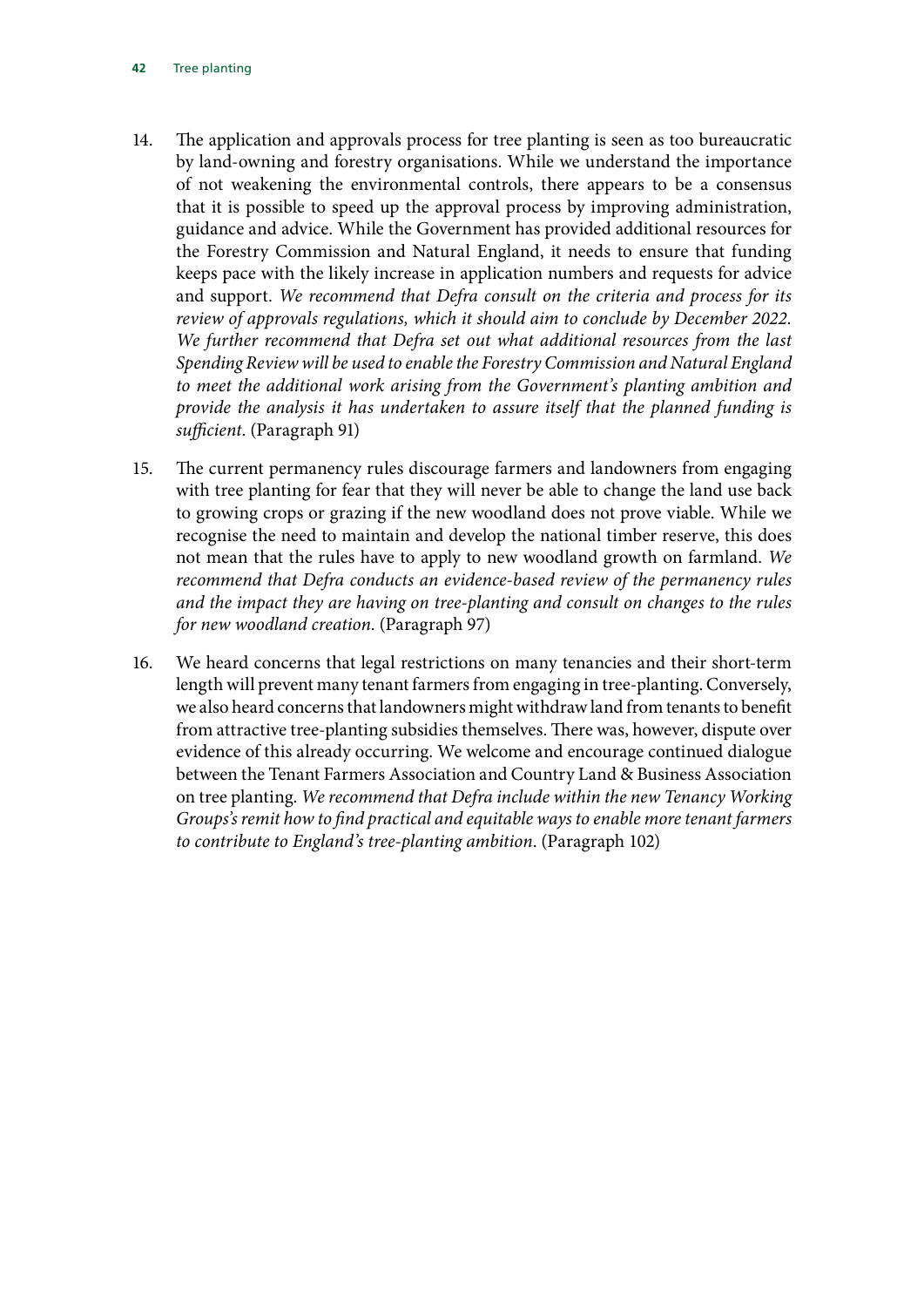14. The application and approvals process for tree planting is seen as too bureaucratic by land-owning and forestry organisations. While we understand the importance of not weakening the environmental controls, there appears to be a consensus that it is possible to speed up the approval process by improving administration, guidance and advice. While the Government has provided additional resources for the Forestry Commission and Natural England, it needs to ensure that funding keeps pace with the likely increase in application numbers and requests for advice and support. *We recommend that Defra consult on the criteria and process for its review of approvals regulations, which it should aim to conclude by December 2022. We further recommend that Defra set out what additional resources from the last Spending Review will be used to enable the Forestry Commission and Natural England to meet the additional work arising from the Government's planting ambition and provide the analysis it has undertaken to assure itself that the planned funding is sufficient.* (Paragraph 91)

15. The current permanency rules discourage farmers and landowners from engaging with tree planting for fear that they will never be able to change the land use back to growing crops or grazing if the new woodland does not prove viable. While we recognise the need to maintain and develop the national timber reserve, this does not mean that the rules have to apply to new woodland growth on farmland. *We recommend that Defra conducts an evidence-based review of the permanency rules and the impact they are having on tree-planting and consult on changes to the rules for new woodland creation.* (Paragraph 97)

16. We heard concerns that legal restrictions on many tenancies and their short-term length will prevent many tenant farmers from engaging in tree-planting. Conversely, we also heard concerns that landowners might withdraw land from tenants to benefit from attractive tree-planting subsidies themselves. There was, however, dispute over evidence of this already occurring. We welcome and encourage continued dialogue between the Tenant Farmers Association and Country Land & Business Association on tree planting. *We recommend that Defra include within the new Tenancy Working Groups's remit how to find practical and equitable ways to enable more tenant farmers to contribute to England's tree-planting ambition.* (Paragraph 102)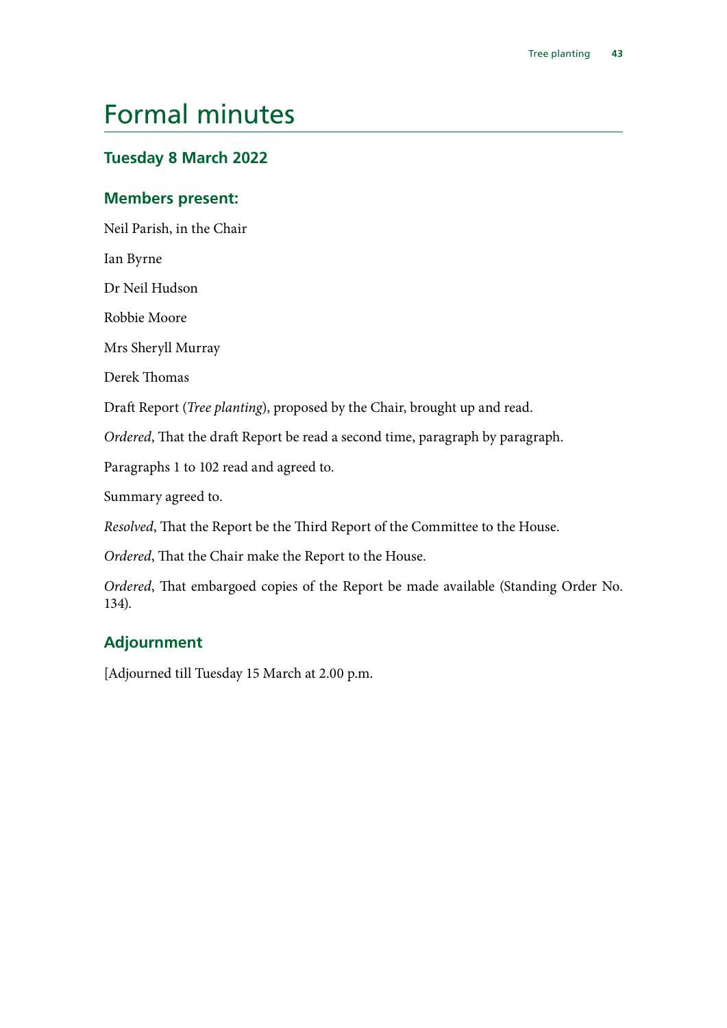# Formal minutes

## Tuesday 8 March 2022

### Members present:

Neil Parish, in the Chair

Ian Byrne

Dr Neil Hudson

Robbie Moore

Mrs Sheryll Murray

Derek Thomas

Draft Report (*Tree planting*), proposed by the Chair, brought up and read.

*Ordered*, That the draft Report be read a second time, paragraph by paragraph.

Paragraphs 1 to 102 read and agreed to.

Summary agreed to.

*Resolved*, That the Report be the Third Report of the Committee to the House.

*Ordered*, That the Chair make the Report to the House.

*Ordered*, That embargoed copies of the Report be made available (Standing Order No. 134).

## Adjournment

[Adjourned till Tuesday 15 March at 2.00 p.m.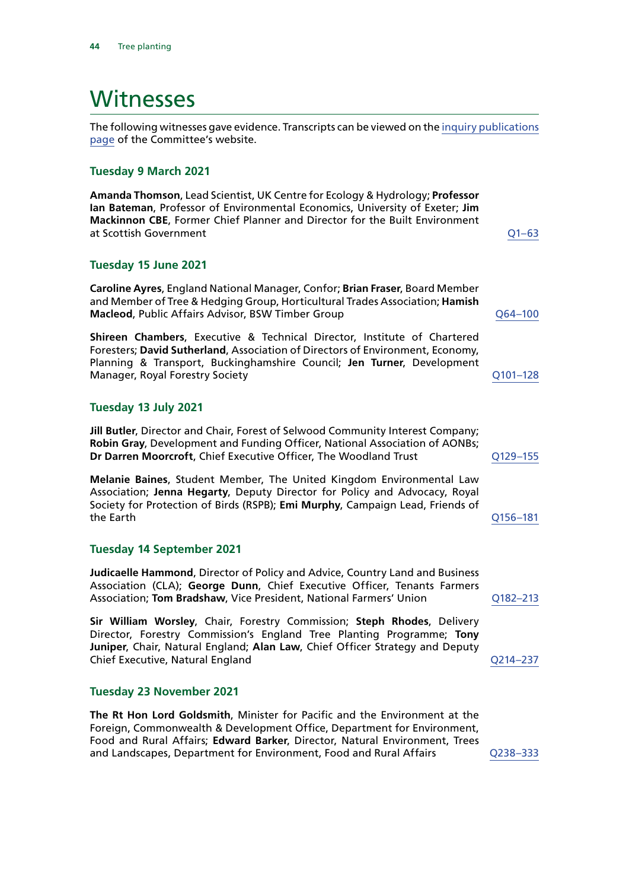# Witnesses

The following witnesses gave evidence. Transcripts can be viewed on the inquiry publications page of the Committee's website.

### Tuesday 9 March 2021

**Amanda Thomson**, Lead Scientist, UK Centre for Ecology & Hydrology; **Professor Ian Bateman**, Professor of Environmental Economics, University of Exeter; **Jim Mackinnon CBE**, Former Chief Planner and Director for the Built Environment at Scottish Government — Q1–63

### Tuesday 15 June 2021

**Caroline Ayres**, England National Manager, Confor; **Brian Fraser**, Board Member and Member of Tree & Hedging Group, Horticultural Trades Association; **Hamish Macleod**, Public Affairs Advisor, BSW Timber Group — Q64–100

**Shireen Chambers**, Executive & Technical Director, Institute of Chartered Foresters; **David Sutherland**, Association of Directors of Environment, Economy, Planning & Transport, Buckinghamshire Council; **Jen Turner**, Development Manager, Royal Forestry Society — Q101–128

### Tuesday 13 July 2021

**Jill Butler**, Director and Chair, Forest of Selwood Community Interest Company; **Robin Gray**, Development and Funding Officer, National Association of AONBs; **Dr Darren Moorcroft**, Chief Executive Officer, The Woodland Trust — Q129–155

**Melanie Baines**, Student Member, The United Kingdom Environmental Law Association; **Jenna Hegarty**, Deputy Director for Policy and Advocacy, Royal Society for Protection of Birds (RSPB); **Emi Murphy**, Campaign Lead, Friends of the Earth — Q156–181

### Tuesday 14 September 2021

**Judicaelle Hammond**, Director of Policy and Advice, Country Land and Business Association (CLA); **George Dunn**, Chief Executive Officer, Tenants Farmers Association; **Tom Bradshaw**, Vice President, National Farmers' Union — Q182–213

**Sir William Worsley**, Chair, Forestry Commission; **Steph Rhodes**, Delivery Director, Forestry Commission's England Tree Planting Programme; **Tony Juniper**, Chair, Natural England; **Alan Law**, Chief Officer Strategy and Deputy Chief Executive, Natural England — Q214–237

### Tuesday 23 November 2021

**The Rt Hon Lord Goldsmith**, Minister for Pacific and the Environment at the Foreign, Commonwealth & Development Office, Department for Environment, Food and Rural Affairs; **Edward Barker**, Director, Natural Environment, Trees and Landscapes, Department for Environment, Food and Rural Affairs — Q238–333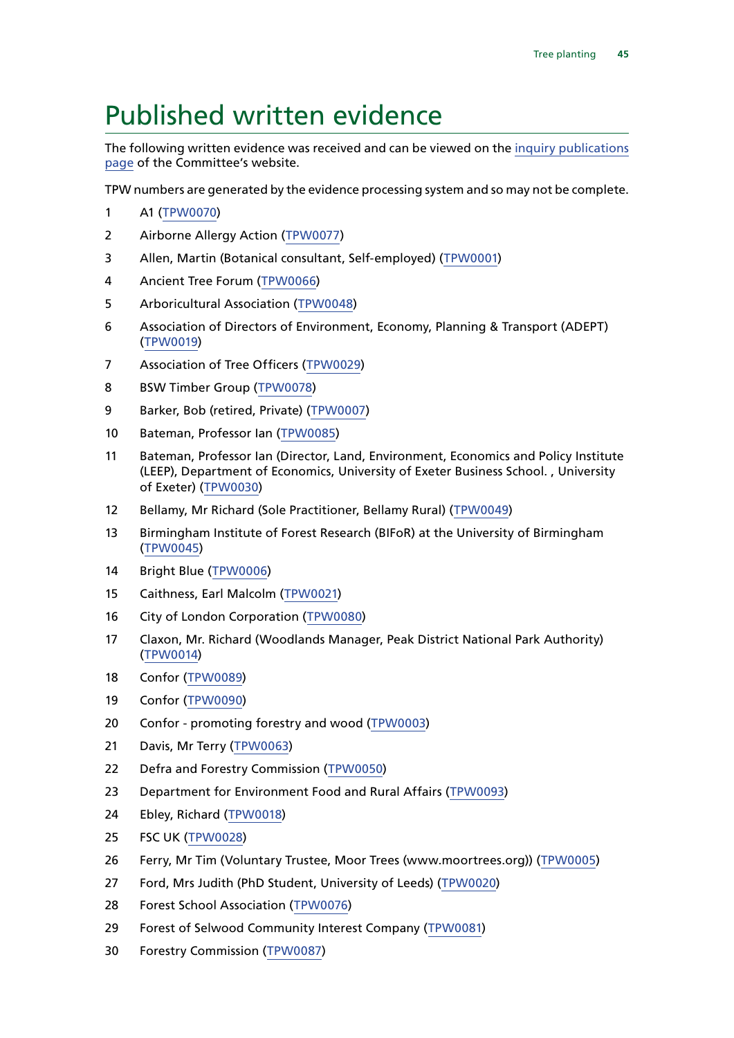# Published written evidence

The following written evidence was received and can be viewed on the inquiry publications page of the Committee's website.

TPW numbers are generated by the evidence processing system and so may not be complete.

1. A1 (TPW0070)
2. Airborne Allergy Action (TPW0077)
3. Allen, Martin (Botanical consultant, Self-employed) (TPW0001)
4. Ancient Tree Forum (TPW0066)
5. Arboricultural Association (TPW0048)
6. Association of Directors of Environment, Economy, Planning & Transport (ADEPT) (TPW0019)
7. Association of Tree Officers (TPW0029)
8. BSW Timber Group (TPW0078)
9. Barker, Bob (retired, Private) (TPW0007)
10. Bateman, Professor Ian (TPW0085)
11. Bateman, Professor Ian (Director, Land, Environment, Economics and Policy Institute (LEEP), Department of Economics, University of Exeter Business School. , University of Exeter) (TPW0030)
12. Bellamy, Mr Richard (Sole Practitioner, Bellamy Rural) (TPW0049)
13. Birmingham Institute of Forest Research (BIFoR) at the University of Birmingham (TPW0045)
14. Bright Blue (TPW0006)
15. Caithness, Earl Malcolm (TPW0021)
16. City of London Corporation (TPW0080)
17. Claxon, Mr. Richard (Woodlands Manager, Peak District National Park Authority) (TPW0014)
18. Confor (TPW0089)
19. Confor (TPW0090)
20. Confor - promoting forestry and wood (TPW0003)
21. Davis, Mr Terry (TPW0063)
22. Defra and Forestry Commission (TPW0050)
23. Department for Environment Food and Rural Affairs (TPW0093)
24. Ebley, Richard (TPW0018)
25. FSC UK (TPW0028)
26. Ferry, Mr Tim (Voluntary Trustee, Moor Trees (www.moortrees.org)) (TPW0005)
27. Ford, Mrs Judith (PhD Student, University of Leeds) (TPW0020)
28. Forest School Association (TPW0076)
29. Forest of Selwood Community Interest Company (TPW0081)
30. Forestry Commission (TPW0087)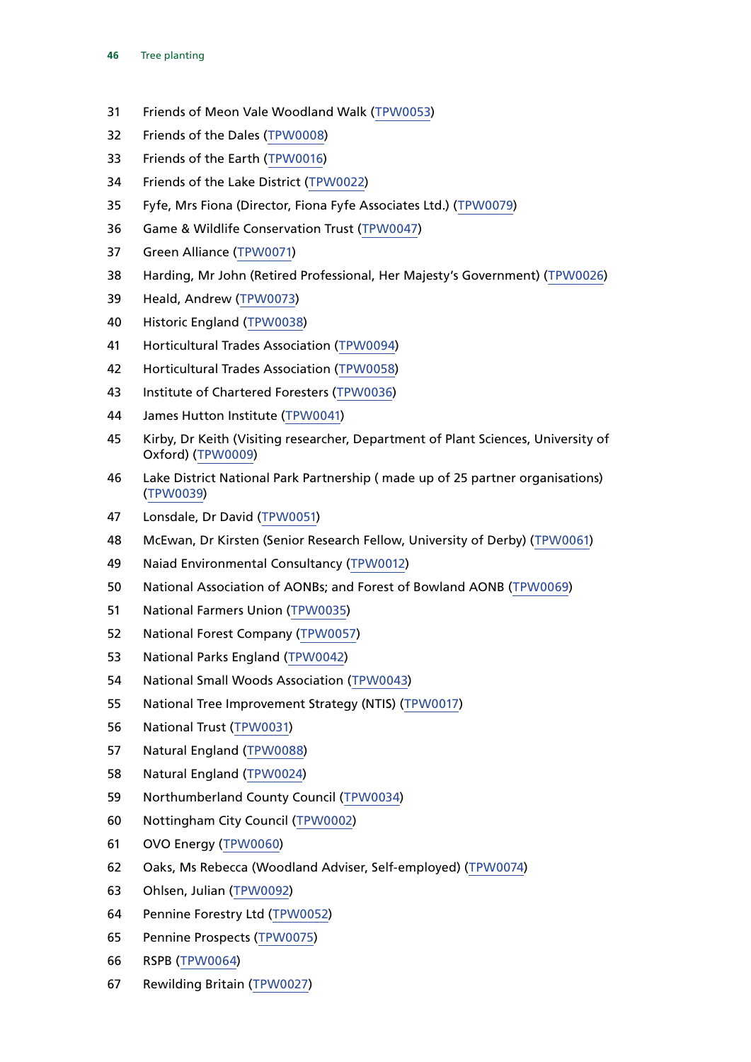31 Friends of Meon Vale Woodland Walk (TPW0053)

32 Friends of the Dales (TPW0008)

33 Friends of the Earth (TPW0016)

34 Friends of the Lake District (TPW0022)

35 Fyfe, Mrs Fiona (Director, Fiona Fyfe Associates Ltd.) (TPW0079)

36 Game & Wildlife Conservation Trust (TPW0047)

37 Green Alliance (TPW0071)

38 Harding, Mr John (Retired Professional, Her Majesty's Government) (TPW0026)

39 Heald, Andrew (TPW0073)

40 Historic England (TPW0038)

41 Horticultural Trades Association (TPW0094)

42 Horticultural Trades Association (TPW0058)

43 Institute of Chartered Foresters (TPW0036)

44 James Hutton Institute (TPW0041)

45 Kirby, Dr Keith (Visiting researcher, Department of Plant Sciences, University of Oxford) (TPW0009)

46 Lake District National Park Partnership ( made up of 25 partner organisations) (TPW0039)

47 Lonsdale, Dr David (TPW0051)

48 McEwan, Dr Kirsten (Senior Research Fellow, University of Derby) (TPW0061)

49 Naiad Environmental Consultancy (TPW0012)

50 National Association of AONBs; and Forest of Bowland AONB (TPW0069)

51 National Farmers Union (TPW0035)

52 National Forest Company (TPW0057)

53 National Parks England (TPW0042)

54 National Small Woods Association (TPW0043)

55 National Tree Improvement Strategy (NTIS) (TPW0017)

56 National Trust (TPW0031)

57 Natural England (TPW0088)

58 Natural England (TPW0024)

59 Northumberland County Council (TPW0034)

60 Nottingham City Council (TPW0002)

61 OVO Energy (TPW0060)

62 Oaks, Ms Rebecca (Woodland Adviser, Self-employed) (TPW0074)

63 Ohlsen, Julian (TPW0092)

64 Pennine Forestry Ltd (TPW0052)

65 Pennine Prospects (TPW0075)

66 RSPB (TPW0064)

67 Rewilding Britain (TPW0027)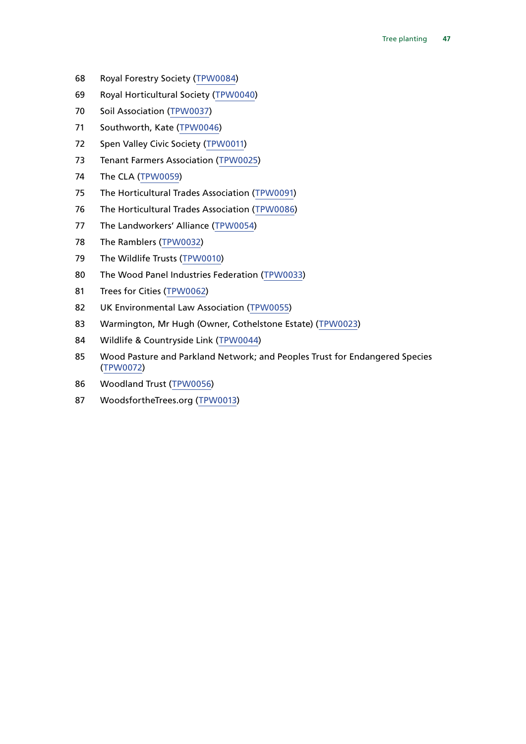68 Royal Forestry Society (TPW0084)

69 Royal Horticultural Society (TPW0040)

70 Soil Association (TPW0037)

71 Southworth, Kate (TPW0046)

72 Spen Valley Civic Society (TPW0011)

73 Tenant Farmers Association (TPW0025)

74 The CLA (TPW0059)

75 The Horticultural Trades Association (TPW0091)

76 The Horticultural Trades Association (TPW0086)

77 The Landworkers' Alliance (TPW0054)

78 The Ramblers (TPW0032)

79 The Wildlife Trusts (TPW0010)

80 The Wood Panel Industries Federation (TPW0033)

81 Trees for Cities (TPW0062)

82 UK Environmental Law Association (TPW0055)

83 Warmington, Mr Hugh (Owner, Cothelstone Estate) (TPW0023)

84 Wildlife & Countryside Link (TPW0044)

85 Wood Pasture and Parkland Network; and Peoples Trust for Endangered Species (TPW0072)

86 Woodland Trust (TPW0056)

87 WoodsfortheTrees.org (TPW0013)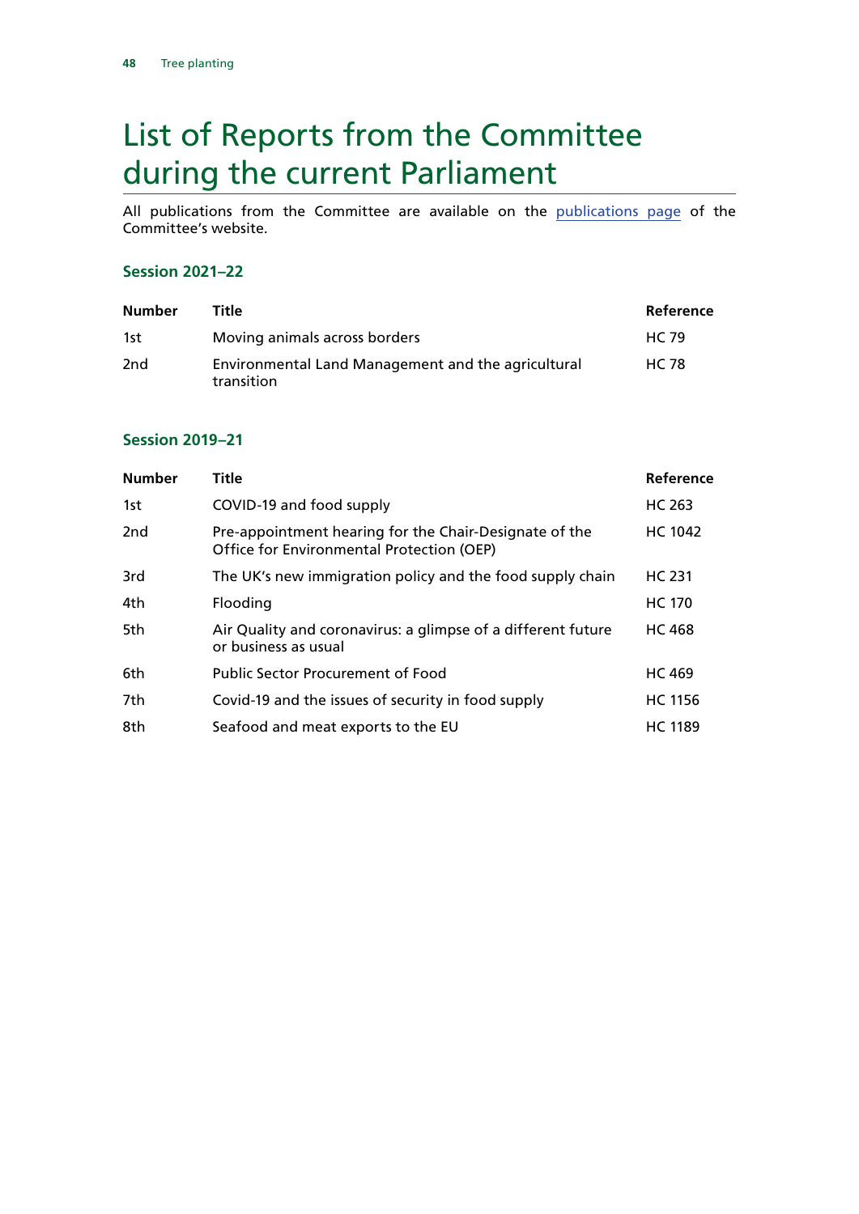# List of Reports from the Committee during the current Parliament

All publications from the Committee are available on the [publications page](#) of the Committee's website.

### Session 2021–22

| Number | Title | Reference |
|---|---|---|
| 1st | Moving animals across borders | HC 79 |
| 2nd | Environmental Land Management and the agricultural transition | HC 78 |

### Session 2019–21

| Number | Title | Reference |
|---|---|---|
| 1st | COVID-19 and food supply | HC 263 |
| 2nd | Pre-appointment hearing for the Chair-Designate of the Office for Environmental Protection (OEP) | HC 1042 |
| 3rd | The UK's new immigration policy and the food supply chain | HC 231 |
| 4th | Flooding | HC 170 |
| 5th | Air Quality and coronavirus: a glimpse of a different future or business as usual | HC 468 |
| 6th | Public Sector Procurement of Food | HC 469 |
| 7th | Covid-19 and the issues of security in food supply | HC 1156 |
| 8th | Seafood and meat exports to the EU | HC 1189 |